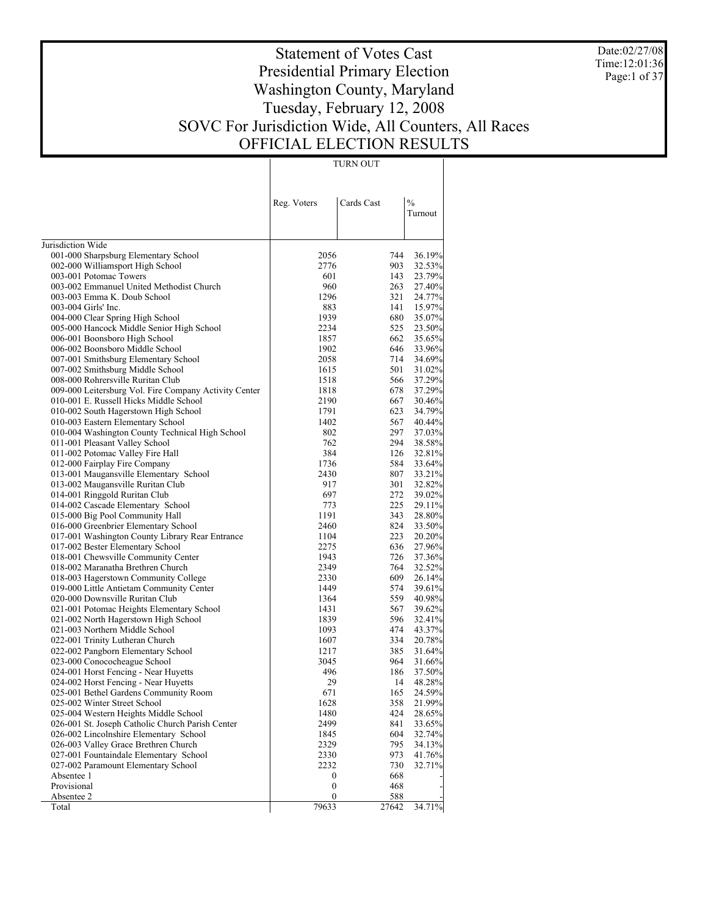# Statement of Votes Cast
# Presidential Primary Election
# Washington County, Maryland
# Tuesday, February 12, 2008
# SOVC For Jurisdiction Wide, All Counters, All Races
# OFFICIAL ELECTION RESULTS

Date:02/27/08
Time:12:01:36

| | TURN OUT | | |
|---|---|---|---|
| | Reg. Voters | Cards Cast | % Turnout |
| Jurisdiction Wide | | | |
| 001-000 Sharpsburg Elementary School | 2056 | 744 | 36.19% |
| 002-000 Williamsport High School | 2776 | 903 | 32.53% |
| 003-001 Potomac Towers | 601 | 143 | 23.79% |
| 003-002 Emmanuel United Methodist Church | 960 | 263 | 27.40% |
| 003-003 Emma K. Doub School | 1296 | 321 | 24.77% |
| 003-004 Girls' Inc. | 883 | 141 | 15.97% |
| 004-000 Clear Spring High School | 1939 | 680 | 35.07% |
| 005-000 Hancock Middle Senior High School | 2234 | 525 | 23.50% |
| 006-001 Boonsboro High School | 1857 | 662 | 35.65% |
| 006-002 Boonsboro Middle School | 1902 | 646 | 33.96% |
| 007-001 Smithsburg Elementary School | 2058 | 714 | 34.69% |
| 007-002 Smithsburg Middle School | 1615 | 501 | 31.02% |
| 008-000 Rohrersville Ruritan Club | 1518 | 566 | 37.29% |
| 009-000 Leitersburg Vol. Fire Company Activity Center | 1818 | 678 | 37.29% |
| 010-001 E. Russell Hicks Middle School | 2190 | 667 | 30.46% |
| 010-002 South Hagerstown High School | 1791 | 623 | 34.79% |
| 010-003 Eastern Elementary School | 1402 | 567 | 40.44% |
| 010-004 Washington County Technical High School | 802 | 297 | 37.03% |
| 011-001 Pleasant Valley School | 762 | 294 | 38.58% |
| 011-002 Potomac Valley Fire Hall | 384 | 126 | 32.81% |
| 012-000 Fairplay Fire Company | 1736 | 584 | 33.64% |
| 013-001 Maugansville Elementary School | 2430 | 807 | 33.21% |
| 013-002 Maugansville Ruritan Club | 917 | 301 | 32.82% |
| 014-001 Ringgold Ruritan Club | 697 | 272 | 39.02% |
| 014-002 Cascade Elementary School | 773 | 225 | 29.11% |
| 015-000 Big Pool Community Hall | 1191 | 343 | 28.80% |
| 016-000 Greenbrier Elementary School | 2460 | 824 | 33.50% |
| 017-001 Washington County Library Rear Entrance | 1104 | 223 | 20.20% |
| 017-002 Bester Elementary School | 2275 | 636 | 27.96% |
| 018-001 Chewsville Community Center | 1943 | 726 | 37.36% |
| 018-002 Maranatha Brethren Church | 2349 | 764 | 32.52% |
| 018-003 Hagerstown Community College | 2330 | 609 | 26.14% |
| 019-000 Little Antietam Community Center | 1449 | 574 | 39.61% |
| 020-000 Downsville Ruritan Club | 1364 | 559 | 40.98% |
| 021-001 Potomac Heights Elementary School | 1431 | 567 | 39.62% |
| 021-002 North Hagerstown High School | 1839 | 596 | 32.41% |
| 021-003 Northern Middle School | 1093 | 474 | 43.37% |
| 022-001 Trinity Lutheran Church | 1607 | 334 | 20.78% |
| 022-002 Pangborn Elementary School | 1217 | 385 | 31.64% |
| 023-000 Conococheague School | 3045 | 964 | 31.66% |
| 024-001 Horst Fencing - Near Huyetts | 496 | 186 | 37.50% |
| 024-002 Horst Fencing - Near Huyetts | 29 | 14 | 48.28% |
| 025-001 Bethel Gardens Community Room | 671 | 165 | 24.59% |
| 025-002 Winter Street School | 1628 | 358 | 21.99% |
| 025-004 Western Heights Middle School | 1480 | 424 | 28.65% |
| 026-001 St. Joseph Catholic Church Parish Center | 2499 | 841 | 33.65% |
| 026-002 Lincolnshire Elementary School | 1845 | 604 | 32.74% |
| 026-003 Valley Grace Brethren Church | 2329 | 795 | 34.13% |
| 027-001 Fountaindale Elementary School | 2330 | 973 | 41.76% |
| 027-002 Paramount Elementary School | 2232 | 730 | 32.71% |
| Absentee 1 | 0 | 668 | - |
| Provisional | 0 | 468 | - |
| Absentee 2 | 0 | 588 | - |
| Total | 79633 | 27642 | 34.71% |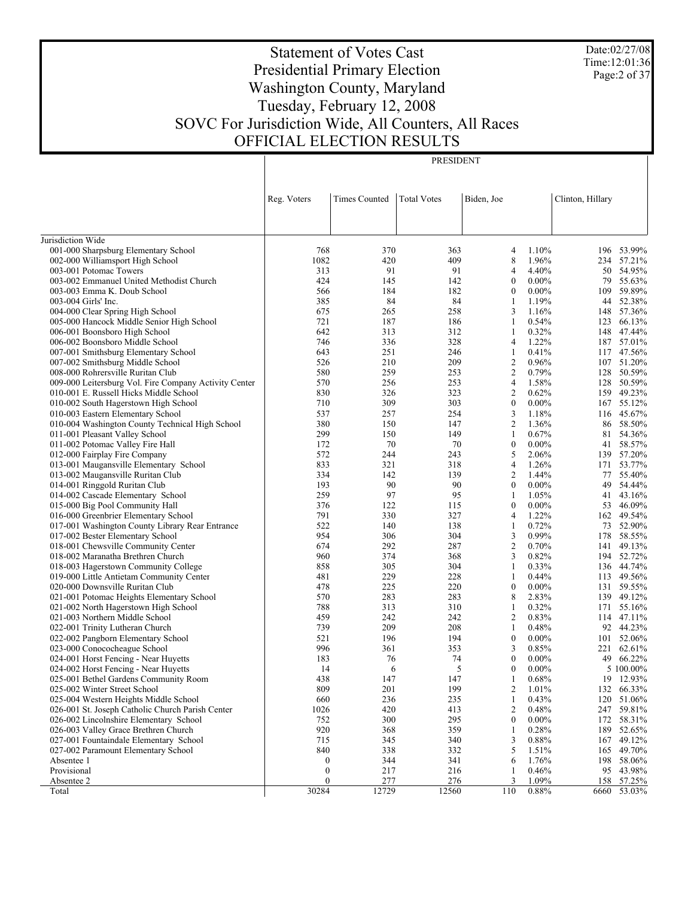# Statement of Votes Cast
## Presidential Primary Election
## Washington County, Maryland
## Tuesday, February 12, 2008
## SOVC For Jurisdiction Wide, All Counters, All Races
## OFFICIAL ELECTION RESULTS

Date:02/27/08
Time:12:01:36

| | PRESIDENT | | | | | | |
|---|---|---|---|---|---|---|---|
| | Reg. Voters | Times Counted | Total Votes | Biden, Joe | | Clinton, Hillary | |
| Jurisdiction Wide | | | | | | | |
| 001-000 Sharpsburg Elementary School | 768 | 370 | 363 | 4 | 1.10% | 196 | 53.99% |
| 002-000 Williamsport High School | 1082 | 420 | 409 | 8 | 1.96% | 234 | 57.21% |
| 003-001 Potomac Towers | 313 | 91 | 91 | 4 | 4.40% | 50 | 54.95% |
| 003-002 Emmanuel United Methodist Church | 424 | 145 | 142 | 0 | 0.00% | 79 | 55.63% |
| 003-003 Emma K. Doub School | 566 | 184 | 182 | 0 | 0.00% | 109 | 59.89% |
| 003-004 Girls' Inc. | 385 | 84 | 84 | 1 | 1.19% | 44 | 52.38% |
| 004-000 Clear Spring High School | 675 | 265 | 258 | 3 | 1.16% | 148 | 57.36% |
| 005-000 Hancock Middle Senior High School | 721 | 187 | 186 | 1 | 0.54% | 123 | 66.13% |
| 006-001 Boonsboro High School | 642 | 313 | 312 | 1 | 0.32% | 148 | 47.44% |
| 006-002 Boonsboro Middle School | 746 | 336 | 328 | 4 | 1.22% | 187 | 57.01% |
| 007-001 Smithsburg Elementary School | 643 | 251 | 246 | 1 | 0.41% | 117 | 47.56% |
| 007-002 Smithsburg Middle School | 526 | 210 | 209 | 2 | 0.96% | 107 | 51.20% |
| 008-000 Rohrersville Ruritan Club | 580 | 259 | 253 | 2 | 0.79% | 128 | 50.59% |
| 009-000 Leitersburg Vol. Fire Company Activity Center | 570 | 256 | 253 | 4 | 1.58% | 128 | 50.59% |
| 010-001 E. Russell Hicks Middle School | 830 | 326 | 323 | 2 | 0.62% | 159 | 49.23% |
| 010-002 South Hagerstown High School | 710 | 309 | 303 | 0 | 0.00% | 167 | 55.12% |
| 010-003 Eastern Elementary School | 537 | 257 | 254 | 3 | 1.18% | 116 | 45.67% |
| 010-004 Washington County Technical High School | 380 | 150 | 147 | 2 | 1.36% | 86 | 58.50% |
| 011-001 Pleasant Valley School | 299 | 150 | 149 | 1 | 0.67% | 81 | 54.36% |
| 011-002 Potomac Valley Fire Hall | 172 | 70 | 70 | 0 | 0.00% | 41 | 58.57% |
| 012-000 Fairplay Fire Company | 572 | 244 | 243 | 5 | 2.06% | 139 | 57.20% |
| 013-001 Maugansville Elementary School | 833 | 321 | 318 | 4 | 1.26% | 171 | 53.77% |
| 013-002 Maugansville Ruritan Club | 334 | 142 | 139 | 2 | 1.44% | 77 | 55.40% |
| 014-001 Ringgold Ruritan Club | 193 | 90 | 90 | 0 | 0.00% | 49 | 54.44% |
| 014-002 Cascade Elementary School | 259 | 97 | 95 | 1 | 1.05% | 41 | 43.16% |
| 015-000 Big Pool Community Hall | 376 | 122 | 115 | 0 | 0.00% | 53 | 46.09% |
| 016-000 Greenbrier Elementary School | 791 | 330 | 327 | 4 | 1.22% | 162 | 49.54% |
| 017-001 Washington County Library Rear Entrance | 522 | 140 | 138 | 1 | 0.72% | 73 | 52.90% |
| 017-002 Bester Elementary School | 954 | 306 | 304 | 3 | 0.99% | 178 | 58.55% |
| 018-001 Chewsville Community Center | 674 | 292 | 287 | 2 | 0.70% | 141 | 49.13% |
| 018-002 Maranatha Brethren Church | 960 | 374 | 368 | 3 | 0.82% | 194 | 52.72% |
| 018-003 Hagerstown Community College | 858 | 305 | 304 | 1 | 0.33% | 136 | 44.74% |
| 019-000 Little Antietam Community Center | 481 | 229 | 228 | 1 | 0.44% | 113 | 49.56% |
| 020-000 Downsville Ruritan Club | 478 | 225 | 220 | 0 | 0.00% | 131 | 59.55% |
| 021-001 Potomac Heights Elementary School | 570 | 283 | 283 | 8 | 2.83% | 139 | 49.12% |
| 021-002 North Hagerstown High School | 788 | 313 | 310 | 1 | 0.32% | 171 | 55.16% |
| 021-003 Northern Middle School | 459 | 242 | 242 | 2 | 0.83% | 114 | 47.11% |
| 022-001 Trinity Lutheran Church | 739 | 209 | 208 | 1 | 0.48% | 92 | 44.23% |
| 022-002 Pangborn Elementary School | 521 | 196 | 194 | 0 | 0.00% | 101 | 52.06% |
| 023-000 Conococheague School | 996 | 361 | 353 | 3 | 0.85% | 221 | 62.61% |
| 024-001 Horst Fencing - Near Huyetts | 183 | 76 | 74 | 0 | 0.00% | 49 | 66.22% |
| 024-002 Horst Fencing - Near Huyetts | 14 | 6 | 5 | 0 | 0.00% | 5 | 100.00% |
| 025-001 Bethel Gardens Community Room | 438 | 147 | 147 | 1 | 0.68% | 19 | 12.93% |
| 025-002 Winter Street School | 809 | 201 | 199 | 2 | 1.01% | 132 | 66.33% |
| 025-004 Western Heights Middle School | 660 | 236 | 235 | 1 | 0.43% | 120 | 51.06% |
| 026-001 St. Joseph Catholic Church Parish Center | 1026 | 420 | 413 | 2 | 0.48% | 247 | 59.81% |
| 026-002 Lincolnshire Elementary School | 752 | 300 | 295 | 0 | 0.00% | 172 | 58.31% |
| 026-003 Valley Grace Brethren Church | 920 | 368 | 359 | 1 | 0.28% | 189 | 52.65% |
| 027-001 Fountaindale Elementary School | 715 | 345 | 340 | 3 | 0.88% | 167 | 49.12% |
| 027-002 Paramount Elementary School | 840 | 338 | 332 | 5 | 1.51% | 165 | 49.70% |
| Absentee 1 | 0 | 344 | 341 | 6 | 1.76% | 198 | 58.06% |
| Provisional | 0 | 217 | 216 | 1 | 0.46% | 95 | 43.98% |
| Absentee 2 | 0 | 277 | 276 | 3 | 1.09% | 158 | 57.25% |
| Total | 30284 | 12729 | 12560 | 110 | 0.88% | 6660 | 53.03% |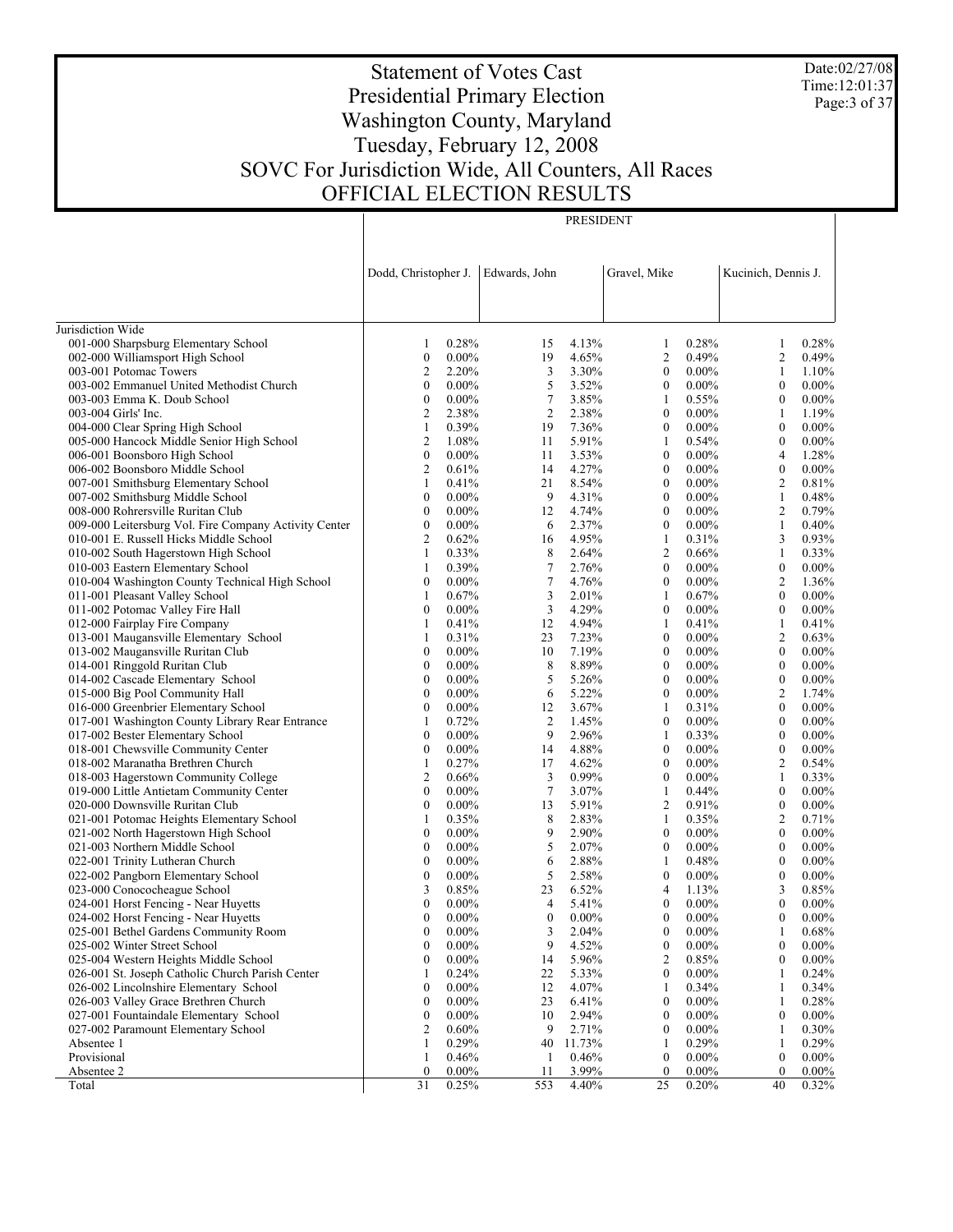# Statement of Votes Cast
## Presidential Primary Election
## Washington County, Maryland
## Tuesday, February 12, 2008
## SOVC For Jurisdiction Wide, All Counters, All Races
## OFFICIAL ELECTION RESULTS

Date:02/27/08
Time:12:01:37

| | PRESIDENT | | | | | | | |
|---|---|---|---|---|---|---|---|---|
| | Dodd, Christopher J. | | Edwards, John | | Gravel, Mike | | Kucinich, Dennis J. | |
| Jurisdiction Wide | | | | | | | | |
| 001-000 Sharpsburg Elementary School | 1 | 0.28% | 15 | 4.13% | 1 | 0.28% | 1 | 0.28% |
| 002-000 Williamsport High School | 0 | 0.00% | 19 | 4.65% | 2 | 0.49% | 2 | 0.49% |
| 003-001 Potomac Towers | 2 | 2.20% | 3 | 3.30% | 0 | 0.00% | 1 | 1.10% |
| 003-002 Emmanuel United Methodist Church | 0 | 0.00% | 5 | 3.52% | 0 | 0.00% | 0 | 0.00% |
| 003-003 Emma K. Doub School | 0 | 0.00% | 7 | 3.85% | 1 | 0.55% | 0 | 0.00% |
| 003-004 Girls' Inc. | 2 | 2.38% | 2 | 2.38% | 0 | 0.00% | 1 | 1.19% |
| 004-000 Clear Spring High School | 1 | 0.39% | 19 | 7.36% | 0 | 0.00% | 0 | 0.00% |
| 005-000 Hancock Middle Senior High School | 2 | 1.08% | 11 | 5.91% | 1 | 0.54% | 0 | 0.00% |
| 006-001 Boonsboro High School | 0 | 0.00% | 11 | 3.53% | 0 | 0.00% | 4 | 1.28% |
| 006-002 Boonsboro Middle School | 2 | 0.61% | 14 | 4.27% | 0 | 0.00% | 0 | 0.00% |
| 007-001 Smithsburg Elementary School | 1 | 0.41% | 21 | 8.54% | 0 | 0.00% | 2 | 0.81% |
| 007-002 Smithsburg Middle School | 0 | 0.00% | 9 | 4.31% | 0 | 0.00% | 1 | 0.48% |
| 008-000 Rohrersville Ruritan Club | 0 | 0.00% | 12 | 4.74% | 0 | 0.00% | 2 | 0.79% |
| 009-000 Leitersburg Vol. Fire Company Activity Center | 0 | 0.00% | 6 | 2.37% | 0 | 0.00% | 1 | 0.40% |
| 010-001 E. Russell Hicks Middle School | 2 | 0.62% | 16 | 4.95% | 1 | 0.31% | 3 | 0.93% |
| 010-002 South Hagerstown High School | 1 | 0.33% | 8 | 2.64% | 2 | 0.66% | 1 | 0.33% |
| 010-003 Eastern Elementary School | 1 | 0.39% | 7 | 2.76% | 0 | 0.00% | 0 | 0.00% |
| 010-004 Washington County Technical High School | 0 | 0.00% | 7 | 4.76% | 0 | 0.00% | 2 | 1.36% |
| 011-001 Pleasant Valley School | 1 | 0.67% | 3 | 2.01% | 1 | 0.67% | 0 | 0.00% |
| 011-002 Potomac Valley Fire Hall | 0 | 0.00% | 3 | 4.29% | 0 | 0.00% | 0 | 0.00% |
| 012-000 Fairplay Fire Company | 1 | 0.41% | 12 | 4.94% | 1 | 0.41% | 1 | 0.41% |
| 013-001 Maugansville Elementary School | 1 | 0.31% | 23 | 7.23% | 0 | 0.00% | 2 | 0.63% |
| 013-002 Maugansville Ruritan Club | 0 | 0.00% | 10 | 7.19% | 0 | 0.00% | 0 | 0.00% |
| 014-001 Ringgold Ruritan Club | 0 | 0.00% | 8 | 8.89% | 0 | 0.00% | 0 | 0.00% |
| 014-002 Cascade Elementary School | 0 | 0.00% | 5 | 5.26% | 0 | 0.00% | 0 | 0.00% |
| 015-000 Big Pool Community Hall | 0 | 0.00% | 6 | 5.22% | 0 | 0.00% | 2 | 1.74% |
| 016-000 Greenbrier Elementary School | 0 | 0.00% | 12 | 3.67% | 1 | 0.31% | 0 | 0.00% |
| 017-001 Washington County Library Rear Entrance | 1 | 0.72% | 2 | 1.45% | 0 | 0.00% | 0 | 0.00% |
| 017-002 Bester Elementary School | 0 | 0.00% | 9 | 2.96% | 1 | 0.33% | 0 | 0.00% |
| 018-001 Chewsville Community Center | 0 | 0.00% | 14 | 4.88% | 0 | 0.00% | 0 | 0.00% |
| 018-002 Maranatha Brethren Church | 1 | 0.27% | 17 | 4.62% | 0 | 0.00% | 2 | 0.54% |
| 018-003 Hagerstown Community College | 2 | 0.66% | 3 | 0.99% | 0 | 0.00% | 1 | 0.33% |
| 019-000 Little Antietam Community Center | 0 | 0.00% | 7 | 3.07% | 1 | 0.44% | 0 | 0.00% |
| 020-000 Downsville Ruritan Club | 0 | 0.00% | 13 | 5.91% | 2 | 0.91% | 0 | 0.00% |
| 021-001 Potomac Heights Elementary School | 1 | 0.35% | 8 | 2.83% | 1 | 0.35% | 2 | 0.71% |
| 021-002 North Hagerstown High School | 0 | 0.00% | 9 | 2.90% | 0 | 0.00% | 0 | 0.00% |
| 021-003 Northern Middle School | 0 | 0.00% | 5 | 2.07% | 0 | 0.00% | 0 | 0.00% |
| 022-001 Trinity Lutheran Church | 0 | 0.00% | 6 | 2.88% | 1 | 0.48% | 0 | 0.00% |
| 022-002 Pangborn Elementary School | 0 | 0.00% | 5 | 2.58% | 0 | 0.00% | 0 | 0.00% |
| 023-000 Conococheague School | 3 | 0.85% | 23 | 6.52% | 4 | 1.13% | 3 | 0.85% |
| 024-001 Horst Fencing - Near Huyetts | 0 | 0.00% | 4 | 5.41% | 0 | 0.00% | 0 | 0.00% |
| 024-002 Horst Fencing - Near Huyetts | 0 | 0.00% | 0 | 0.00% | 0 | 0.00% | 0 | 0.00% |
| 025-001 Bethel Gardens Community Room | 0 | 0.00% | 3 | 2.04% | 0 | 0.00% | 1 | 0.68% |
| 025-002 Winter Street School | 0 | 0.00% | 9 | 4.52% | 0 | 0.00% | 0 | 0.00% |
| 025-004 Western Heights Middle School | 0 | 0.00% | 14 | 5.96% | 2 | 0.85% | 0 | 0.00% |
| 026-001 St. Joseph Catholic Church Parish Center | 1 | 0.24% | 22 | 5.33% | 0 | 0.00% | 1 | 0.24% |
| 026-002 Lincolnshire Elementary School | 0 | 0.00% | 12 | 4.07% | 1 | 0.34% | 1 | 0.34% |
| 026-003 Valley Grace Brethren Church | 0 | 0.00% | 23 | 6.41% | 0 | 0.00% | 1 | 0.28% |
| 027-001 Fountaindale Elementary School | 0 | 0.00% | 10 | 2.94% | 0 | 0.00% | 0 | 0.00% |
| 027-002 Paramount Elementary School | 2 | 0.60% | 9 | 2.71% | 0 | 0.00% | 1 | 0.30% |
| Absentee 1 | 1 | 0.29% | 40 | 11.73% | 1 | 0.29% | 1 | 0.29% |
| Provisional | 1 | 0.46% | 1 | 0.46% | 0 | 0.00% | 0 | 0.00% |
| Absentee 2 | 0 | 0.00% | 11 | 3.99% | 0 | 0.00% | 0 | 0.00% |
| Total | 31 | 0.25% | 553 | 4.40% | 25 | 0.20% | 40 | 0.32% |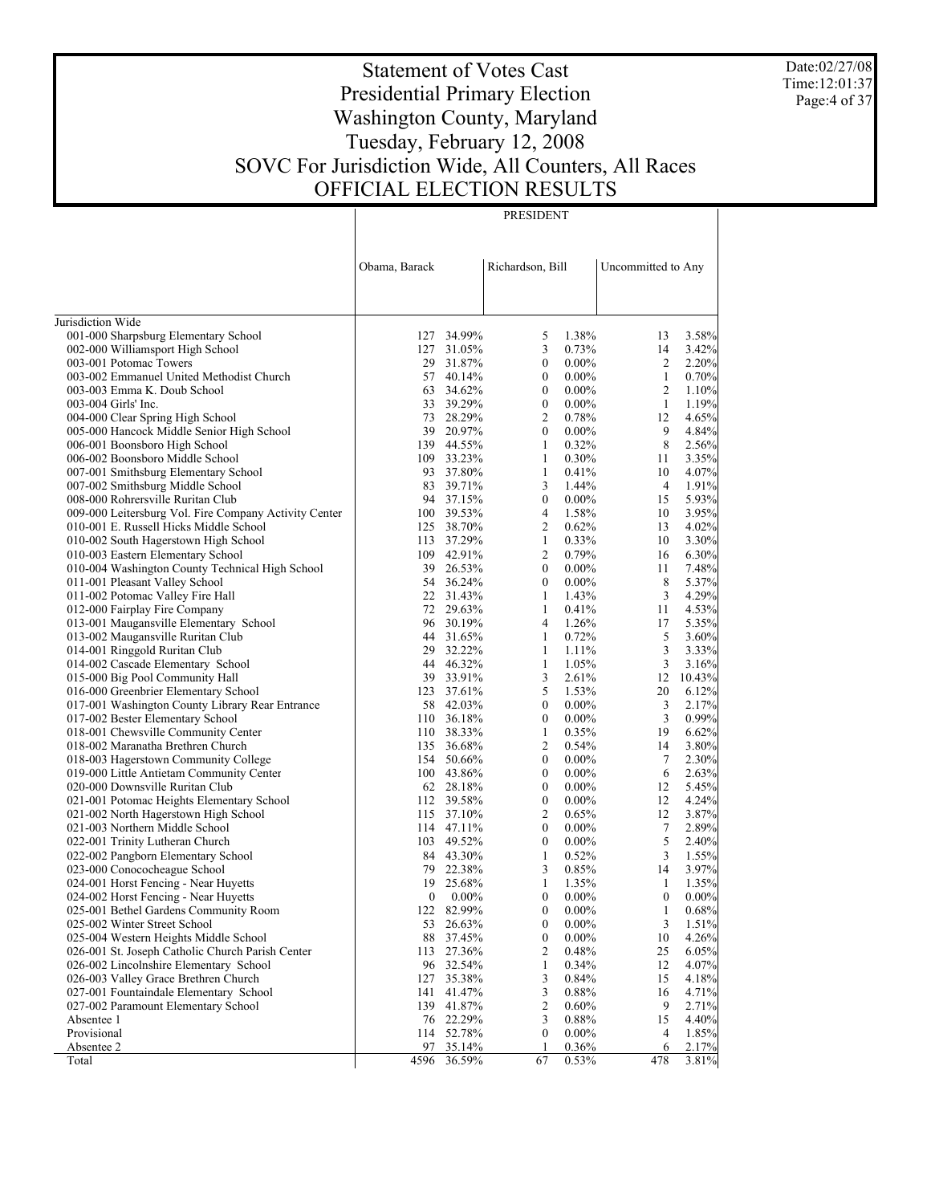# Statement of Votes Cast
# Presidential Primary Election
# Washington County, Maryland
# Tuesday, February 12, 2008
# SOVC For Jurisdiction Wide, All Counters, All Races
# OFFICIAL ELECTION RESULTS

Date:02/27/08
Time:12:01:37

| | PRESIDENT | | | | | |
|---|---|---|---|---|---|---|
| | Obama, Barack | | Richardson, Bill | | Uncommitted to Any | |
| Jurisdiction Wide | | | | | | |
| 001-000 Sharpsburg Elementary School | 127 | 34.99% | 5 | 1.38% | 13 | 3.58% |
| 002-000 Williamsport High School | 127 | 31.05% | 3 | 0.73% | 14 | 3.42% |
| 003-001 Potomac Towers | 29 | 31.87% | 0 | 0.00% | 2 | 2.20% |
| 003-002 Emmanuel United Methodist Church | 57 | 40.14% | 0 | 0.00% | 1 | 0.70% |
| 003-003 Emma K. Doub School | 63 | 34.62% | 0 | 0.00% | 2 | 1.10% |
| 003-004 Girls' Inc. | 33 | 39.29% | 0 | 0.00% | 1 | 1.19% |
| 004-000 Clear Spring High School | 73 | 28.29% | 2 | 0.78% | 12 | 4.65% |
| 005-000 Hancock Middle Senior High School | 39 | 20.97% | 0 | 0.00% | 9 | 4.84% |
| 006-001 Boonsboro High School | 139 | 44.55% | 1 | 0.32% | 8 | 2.56% |
| 006-002 Boonsboro Middle School | 109 | 33.23% | 1 | 0.30% | 11 | 3.35% |
| 007-001 Smithsburg Elementary School | 93 | 37.80% | 1 | 0.41% | 10 | 4.07% |
| 007-002 Smithsburg Middle School | 83 | 39.71% | 3 | 1.44% | 4 | 1.91% |
| 008-000 Rohrersville Ruritan Club | 94 | 37.15% | 0 | 0.00% | 15 | 5.93% |
| 009-000 Leitersburg Vol. Fire Company Activity Center | 100 | 39.53% | 4 | 1.58% | 10 | 3.95% |
| 010-001 E. Russell Hicks Middle School | 125 | 38.70% | 2 | 0.62% | 13 | 4.02% |
| 010-002 South Hagerstown High School | 113 | 37.29% | 1 | 0.33% | 10 | 3.30% |
| 010-003 Eastern Elementary School | 109 | 42.91% | 2 | 0.79% | 16 | 6.30% |
| 010-004 Washington County Technical High School | 39 | 26.53% | 0 | 0.00% | 11 | 7.48% |
| 011-001 Pleasant Valley School | 54 | 36.24% | 0 | 0.00% | 8 | 5.37% |
| 011-002 Potomac Valley Fire Hall | 22 | 31.43% | 1 | 1.43% | 3 | 4.29% |
| 012-000 Fairplay Fire Company | 72 | 29.63% | 1 | 0.41% | 11 | 4.53% |
| 013-001 Maugansville Elementary School | 96 | 30.19% | 4 | 1.26% | 17 | 5.35% |
| 013-002 Maugansville Ruritan Club | 44 | 31.65% | 1 | 0.72% | 5 | 3.60% |
| 014-001 Ringgold Ruritan Club | 29 | 32.22% | 1 | 1.11% | 3 | 3.33% |
| 014-002 Cascade Elementary School | 44 | 46.32% | 1 | 1.05% | 3 | 3.16% |
| 015-000 Big Pool Community Hall | 39 | 33.91% | 3 | 2.61% | 12 | 10.43% |
| 016-000 Greenbrier Elementary School | 123 | 37.61% | 5 | 1.53% | 20 | 6.12% |
| 017-001 Washington County Library Rear Entrance | 58 | 42.03% | 0 | 0.00% | 3 | 2.17% |
| 017-002 Bester Elementary School | 110 | 36.18% | 0 | 0.00% | 3 | 0.99% |
| 018-001 Chewsville Community Center | 110 | 38.33% | 1 | 0.35% | 19 | 6.62% |
| 018-002 Maranatha Brethren Church | 135 | 36.68% | 2 | 0.54% | 14 | 3.80% |
| 018-003 Hagerstown Community College | 154 | 50.66% | 0 | 0.00% | 7 | 2.30% |
| 019-000 Little Antietam Community Center | 100 | 43.86% | 0 | 0.00% | 6 | 2.63% |
| 020-000 Downsville Ruritan Club | 62 | 28.18% | 0 | 0.00% | 12 | 5.45% |
| 021-001 Potomac Heights Elementary School | 112 | 39.58% | 0 | 0.00% | 12 | 4.24% |
| 021-002 North Hagerstown High School | 115 | 37.10% | 2 | 0.65% | 12 | 3.87% |
| 021-003 Northern Middle School | 114 | 47.11% | 0 | 0.00% | 7 | 2.89% |
| 022-001 Trinity Lutheran Church | 103 | 49.52% | 0 | 0.00% | 5 | 2.40% |
| 022-002 Pangborn Elementary School | 84 | 43.30% | 1 | 0.52% | 3 | 1.55% |
| 023-000 Conococheague School | 79 | 22.38% | 3 | 0.85% | 14 | 3.97% |
| 024-001 Horst Fencing - Near Huyetts | 19 | 25.68% | 1 | 1.35% | 1 | 1.35% |
| 024-002 Horst Fencing - Near Huyetts | 0 | 0.00% | 0 | 0.00% | 0 | 0.00% |
| 025-001 Bethel Gardens Community Room | 122 | 82.99% | 0 | 0.00% | 1 | 0.68% |
| 025-002 Winter Street School | 53 | 26.63% | 0 | 0.00% | 3 | 1.51% |
| 025-004 Western Heights Middle School | 88 | 37.45% | 0 | 0.00% | 10 | 4.26% |
| 026-001 St. Joseph Catholic Church Parish Center | 113 | 27.36% | 2 | 0.48% | 25 | 6.05% |
| 026-002 Lincolnshire Elementary School | 96 | 32.54% | 1 | 0.34% | 12 | 4.07% |
| 026-003 Valley Grace Brethren Church | 127 | 35.38% | 3 | 0.84% | 15 | 4.18% |
| 027-001 Fountaindale Elementary School | 141 | 41.47% | 3 | 0.88% | 16 | 4.71% |
| 027-002 Paramount Elementary School | 139 | 41.87% | 2 | 0.60% | 9 | 2.71% |
| Absentee 1 | 76 | 22.29% | 3 | 0.88% | 15 | 4.40% |
| Provisional | 114 | 52.78% | 0 | 0.00% | 4 | 1.85% |
| Absentee 2 | 97 | 35.14% | 1 | 0.36% | 6 | 2.17% |
| Total | 4596 | 36.59% | 67 | 0.53% | 478 | 3.81% |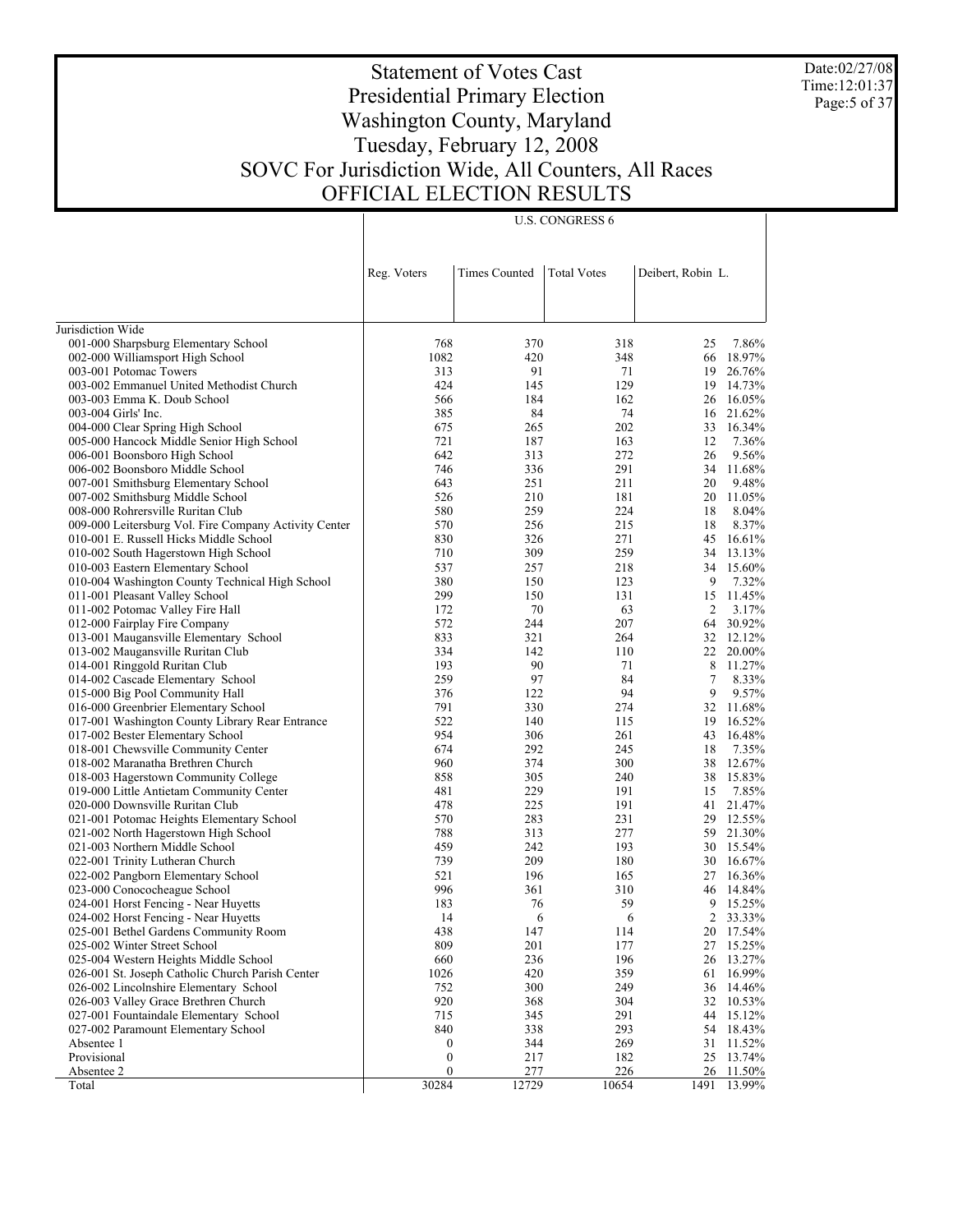# Statement of Votes Cast
# Presidential Primary Election
# Washington County, Maryland
# Tuesday, February 12, 2008
# SOVC For Jurisdiction Wide, All Counters, All Races
# OFFICIAL ELECTION RESULTS

Date:02/27/08
Time:12:01:37

| | U.S. CONGRESS 6 | | | | |
|---|---|---|---|---|---|
| | Reg. Voters | Times Counted | Total Votes | Deibert, Robin L. | |
| **Jurisdiction Wide** | | | | | |
| 001-000 Sharpsburg Elementary School | 768 | 370 | 318 | 25 | 7.86% |
| 002-000 Williamsport High School | 1082 | 420 | 348 | 66 | 18.97% |
| 003-001 Potomac Towers | 313 | 91 | 71 | 19 | 26.76% |
| 003-002 Emmanuel United Methodist Church | 424 | 145 | 129 | 19 | 14.73% |
| 003-003 Emma K. Doub School | 566 | 184 | 162 | 26 | 16.05% |
| 003-004 Girls' Inc. | 385 | 84 | 74 | 16 | 21.62% |
| 004-000 Clear Spring High School | 675 | 265 | 202 | 33 | 16.34% |
| 005-000 Hancock Middle Senior High School | 721 | 187 | 163 | 12 | 7.36% |
| 006-001 Boonsboro High School | 642 | 313 | 272 | 26 | 9.56% |
| 006-002 Boonsboro Middle School | 746 | 336 | 291 | 34 | 11.68% |
| 007-001 Smithsburg Elementary School | 643 | 251 | 211 | 20 | 9.48% |
| 007-002 Smithsburg Middle School | 526 | 210 | 181 | 20 | 11.05% |
| 008-000 Rohrersville Ruritan Club | 580 | 259 | 224 | 18 | 8.04% |
| 009-000 Leitersburg Vol. Fire Company Activity Center | 570 | 256 | 215 | 18 | 8.37% |
| 010-001 E. Russell Hicks Middle School | 830 | 326 | 271 | 45 | 16.61% |
| 010-002 South Hagerstown High School | 710 | 309 | 259 | 34 | 13.13% |
| 010-003 Eastern Elementary School | 537 | 257 | 218 | 34 | 15.60% |
| 010-004 Washington County Technical High School | 380 | 150 | 123 | 9 | 7.32% |
| 011-001 Pleasant Valley School | 299 | 150 | 131 | 15 | 11.45% |
| 011-002 Potomac Valley Fire Hall | 172 | 70 | 63 | 2 | 3.17% |
| 012-000 Fairplay Fire Company | 572 | 244 | 207 | 64 | 30.92% |
| 013-001 Maugansville Elementary School | 833 | 321 | 264 | 32 | 12.12% |
| 013-002 Maugansville Ruritan Club | 334 | 142 | 110 | 22 | 20.00% |
| 014-001 Ringgold Ruritan Club | 193 | 90 | 71 | 8 | 11.27% |
| 014-002 Cascade Elementary School | 259 | 97 | 84 | 7 | 8.33% |
| 015-000 Big Pool Community Hall | 376 | 122 | 94 | 9 | 9.57% |
| 016-000 Greenbrier Elementary School | 791 | 330 | 274 | 32 | 11.68% |
| 017-001 Washington County Library Rear Entrance | 522 | 140 | 115 | 19 | 16.52% |
| 017-002 Bester Elementary School | 954 | 306 | 261 | 43 | 16.48% |
| 018-001 Chewsville Community Center | 674 | 292 | 245 | 18 | 7.35% |
| 018-002 Maranatha Brethren Church | 960 | 374 | 300 | 38 | 12.67% |
| 018-003 Hagerstown Community College | 858 | 305 | 240 | 38 | 15.83% |
| 019-000 Little Antietam Community Center | 481 | 229 | 191 | 15 | 7.85% |
| 020-000 Downsville Ruritan Club | 478 | 225 | 191 | 41 | 21.47% |
| 021-001 Potomac Heights Elementary School | 570 | 283 | 231 | 29 | 12.55% |
| 021-002 North Hagerstown High School | 788 | 313 | 277 | 59 | 21.30% |
| 021-003 Northern Middle School | 459 | 242 | 193 | 30 | 15.54% |
| 022-001 Trinity Lutheran Church | 739 | 209 | 180 | 30 | 16.67% |
| 022-002 Pangborn Elementary School | 521 | 196 | 165 | 27 | 16.36% |
| 023-000 Conococheague School | 996 | 361 | 310 | 46 | 14.84% |
| 024-001 Horst Fencing - Near Huyetts | 183 | 76 | 59 | 9 | 15.25% |
| 024-002 Horst Fencing - Near Huyetts | 14 | 6 | 6 | 2 | 33.33% |
| 025-001 Bethel Gardens Community Room | 438 | 147 | 114 | 20 | 17.54% |
| 025-002 Winter Street School | 809 | 201 | 177 | 27 | 15.25% |
| 025-004 Western Heights Middle School | 660 | 236 | 196 | 26 | 13.27% |
| 026-001 St. Joseph Catholic Church Parish Center | 1026 | 420 | 359 | 61 | 16.99% |
| 026-002 Lincolnshire Elementary School | 752 | 300 | 249 | 36 | 14.46% |
| 026-003 Valley Grace Brethren Church | 920 | 368 | 304 | 32 | 10.53% |
| 027-001 Fountaindale Elementary School | 715 | 345 | 291 | 44 | 15.12% |
| 027-002 Paramount Elementary School | 840 | 338 | 293 | 54 | 18.43% |
| Absentee 1 | 0 | 344 | 269 | 31 | 11.52% |
| Provisional | 0 | 217 | 182 | 25 | 13.74% |
| Absentee 2 | 0 | 277 | 226 | 26 | 11.50% |
| Total | 30284 | 12729 | 10654 | 1491 | 13.99% |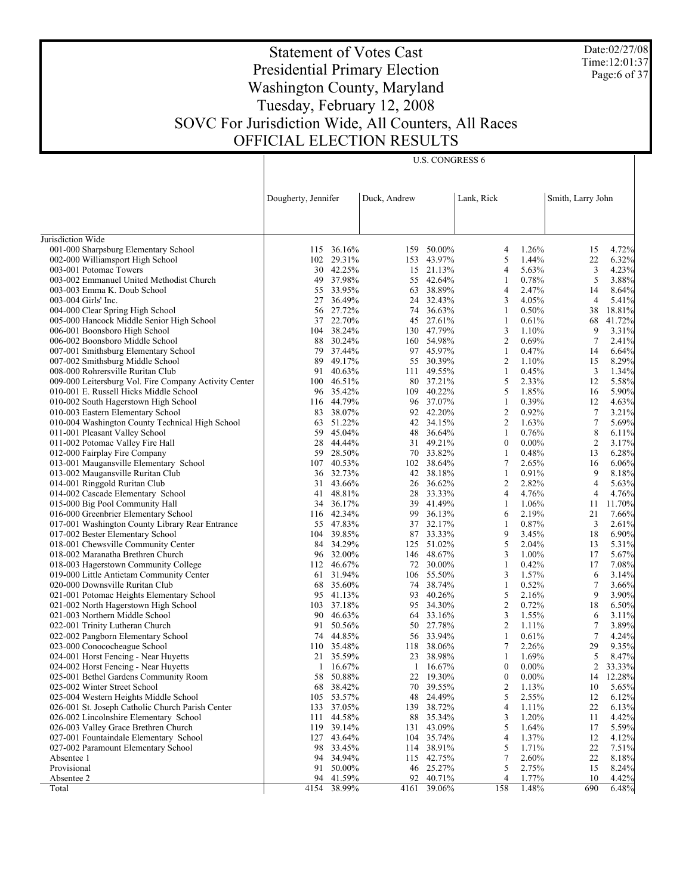# Statement of Votes Cast
## Presidential Primary Election
## Washington County, Maryland
## Tuesday, February 12, 2008
## SOVC For Jurisdiction Wide, All Counters, All Races
## OFFICIAL ELECTION RESULTS

Date:02/27/08
Time:12:01:37

| | U.S. CONGRESS 6 | | | | | | | |
|---|---|---|---|---|---|---|---|---|
| | Dougherty, Jennifer | | Duck, Andrew | | Lank, Rick | | Smith, Larry John | |
| **Jurisdiction Wide** | | | | | | | | |
| 001-000 Sharpsburg Elementary School | 115 | 36.16% | 159 | 50.00% | 4 | 1.26% | 15 | 4.72% |
| 002-000 Williamsport High School | 102 | 29.31% | 153 | 43.97% | 5 | 1.44% | 22 | 6.32% |
| 003-001 Potomac Towers | 30 | 42.25% | 15 | 21.13% | 4 | 5.63% | 3 | 4.23% |
| 003-002 Emmanuel United Methodist Church | 49 | 37.98% | 55 | 42.64% | 1 | 0.78% | 5 | 3.88% |
| 003-003 Emma K. Doub School | 55 | 33.95% | 63 | 38.89% | 4 | 2.47% | 14 | 8.64% |
| 003-004 Girls' Inc. | 27 | 36.49% | 24 | 32.43% | 3 | 4.05% | 4 | 5.41% |
| 004-000 Clear Spring High School | 56 | 27.72% | 74 | 36.63% | 1 | 0.50% | 38 | 18.81% |
| 005-000 Hancock Middle Senior High School | 37 | 22.70% | 45 | 27.61% | 1 | 0.61% | 68 | 41.72% |
| 006-001 Boonsboro High School | 104 | 38.24% | 130 | 47.79% | 3 | 1.10% | 9 | 3.31% |
| 006-002 Boonsboro Middle School | 88 | 30.24% | 160 | 54.98% | 2 | 0.69% | 7 | 2.41% |
| 007-001 Smithsburg Elementary School | 79 | 37.44% | 97 | 45.97% | 1 | 0.47% | 14 | 6.64% |
| 007-002 Smithsburg Middle School | 89 | 49.17% | 55 | 30.39% | 2 | 1.10% | 15 | 8.29% |
| 008-000 Rohrersville Ruritan Club | 91 | 40.63% | 111 | 49.55% | 1 | 0.45% | 3 | 1.34% |
| 009-000 Leitersburg Vol. Fire Company Activity Center | 100 | 46.51% | 80 | 37.21% | 5 | 2.33% | 12 | 5.58% |
| 010-001 E. Russell Hicks Middle School | 96 | 35.42% | 109 | 40.22% | 5 | 1.85% | 16 | 5.90% |
| 010-002 South Hagerstown High School | 116 | 44.79% | 96 | 37.07% | 1 | 0.39% | 12 | 4.63% |
| 010-003 Eastern Elementary School | 83 | 38.07% | 92 | 42.20% | 2 | 0.92% | 7 | 3.21% |
| 010-004 Washington County Technical High School | 63 | 51.22% | 42 | 34.15% | 2 | 1.63% | 7 | 5.69% |
| 011-001 Pleasant Valley School | 59 | 45.04% | 48 | 36.64% | 1 | 0.76% | 8 | 6.11% |
| 011-002 Potomac Valley Fire Hall | 28 | 44.44% | 31 | 49.21% | 0 | 0.00% | 2 | 3.17% |
| 012-000 Fairplay Fire Company | 59 | 28.50% | 70 | 33.82% | 1 | 0.48% | 13 | 6.28% |
| 013-001 Maugansville Elementary School | 107 | 40.53% | 102 | 38.64% | 7 | 2.65% | 16 | 6.06% |
| 013-002 Maugansville Ruritan Club | 36 | 32.73% | 42 | 38.18% | 1 | 0.91% | 9 | 8.18% |
| 014-001 Ringgold Ruritan Club | 31 | 43.66% | 26 | 36.62% | 2 | 2.82% | 4 | 5.63% |
| 014-002 Cascade Elementary School | 41 | 48.81% | 28 | 33.33% | 4 | 4.76% | 4 | 4.76% |
| 015-000 Big Pool Community Hall | 34 | 36.17% | 39 | 41.49% | 1 | 1.06% | 11 | 11.70% |
| 016-000 Greenbrier Elementary School | 116 | 42.34% | 99 | 36.13% | 6 | 2.19% | 21 | 7.66% |
| 017-001 Washington County Library Rear Entrance | 55 | 47.83% | 37 | 32.17% | 1 | 0.87% | 3 | 2.61% |
| 017-002 Bester Elementary School | 104 | 39.85% | 87 | 33.33% | 9 | 3.45% | 18 | 6.90% |
| 018-001 Chewsville Community Center | 84 | 34.29% | 125 | 51.02% | 5 | 2.04% | 13 | 5.31% |
| 018-002 Maranatha Brethren Church | 96 | 32.00% | 146 | 48.67% | 3 | 1.00% | 17 | 5.67% |
| 018-003 Hagerstown Community College | 112 | 46.67% | 72 | 30.00% | 1 | 0.42% | 17 | 7.08% |
| 019-000 Little Antietam Community Center | 61 | 31.94% | 106 | 55.50% | 3 | 1.57% | 6 | 3.14% |
| 020-000 Downsville Ruritan Club | 68 | 35.60% | 74 | 38.74% | 1 | 0.52% | 7 | 3.66% |
| 021-001 Potomac Heights Elementary School | 95 | 41.13% | 93 | 40.26% | 5 | 2.16% | 9 | 3.90% |
| 021-002 North Hagerstown High School | 103 | 37.18% | 95 | 34.30% | 2 | 0.72% | 18 | 6.50% |
| 021-003 Northern Middle School | 90 | 46.63% | 64 | 33.16% | 3 | 1.55% | 6 | 3.11% |
| 022-001 Trinity Lutheran Church | 91 | 50.56% | 50 | 27.78% | 2 | 1.11% | 7 | 3.89% |
| 022-002 Pangborn Elementary School | 74 | 44.85% | 56 | 33.94% | 1 | 0.61% | 7 | 4.24% |
| 023-000 Conococheague School | 110 | 35.48% | 118 | 38.06% | 7 | 2.26% | 29 | 9.35% |
| 024-001 Horst Fencing - Near Huyetts | 21 | 35.59% | 23 | 38.98% | 1 | 1.69% | 5 | 8.47% |
| 024-002 Horst Fencing - Near Huyetts | 1 | 16.67% | 1 | 16.67% | 0 | 0.00% | 2 | 33.33% |
| 025-001 Bethel Gardens Community Room | 58 | 50.88% | 22 | 19.30% | 0 | 0.00% | 14 | 12.28% |
| 025-002 Winter Street School | 68 | 38.42% | 70 | 39.55% | 2 | 1.13% | 10 | 5.65% |
| 025-004 Western Heights Middle School | 105 | 53.57% | 48 | 24.49% | 5 | 2.55% | 12 | 6.12% |
| 026-001 St. Joseph Catholic Church Parish Center | 133 | 37.05% | 139 | 38.72% | 4 | 1.11% | 22 | 6.13% |
| 026-002 Lincolnshire Elementary School | 111 | 44.58% | 88 | 35.34% | 3 | 1.20% | 11 | 4.42% |
| 026-003 Valley Grace Brethren Church | 119 | 39.14% | 131 | 43.09% | 5 | 1.64% | 17 | 5.59% |
| 027-001 Fountaindale Elementary School | 127 | 43.64% | 104 | 35.74% | 4 | 1.37% | 12 | 4.12% |
| 027-002 Paramount Elementary School | 98 | 33.45% | 114 | 38.91% | 5 | 1.71% | 22 | 7.51% |
| Absentee 1 | 94 | 34.94% | 115 | 42.75% | 7 | 2.60% | 22 | 8.18% |
| Provisional | 91 | 50.00% | 46 | 25.27% | 5 | 2.75% | 15 | 8.24% |
| Absentee 2 | 94 | 41.59% | 92 | 40.71% | 4 | 1.77% | 10 | 4.42% |
| Total | 4154 | 38.99% | 4161 | 39.06% | 158 | 1.48% | 690 | 6.48% |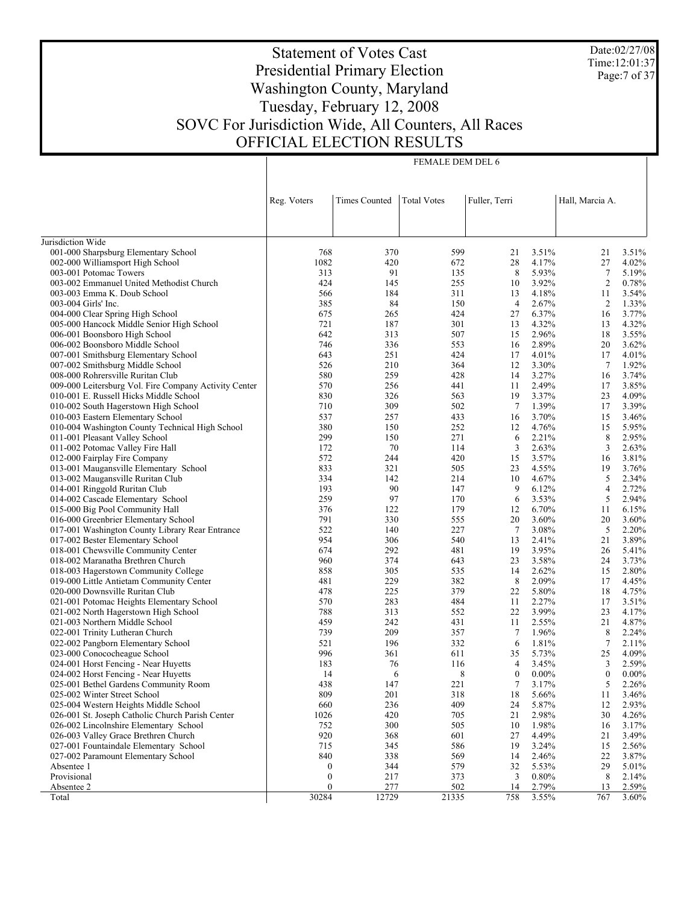# Statement of Votes Cast
## Presidential Primary Election
## Washington County, Maryland
## Tuesday, February 12, 2008
## SOVC For Jurisdiction Wide, All Counters, All Races
## OFFICIAL ELECTION RESULTS

Date:02/27/08
Time:12:01:37

| | FEMALE DEM DEL 6 | | | | | | |
|---|---|---|---|---|---|---|---|
| | Reg. Voters | Times Counted | Total Votes | Fuller, Terri | | Hall, Marcia A. | |
| Jurisdiction Wide | | | | | | | |
| 001-000 Sharpsburg Elementary School | 768 | 370 | 599 | 21 | 3.51% | 21 | 3.51% |
| 002-000 Williamsport High School | 1082 | 420 | 672 | 28 | 4.17% | 27 | 4.02% |
| 003-001 Potomac Towers | 313 | 91 | 135 | 8 | 5.93% | 7 | 5.19% |
| 003-002 Emmanuel United Methodist Church | 424 | 145 | 255 | 10 | 3.92% | 2 | 0.78% |
| 003-003 Emma K. Doub School | 566 | 184 | 311 | 13 | 4.18% | 11 | 3.54% |
| 003-004 Girls' Inc. | 385 | 84 | 150 | 4 | 2.67% | 2 | 1.33% |
| 004-000 Clear Spring High School | 675 | 265 | 424 | 27 | 6.37% | 16 | 3.77% |
| 005-000 Hancock Middle Senior High School | 721 | 187 | 301 | 13 | 4.32% | 13 | 4.32% |
| 006-001 Boonsboro High School | 642 | 313 | 507 | 15 | 2.96% | 18 | 3.55% |
| 006-002 Boonsboro Middle School | 746 | 336 | 553 | 16 | 2.89% | 20 | 3.62% |
| 007-001 Smithsburg Elementary School | 643 | 251 | 424 | 17 | 4.01% | 17 | 4.01% |
| 007-002 Smithsburg Middle School | 526 | 210 | 364 | 12 | 3.30% | 7 | 1.92% |
| 008-000 Rohrersville Ruritan Club | 580 | 259 | 428 | 14 | 3.27% | 16 | 3.74% |
| 009-000 Leitersburg Vol. Fire Company Activity Center | 570 | 256 | 441 | 11 | 2.49% | 17 | 3.85% |
| 010-001 E. Russell Hicks Middle School | 830 | 326 | 563 | 19 | 3.37% | 23 | 4.09% |
| 010-002 South Hagerstown High School | 710 | 309 | 502 | 7 | 1.39% | 17 | 3.39% |
| 010-003 Eastern Elementary School | 537 | 257 | 433 | 16 | 3.70% | 15 | 3.46% |
| 010-004 Washington County Technical High School | 380 | 150 | 252 | 12 | 4.76% | 15 | 5.95% |
| 011-001 Pleasant Valley School | 299 | 150 | 271 | 6 | 2.21% | 8 | 2.95% |
| 011-002 Potomac Valley Fire Hall | 172 | 70 | 114 | 3 | 2.63% | 3 | 2.63% |
| 012-000 Fairplay Fire Company | 572 | 244 | 420 | 15 | 3.57% | 16 | 3.81% |
| 013-001 Maugansville Elementary School | 833 | 321 | 505 | 23 | 4.55% | 19 | 3.76% |
| 013-002 Maugansville Ruritan Club | 334 | 142 | 214 | 10 | 4.67% | 5 | 2.34% |
| 014-001 Ringgold Ruritan Club | 193 | 90 | 147 | 9 | 6.12% | 4 | 2.72% |
| 014-002 Cascade Elementary School | 259 | 97 | 170 | 6 | 3.53% | 5 | 2.94% |
| 015-000 Big Pool Community Hall | 376 | 122 | 179 | 12 | 6.70% | 11 | 6.15% |
| 016-000 Greenbrier Elementary School | 791 | 330 | 555 | 20 | 3.60% | 20 | 3.60% |
| 017-001 Washington County Library Rear Entrance | 522 | 140 | 227 | 7 | 3.08% | 5 | 2.20% |
| 017-002 Bester Elementary School | 954 | 306 | 540 | 13 | 2.41% | 21 | 3.89% |
| 018-001 Chewsville Community Center | 674 | 292 | 481 | 19 | 3.95% | 26 | 5.41% |
| 018-002 Maranatha Brethren Church | 960 | 374 | 643 | 23 | 3.58% | 24 | 3.73% |
| 018-003 Hagerstown Community College | 858 | 305 | 535 | 14 | 2.62% | 15 | 2.80% |
| 019-000 Little Antietam Community Center | 481 | 229 | 382 | 8 | 2.09% | 17 | 4.45% |
| 020-000 Downsville Ruritan Club | 478 | 225 | 379 | 22 | 5.80% | 18 | 4.75% |
| 021-001 Potomac Heights Elementary School | 570 | 283 | 484 | 11 | 2.27% | 17 | 3.51% |
| 021-002 North Hagerstown High School | 788 | 313 | 552 | 22 | 3.99% | 23 | 4.17% |
| 021-003 Northern Middle School | 459 | 242 | 431 | 11 | 2.55% | 21 | 4.87% |
| 022-001 Trinity Lutheran Church | 739 | 209 | 357 | 7 | 1.96% | 8 | 2.24% |
| 022-002 Pangborn Elementary School | 521 | 196 | 332 | 6 | 1.81% | 7 | 2.11% |
| 023-000 Conococheague School | 996 | 361 | 611 | 35 | 5.73% | 25 | 4.09% |
| 024-001 Horst Fencing - Near Huyetts | 183 | 76 | 116 | 4 | 3.45% | 3 | 2.59% |
| 024-002 Horst Fencing - Near Huyetts | 14 | 6 | 8 | 0 | 0.00% | 0 | 0.00% |
| 025-001 Bethel Gardens Community Room | 438 | 147 | 221 | 7 | 3.17% | 5 | 2.26% |
| 025-002 Winter Street School | 809 | 201 | 318 | 18 | 5.66% | 11 | 3.46% |
| 025-004 Western Heights Middle School | 660 | 236 | 409 | 24 | 5.87% | 12 | 2.93% |
| 026-001 St. Joseph Catholic Church Parish Center | 1026 | 420 | 705 | 21 | 2.98% | 30 | 4.26% |
| 026-002 Lincolnshire Elementary School | 752 | 300 | 505 | 10 | 1.98% | 16 | 3.17% |
| 026-003 Valley Grace Brethren Church | 920 | 368 | 601 | 27 | 4.49% | 21 | 3.49% |
| 027-001 Fountaindale Elementary School | 715 | 345 | 586 | 19 | 3.24% | 15 | 2.56% |
| 027-002 Paramount Elementary School | 840 | 338 | 569 | 14 | 2.46% | 22 | 3.87% |
| Absentee 1 | 0 | 344 | 579 | 32 | 5.53% | 29 | 5.01% |
| Provisional | 0 | 217 | 373 | 3 | 0.80% | 8 | 2.14% |
| Absentee 2 | 0 | 277 | 502 | 14 | 2.79% | 13 | 2.59% |
| Total | 30284 | 12729 | 21335 | 758 | 3.55% | 767 | 3.60% |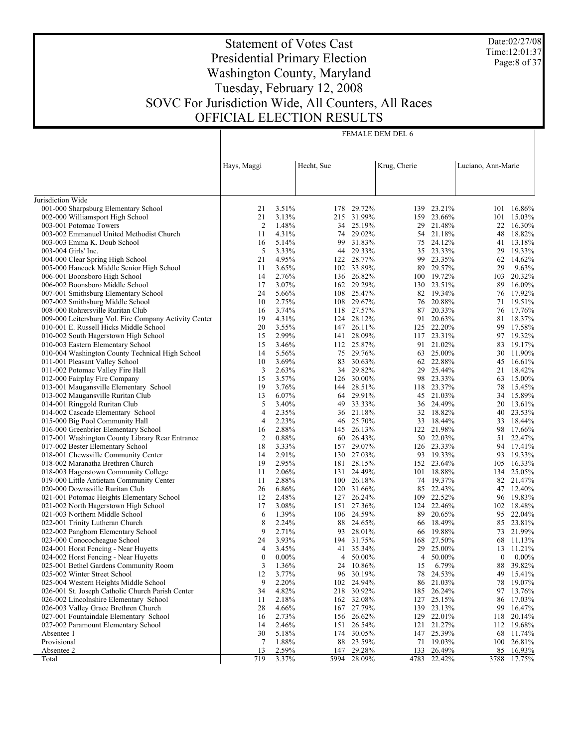# Statement of Votes Cast
# Presidential Primary Election
# Washington County, Maryland
# Tuesday, February 12, 2008
# SOVC For Jurisdiction Wide, All Counters, All Races
# OFFICIAL ELECTION RESULTS

Date:02/27/08
Time:12:01:37

| | FEMALE DEM DEL 6 | | | | | | | |
|---|---|---|---|---|---|---|---|---|
| | Hays, Maggi | | Hecht, Sue | | Krug, Cherie | | Luciano, Ann-Marie | |
| Jurisdiction Wide | | | | | | | | |
| 001-000 Sharpsburg Elementary School | 21 | 3.51% | 178 | 29.72% | 139 | 23.21% | 101 | 16.86% |
| 002-000 Williamsport High School | 21 | 3.13% | 215 | 31.99% | 159 | 23.66% | 101 | 15.03% |
| 003-001 Potomac Towers | 2 | 1.48% | 34 | 25.19% | 29 | 21.48% | 22 | 16.30% |
| 003-002 Emmanuel United Methodist Church | 11 | 4.31% | 74 | 29.02% | 54 | 21.18% | 48 | 18.82% |
| 003-003 Emma K. Doub School | 16 | 5.14% | 99 | 31.83% | 75 | 24.12% | 41 | 13.18% |
| 003-004 Girls' Inc. | 5 | 3.33% | 44 | 29.33% | 35 | 23.33% | 29 | 19.33% |
| 004-000 Clear Spring High School | 21 | 4.95% | 122 | 28.77% | 99 | 23.35% | 62 | 14.62% |
| 005-000 Hancock Middle Senior High School | 11 | 3.65% | 102 | 33.89% | 89 | 29.57% | 29 | 9.63% |
| 006-001 Boonsboro High School | 14 | 2.76% | 136 | 26.82% | 100 | 19.72% | 103 | 20.32% |
| 006-002 Boonsboro Middle School | 17 | 3.07% | 162 | 29.29% | 130 | 23.51% | 89 | 16.09% |
| 007-001 Smithsburg Elementary School | 24 | 5.66% | 108 | 25.47% | 82 | 19.34% | 76 | 17.92% |
| 007-002 Smithsburg Middle School | 10 | 2.75% | 108 | 29.67% | 76 | 20.88% | 71 | 19.51% |
| 008-000 Rohrersville Ruritan Club | 16 | 3.74% | 118 | 27.57% | 87 | 20.33% | 76 | 17.76% |
| 009-000 Leitersburg Vol. Fire Company Activity Center | 19 | 4.31% | 124 | 28.12% | 91 | 20.63% | 81 | 18.37% |
| 010-001 E. Russell Hicks Middle School | 20 | 3.55% | 147 | 26.11% | 125 | 22.20% | 99 | 17.58% |
| 010-002 South Hagerstown High School | 15 | 2.99% | 141 | 28.09% | 117 | 23.31% | 97 | 19.32% |
| 010-003 Eastern Elementary School | 15 | 3.46% | 112 | 25.87% | 91 | 21.02% | 83 | 19.17% |
| 010-004 Washington County Technical High School | 14 | 5.56% | 75 | 29.76% | 63 | 25.00% | 30 | 11.90% |
| 011-001 Pleasant Valley School | 10 | 3.69% | 83 | 30.63% | 62 | 22.88% | 45 | 16.61% |
| 011-002 Potomac Valley Fire Hall | 3 | 2.63% | 34 | 29.82% | 29 | 25.44% | 21 | 18.42% |
| 012-000 Fairplay Fire Company | 15 | 3.57% | 126 | 30.00% | 98 | 23.33% | 63 | 15.00% |
| 013-001 Maugansville Elementary School | 19 | 3.76% | 144 | 28.51% | 118 | 23.37% | 78 | 15.45% |
| 013-002 Maugansville Ruritan Club | 13 | 6.07% | 64 | 29.91% | 45 | 21.03% | 34 | 15.89% |
| 014-001 Ringgold Ruritan Club | 5 | 3.40% | 49 | 33.33% | 36 | 24.49% | 20 | 13.61% |
| 014-002 Cascade Elementary School | 4 | 2.35% | 36 | 21.18% | 32 | 18.82% | 40 | 23.53% |
| 015-000 Big Pool Community Hall | 4 | 2.23% | 46 | 25.70% | 33 | 18.44% | 33 | 18.44% |
| 016-000 Greenbrier Elementary School | 16 | 2.88% | 145 | 26.13% | 122 | 21.98% | 98 | 17.66% |
| 017-001 Washington County Library Rear Entrance | 2 | 0.88% | 60 | 26.43% | 50 | 22.03% | 51 | 22.47% |
| 017-002 Bester Elementary School | 18 | 3.33% | 157 | 29.07% | 126 | 23.33% | 94 | 17.41% |
| 018-001 Chewsville Community Center | 14 | 2.91% | 130 | 27.03% | 93 | 19.33% | 93 | 19.33% |
| 018-002 Maranatha Brethren Church | 19 | 2.95% | 181 | 28.15% | 152 | 23.64% | 105 | 16.33% |
| 018-003 Hagerstown Community College | 11 | 2.06% | 131 | 24.49% | 101 | 18.88% | 134 | 25.05% |
| 019-000 Little Antietam Community Center | 11 | 2.88% | 100 | 26.18% | 74 | 19.37% | 82 | 21.47% |
| 020-000 Downsville Ruritan Club | 26 | 6.86% | 120 | 31.66% | 85 | 22.43% | 47 | 12.40% |
| 021-001 Potomac Heights Elementary School | 12 | 2.48% | 127 | 26.24% | 109 | 22.52% | 96 | 19.83% |
| 021-002 North Hagerstown High School | 17 | 3.08% | 151 | 27.36% | 124 | 22.46% | 102 | 18.48% |
| 021-003 Northern Middle School | 6 | 1.39% | 106 | 24.59% | 89 | 20.65% | 95 | 22.04% |
| 022-001 Trinity Lutheran Church | 8 | 2.24% | 88 | 24.65% | 66 | 18.49% | 85 | 23.81% |
| 022-002 Pangborn Elementary School | 9 | 2.71% | 93 | 28.01% | 66 | 19.88% | 73 | 21.99% |
| 023-000 Conococheague School | 24 | 3.93% | 194 | 31.75% | 168 | 27.50% | 68 | 11.13% |
| 024-001 Horst Fencing - Near Huyetts | 4 | 3.45% | 41 | 35.34% | 29 | 25.00% | 13 | 11.21% |
| 024-002 Horst Fencing - Near Huyetts | 0 | 0.00% | 4 | 50.00% | 4 | 50.00% | 0 | 0.00% |
| 025-001 Bethel Gardens Community Room | 3 | 1.36% | 24 | 10.86% | 15 | 6.79% | 88 | 39.82% |
| 025-002 Winter Street School | 12 | 3.77% | 96 | 30.19% | 78 | 24.53% | 49 | 15.41% |
| 025-004 Western Heights Middle School | 9 | 2.20% | 102 | 24.94% | 86 | 21.03% | 78 | 19.07% |
| 026-001 St. Joseph Catholic Church Parish Center | 34 | 4.82% | 218 | 30.92% | 185 | 26.24% | 97 | 13.76% |
| 026-002 Lincolnshire Elementary School | 11 | 2.18% | 162 | 32.08% | 127 | 25.15% | 86 | 17.03% |
| 026-003 Valley Grace Brethren Church | 28 | 4.66% | 167 | 27.79% | 139 | 23.13% | 99 | 16.47% |
| 027-001 Fountaindale Elementary School | 16 | 2.73% | 156 | 26.62% | 129 | 22.01% | 118 | 20.14% |
| 027-002 Paramount Elementary School | 14 | 2.46% | 151 | 26.54% | 121 | 21.27% | 112 | 19.68% |
| Absentee 1 | 30 | 5.18% | 174 | 30.05% | 147 | 25.39% | 68 | 11.74% |
| Provisional | 7 | 1.88% | 88 | 23.59% | 71 | 19.03% | 100 | 26.81% |
| Absentee 2 | 13 | 2.59% | 147 | 29.28% | 133 | 26.49% | 85 | 16.93% |
| Total | 719 | 3.37% | 5994 | 28.09% | 4783 | 22.42% | 3788 | 17.75% |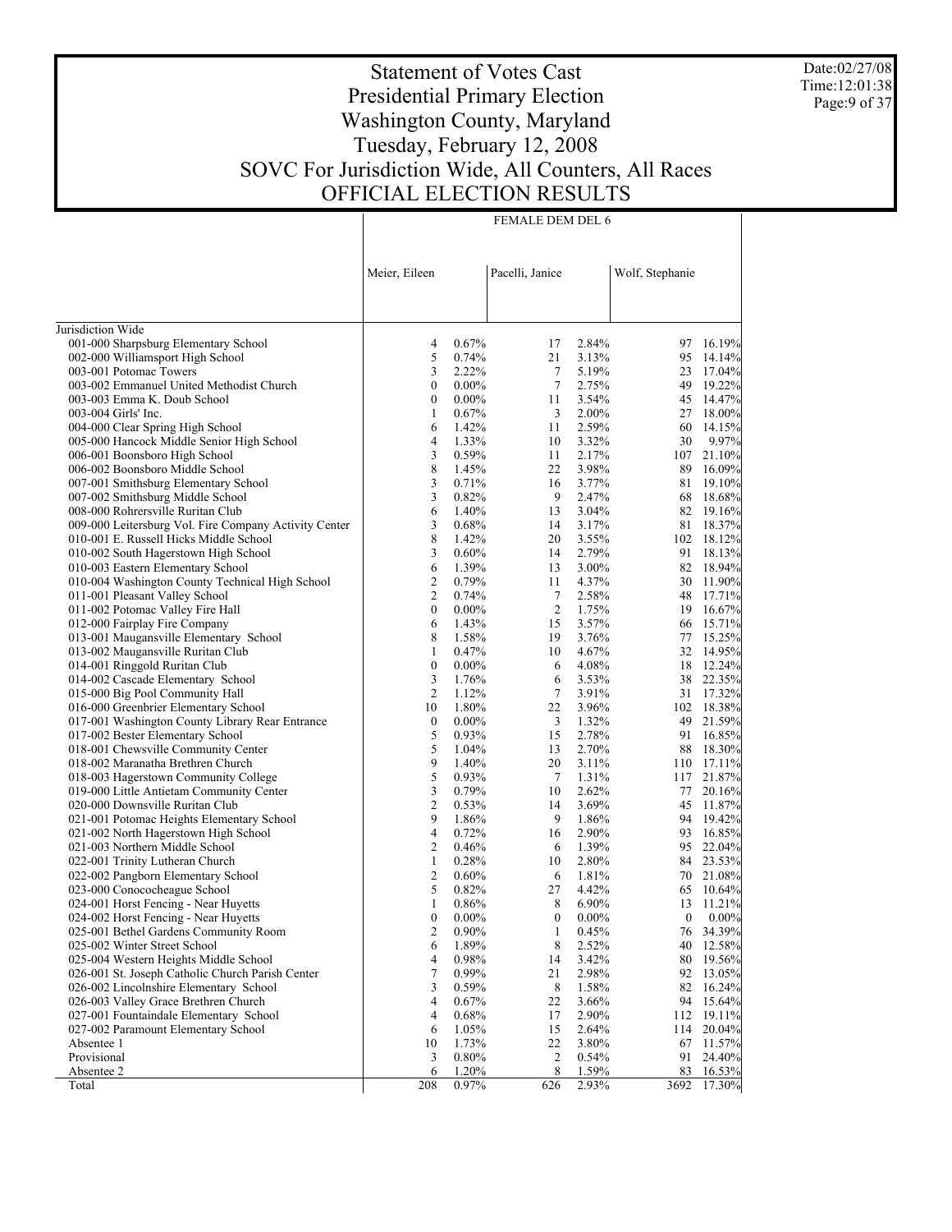# Statement of Votes Cast
# Presidential Primary Election
# Washington County, Maryland
# Tuesday, February 12, 2008
# SOVC For Jurisdiction Wide, All Counters, All Races
# OFFICIAL ELECTION RESULTS

Date:02/27/08
Time:12:01:38

| | FEMALE DEM DEL 6 | | | | | |
|---|---|---|---|---|---|---|
| | Meier, Eileen | | Pacelli, Janice | | Wolf, Stephanie | |
| Jurisdiction Wide | | | | | | |
| 001-000 Sharpsburg Elementary School | 4 | 0.67% | 17 | 2.84% | 97 | 16.19% |
| 002-000 Williamsport High School | 5 | 0.74% | 21 | 3.13% | 95 | 14.14% |
| 003-001 Potomac Towers | 3 | 2.22% | 7 | 5.19% | 23 | 17.04% |
| 003-002 Emmanuel United Methodist Church | 0 | 0.00% | 7 | 2.75% | 49 | 19.22% |
| 003-003 Emma K. Doub School | 0 | 0.00% | 11 | 3.54% | 45 | 14.47% |
| 003-004 Girls' Inc. | 1 | 0.67% | 3 | 2.00% | 27 | 18.00% |
| 004-000 Clear Spring High School | 6 | 1.42% | 11 | 2.59% | 60 | 14.15% |
| 005-000 Hancock Middle Senior High School | 4 | 1.33% | 10 | 3.32% | 30 | 9.97% |
| 006-001 Boonsboro High School | 3 | 0.59% | 11 | 2.17% | 107 | 21.10% |
| 006-002 Boonsboro Middle School | 8 | 1.45% | 22 | 3.98% | 89 | 16.09% |
| 007-001 Smithsburg Elementary School | 3 | 0.71% | 16 | 3.77% | 81 | 19.10% |
| 007-002 Smithsburg Middle School | 3 | 0.82% | 9 | 2.47% | 68 | 18.68% |
| 008-000 Rohrersville Ruritan Club | 6 | 1.40% | 13 | 3.04% | 82 | 19.16% |
| 009-000 Leitersburg Vol. Fire Company Activity Center | 3 | 0.68% | 14 | 3.17% | 81 | 18.37% |
| 010-001 E. Russell Hicks Middle School | 8 | 1.42% | 20 | 3.55% | 102 | 18.12% |
| 010-002 South Hagerstown High School | 3 | 0.60% | 14 | 2.79% | 91 | 18.13% |
| 010-003 Eastern Elementary School | 6 | 1.39% | 13 | 3.00% | 82 | 18.94% |
| 010-004 Washington County Technical High School | 2 | 0.79% | 11 | 4.37% | 30 | 11.90% |
| 011-001 Pleasant Valley School | 2 | 0.74% | 7 | 2.58% | 48 | 17.71% |
| 011-002 Potomac Valley Fire Hall | 0 | 0.00% | 2 | 1.75% | 19 | 16.67% |
| 012-000 Fairplay Fire Company | 6 | 1.43% | 15 | 3.57% | 66 | 15.71% |
| 013-001 Maugansville Elementary School | 8 | 1.58% | 19 | 3.76% | 77 | 15.25% |
| 013-002 Maugansville Ruritan Club | 1 | 0.47% | 10 | 4.67% | 32 | 14.95% |
| 014-001 Ringgold Ruritan Club | 0 | 0.00% | 6 | 4.08% | 18 | 12.24% |
| 014-002 Cascade Elementary School | 3 | 1.76% | 6 | 3.53% | 38 | 22.35% |
| 015-000 Big Pool Community Hall | 2 | 1.12% | 7 | 3.91% | 31 | 17.32% |
| 016-000 Greenbrier Elementary School | 10 | 1.80% | 22 | 3.96% | 102 | 18.38% |
| 017-001 Washington County Library Rear Entrance | 0 | 0.00% | 3 | 1.32% | 49 | 21.59% |
| 017-002 Bester Elementary School | 5 | 0.93% | 15 | 2.78% | 91 | 16.85% |
| 018-001 Chewsville Community Center | 5 | 1.04% | 13 | 2.70% | 88 | 18.30% |
| 018-002 Maranatha Brethren Church | 9 | 1.40% | 20 | 3.11% | 110 | 17.11% |
| 018-003 Hagerstown Community College | 5 | 0.93% | 7 | 1.31% | 117 | 21.87% |
| 019-000 Little Antietam Community Center | 3 | 0.79% | 10 | 2.62% | 77 | 20.16% |
| 020-000 Downsville Ruritan Club | 2 | 0.53% | 14 | 3.69% | 45 | 11.87% |
| 021-001 Potomac Heights Elementary School | 9 | 1.86% | 9 | 1.86% | 94 | 19.42% |
| 021-002 North Hagerstown High School | 4 | 0.72% | 16 | 2.90% | 93 | 16.85% |
| 021-003 Northern Middle School | 2 | 0.46% | 6 | 1.39% | 95 | 22.04% |
| 022-001 Trinity Lutheran Church | 1 | 0.28% | 10 | 2.80% | 84 | 23.53% |
| 022-002 Pangborn Elementary School | 2 | 0.60% | 6 | 1.81% | 70 | 21.08% |
| 023-000 Conococheague School | 5 | 0.82% | 27 | 4.42% | 65 | 10.64% |
| 024-001 Horst Fencing - Near Huyetts | 1 | 0.86% | 8 | 6.90% | 13 | 11.21% |
| 024-002 Horst Fencing - Near Huyetts | 0 | 0.00% | 0 | 0.00% | 0 | 0.00% |
| 025-001 Bethel Gardens Community Room | 2 | 0.90% | 1 | 0.45% | 76 | 34.39% |
| 025-002 Winter Street School | 6 | 1.89% | 8 | 2.52% | 40 | 12.58% |
| 025-004 Western Heights Middle School | 4 | 0.98% | 14 | 3.42% | 80 | 19.56% |
| 026-001 St. Joseph Catholic Church Parish Center | 7 | 0.99% | 21 | 2.98% | 92 | 13.05% |
| 026-002 Lincolnshire Elementary School | 3 | 0.59% | 8 | 1.58% | 82 | 16.24% |
| 026-003 Valley Grace Brethren Church | 4 | 0.67% | 22 | 3.66% | 94 | 15.64% |
| 027-001 Fountaindale Elementary School | 4 | 0.68% | 17 | 2.90% | 112 | 19.11% |
| 027-002 Paramount Elementary School | 6 | 1.05% | 15 | 2.64% | 114 | 20.04% |
| Absentee 1 | 10 | 1.73% | 22 | 3.80% | 67 | 11.57% |
| Provisional | 3 | 0.80% | 2 | 0.54% | 91 | 24.40% |
| Absentee 2 | 6 | 1.20% | 8 | 1.59% | 83 | 16.53% |
| Total | 208 | 0.97% | 626 | 2.93% | 3692 | 17.30% |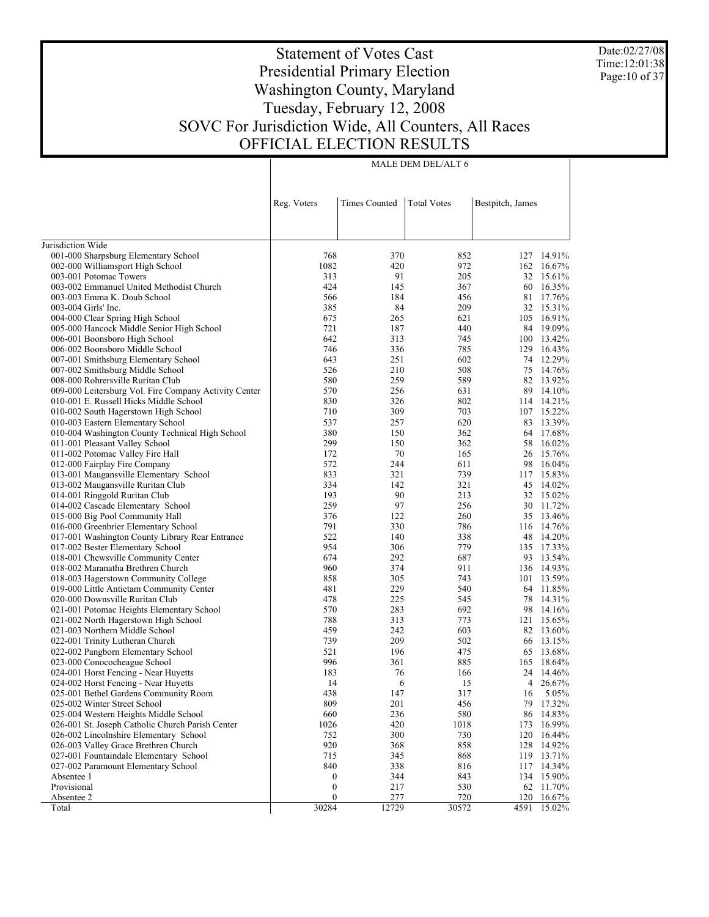# Statement of Votes Cast
## Presidential Primary Election
## Washington County, Maryland
## Tuesday, February 12, 2008
## SOVC For Jurisdiction Wide, All Counters, All Races
## OFFICIAL ELECTION RESULTS

Date:02/27/08
Time:12:01:38

| | MALE DEM DEL/ALT 6 | | | | |
|---|---|---|---|---|---|
| | Reg. Voters | Times Counted | Total Votes | Bestpitch, James | |
| Jurisdiction Wide | | | | | |
| 001-000 Sharpsburg Elementary School | 768 | 370 | 852 | 127 | 14.91% |
| 002-000 Williamsport High School | 1082 | 420 | 972 | 162 | 16.67% |
| 003-001 Potomac Towers | 313 | 91 | 205 | 32 | 15.61% |
| 003-002 Emmanuel United Methodist Church | 424 | 145 | 367 | 60 | 16.35% |
| 003-003 Emma K. Doub School | 566 | 184 | 456 | 81 | 17.76% |
| 003-004 Girls' Inc. | 385 | 84 | 209 | 32 | 15.31% |
| 004-000 Clear Spring High School | 675 | 265 | 621 | 105 | 16.91% |
| 005-000 Hancock Middle Senior High School | 721 | 187 | 440 | 84 | 19.09% |
| 006-001 Boonsboro High School | 642 | 313 | 745 | 100 | 13.42% |
| 006-002 Boonsboro Middle School | 746 | 336 | 785 | 129 | 16.43% |
| 007-001 Smithsburg Elementary School | 643 | 251 | 602 | 74 | 12.29% |
| 007-002 Smithsburg Middle School | 526 | 210 | 508 | 75 | 14.76% |
| 008-000 Rohrersville Ruritan Club | 580 | 259 | 589 | 82 | 13.92% |
| 009-000 Leitersburg Vol. Fire Company Activity Center | 570 | 256 | 631 | 89 | 14.10% |
| 010-001 E. Russell Hicks Middle School | 830 | 326 | 802 | 114 | 14.21% |
| 010-002 South Hagerstown High School | 710 | 309 | 703 | 107 | 15.22% |
| 010-003 Eastern Elementary School | 537 | 257 | 620 | 83 | 13.39% |
| 010-004 Washington County Technical High School | 380 | 150 | 362 | 64 | 17.68% |
| 011-001 Pleasant Valley School | 299 | 150 | 362 | 58 | 16.02% |
| 011-002 Potomac Valley Fire Hall | 172 | 70 | 165 | 26 | 15.76% |
| 012-000 Fairplay Fire Company | 572 | 244 | 611 | 98 | 16.04% |
| 013-001 Maugansville Elementary School | 833 | 321 | 739 | 117 | 15.83% |
| 013-002 Maugansville Ruritan Club | 334 | 142 | 321 | 45 | 14.02% |
| 014-001 Ringgold Ruritan Club | 193 | 90 | 213 | 32 | 15.02% |
| 014-002 Cascade Elementary School | 259 | 97 | 256 | 30 | 11.72% |
| 015-000 Big Pool Community Hall | 376 | 122 | 260 | 35 | 13.46% |
| 016-000 Greenbrier Elementary School | 791 | 330 | 786 | 116 | 14.76% |
| 017-001 Washington County Library Rear Entrance | 522 | 140 | 338 | 48 | 14.20% |
| 017-002 Bester Elementary School | 954 | 306 | 779 | 135 | 17.33% |
| 018-001 Chewsville Community Center | 674 | 292 | 687 | 93 | 13.54% |
| 018-002 Maranatha Brethren Church | 960 | 374 | 911 | 136 | 14.93% |
| 018-003 Hagerstown Community College | 858 | 305 | 743 | 101 | 13.59% |
| 019-000 Little Antietam Community Center | 481 | 229 | 540 | 64 | 11.85% |
| 020-000 Downsville Ruritan Club | 478 | 225 | 545 | 78 | 14.31% |
| 021-001 Potomac Heights Elementary School | 570 | 283 | 692 | 98 | 14.16% |
| 021-002 North Hagerstown High School | 788 | 313 | 773 | 121 | 15.65% |
| 021-003 Northern Middle School | 459 | 242 | 603 | 82 | 13.60% |
| 022-001 Trinity Lutheran Church | 739 | 209 | 502 | 66 | 13.15% |
| 022-002 Pangborn Elementary School | 521 | 196 | 475 | 65 | 13.68% |
| 023-000 Conococheague School | 996 | 361 | 885 | 165 | 18.64% |
| 024-001 Horst Fencing - Near Huyetts | 183 | 76 | 166 | 24 | 14.46% |
| 024-002 Horst Fencing - Near Huyetts | 14 | 6 | 15 | 4 | 26.67% |
| 025-001 Bethel Gardens Community Room | 438 | 147 | 317 | 16 | 5.05% |
| 025-002 Winter Street School | 809 | 201 | 456 | 79 | 17.32% |
| 025-004 Western Heights Middle School | 660 | 236 | 580 | 86 | 14.83% |
| 026-001 St. Joseph Catholic Church Parish Center | 1026 | 420 | 1018 | 173 | 16.99% |
| 026-002 Lincolnshire Elementary School | 752 | 300 | 730 | 120 | 16.44% |
| 026-003 Valley Grace Brethren Church | 920 | 368 | 858 | 128 | 14.92% |
| 027-001 Fountaindale Elementary School | 715 | 345 | 868 | 119 | 13.71% |
| 027-002 Paramount Elementary School | 840 | 338 | 816 | 117 | 14.34% |
| Absentee 1 | 0 | 344 | 843 | 134 | 15.90% |
| Provisional | 0 | 217 | 530 | 62 | 11.70% |
| Absentee 2 | 0 | 277 | 720 | 120 | 16.67% |
| Total | 30284 | 12729 | 30572 | 4591 | 15.02% |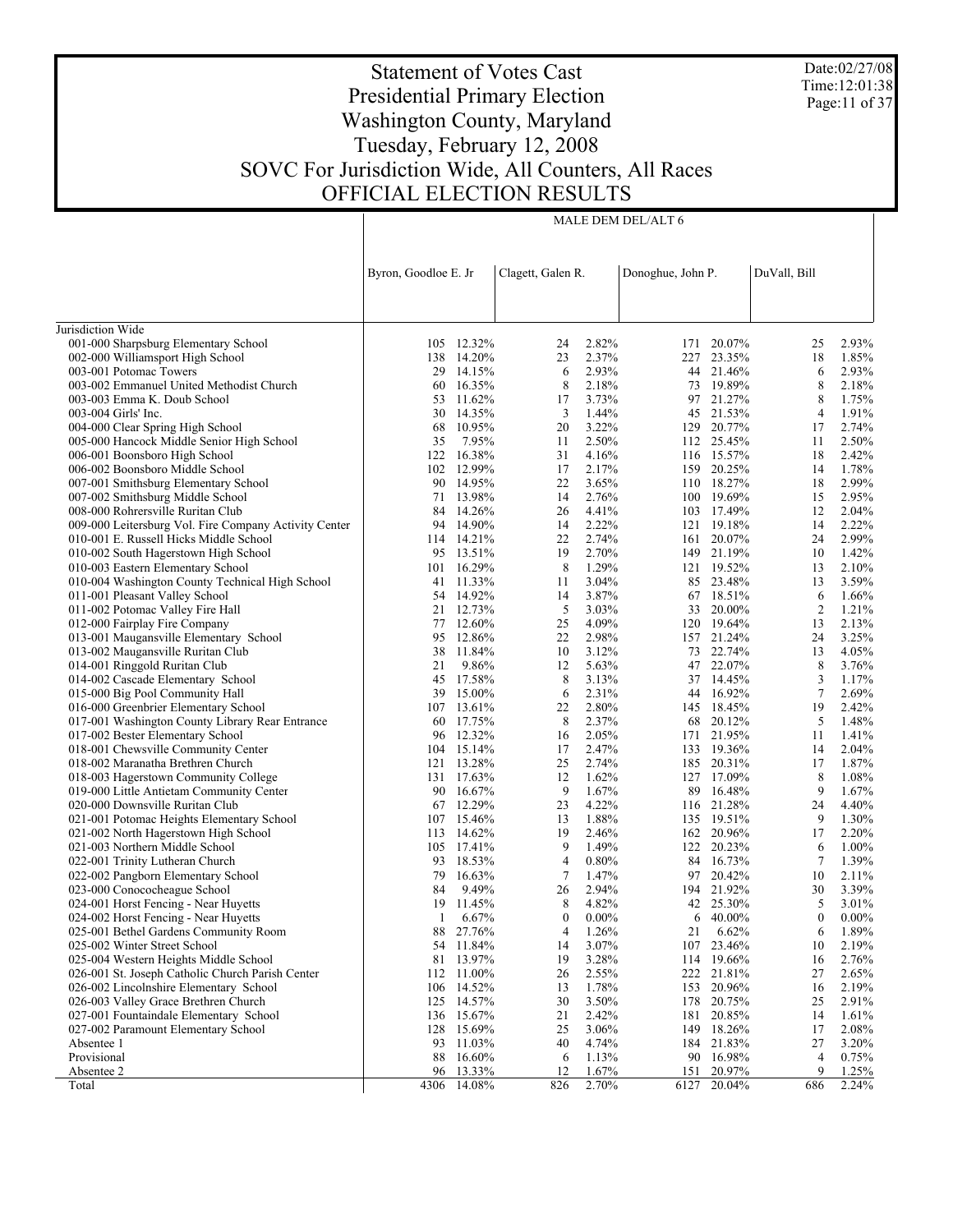# Statement of Votes Cast
## Presidential Primary Election
## Washington County, Maryland
## Tuesday, February 12, 2008
## SOVC For Jurisdiction Wide, All Counters, All Races
## OFFICIAL ELECTION RESULTS

Date:02/27/08
Time:12:01:38

| | MALE DEM DEL/ALT 6 | | | | | | | |
|---|---|---|---|---|---|---|---|---|
| | Byron, Goodloe E. Jr | | Clagett, Galen R. | | Donoghue, John P. | | DuVall, Bill | |
| Jurisdiction Wide | | | | | | | | |
| 001-000 Sharpsburg Elementary School | 105 | 12.32% | 24 | 2.82% | 171 | 20.07% | 25 | 2.93% |
| 002-000 Williamsport High School | 138 | 14.20% | 23 | 2.37% | 227 | 23.35% | 18 | 1.85% |
| 003-001 Potomac Towers | 29 | 14.15% | 6 | 2.93% | 44 | 21.46% | 6 | 2.93% |
| 003-002 Emmanuel United Methodist Church | 60 | 16.35% | 8 | 2.18% | 73 | 19.89% | 8 | 2.18% |
| 003-003 Emma K. Doub School | 53 | 11.62% | 17 | 3.73% | 97 | 21.27% | 8 | 1.75% |
| 003-004 Girls' Inc. | 30 | 14.35% | 3 | 1.44% | 45 | 21.53% | 4 | 1.91% |
| 004-000 Clear Spring High School | 68 | 10.95% | 20 | 3.22% | 129 | 20.77% | 17 | 2.74% |
| 005-000 Hancock Middle Senior High School | 35 | 7.95% | 11 | 2.50% | 112 | 25.45% | 11 | 2.50% |
| 006-001 Boonsboro High School | 122 | 16.38% | 31 | 4.16% | 116 | 15.57% | 18 | 2.42% |
| 006-002 Boonsboro Middle School | 102 | 12.99% | 17 | 2.17% | 159 | 20.25% | 14 | 1.78% |
| 007-001 Smithsburg Elementary School | 90 | 14.95% | 22 | 3.65% | 110 | 18.27% | 18 | 2.99% |
| 007-002 Smithsburg Middle School | 71 | 13.98% | 14 | 2.76% | 100 | 19.69% | 15 | 2.95% |
| 008-000 Rohrersville Ruritan Club | 84 | 14.26% | 26 | 4.41% | 103 | 17.49% | 12 | 2.04% |
| 009-000 Leitersburg Vol. Fire Company Activity Center | 94 | 14.90% | 14 | 2.22% | 121 | 19.18% | 14 | 2.22% |
| 010-001 E. Russell Hicks Middle School | 114 | 14.21% | 22 | 2.74% | 161 | 20.07% | 24 | 2.99% |
| 010-002 South Hagerstown High School | 95 | 13.51% | 19 | 2.70% | 149 | 21.19% | 10 | 1.42% |
| 010-003 Eastern Elementary School | 101 | 16.29% | 8 | 1.29% | 121 | 19.52% | 13 | 2.10% |
| 010-004 Washington County Technical High School | 41 | 11.33% | 11 | 3.04% | 85 | 23.48% | 13 | 3.59% |
| 011-001 Pleasant Valley School | 54 | 14.92% | 14 | 3.87% | 67 | 18.51% | 6 | 1.66% |
| 011-002 Potomac Valley Fire Hall | 21 | 12.73% | 5 | 3.03% | 33 | 20.00% | 2 | 1.21% |
| 012-000 Fairplay Fire Company | 77 | 12.60% | 25 | 4.09% | 120 | 19.64% | 13 | 2.13% |
| 013-001 Maugansville Elementary School | 95 | 12.86% | 22 | 2.98% | 157 | 21.24% | 24 | 3.25% |
| 013-002 Maugansville Ruritan Club | 38 | 11.84% | 10 | 3.12% | 73 | 22.74% | 13 | 4.05% |
| 014-001 Ringgold Ruritan Club | 21 | 9.86% | 12 | 5.63% | 47 | 22.07% | 8 | 3.76% |
| 014-002 Cascade Elementary School | 45 | 17.58% | 8 | 3.13% | 37 | 14.45% | 3 | 1.17% |
| 015-000 Big Pool Community Hall | 39 | 15.00% | 6 | 2.31% | 44 | 16.92% | 7 | 2.69% |
| 016-000 Greenbrier Elementary School | 107 | 13.61% | 22 | 2.80% | 145 | 18.45% | 19 | 2.42% |
| 017-001 Washington County Library Rear Entrance | 60 | 17.75% | 8 | 2.37% | 68 | 20.12% | 5 | 1.48% |
| 017-002 Bester Elementary School | 96 | 12.32% | 16 | 2.05% | 171 | 21.95% | 11 | 1.41% |
| 018-001 Chewsville Community Center | 104 | 15.14% | 17 | 2.47% | 133 | 19.36% | 14 | 2.04% |
| 018-002 Maranatha Brethren Church | 121 | 13.28% | 25 | 2.74% | 185 | 20.31% | 17 | 1.87% |
| 018-003 Hagerstown Community College | 131 | 17.63% | 12 | 1.62% | 127 | 17.09% | 8 | 1.08% |
| 019-000 Little Antietam Community Center | 90 | 16.67% | 9 | 1.67% | 89 | 16.48% | 9 | 1.67% |
| 020-000 Downsville Ruritan Club | 67 | 12.29% | 23 | 4.22% | 116 | 21.28% | 24 | 4.40% |
| 021-001 Potomac Heights Elementary School | 107 | 15.46% | 13 | 1.88% | 135 | 19.51% | 9 | 1.30% |
| 021-002 North Hagerstown High School | 113 | 14.62% | 19 | 2.46% | 162 | 20.96% | 17 | 2.20% |
| 021-003 Northern Middle School | 105 | 17.41% | 9 | 1.49% | 122 | 20.23% | 6 | 1.00% |
| 022-001 Trinity Lutheran Church | 93 | 18.53% | 4 | 0.80% | 84 | 16.73% | 7 | 1.39% |
| 022-002 Pangborn Elementary School | 79 | 16.63% | 7 | 1.47% | 97 | 20.42% | 10 | 2.11% |
| 023-000 Conococheague School | 84 | 9.49% | 26 | 2.94% | 194 | 21.92% | 30 | 3.39% |
| 024-001 Horst Fencing - Near Huyetts | 19 | 11.45% | 8 | 4.82% | 42 | 25.30% | 5 | 3.01% |
| 024-002 Horst Fencing - Near Huyetts | 1 | 6.67% | 0 | 0.00% | 6 | 40.00% | 0 | 0.00% |
| 025-001 Bethel Gardens Community Room | 88 | 27.76% | 4 | 1.26% | 21 | 6.62% | 6 | 1.89% |
| 025-002 Winter Street School | 54 | 11.84% | 14 | 3.07% | 107 | 23.46% | 10 | 2.19% |
| 025-004 Western Heights Middle School | 81 | 13.97% | 19 | 3.28% | 114 | 19.66% | 16 | 2.76% |
| 026-001 St. Joseph Catholic Church Parish Center | 112 | 11.00% | 26 | 2.55% | 222 | 21.81% | 27 | 2.65% |
| 026-002 Lincolnshire Elementary School | 106 | 14.52% | 13 | 1.78% | 153 | 20.96% | 16 | 2.19% |
| 026-003 Valley Grace Brethren Church | 125 | 14.57% | 30 | 3.50% | 178 | 20.75% | 25 | 2.91% |
| 027-001 Fountaindale Elementary School | 136 | 15.67% | 21 | 2.42% | 181 | 20.85% | 14 | 1.61% |
| 027-002 Paramount Elementary School | 128 | 15.69% | 25 | 3.06% | 149 | 18.26% | 17 | 2.08% |
| Absentee 1 | 93 | 11.03% | 40 | 4.74% | 184 | 21.83% | 27 | 3.20% |
| Provisional | 88 | 16.60% | 6 | 1.13% | 90 | 16.98% | 4 | 0.75% |
| Absentee 2 | 96 | 13.33% | 12 | 1.67% | 151 | 20.97% | 9 | 1.25% |
| Total | 4306 | 14.08% | 826 | 2.70% | 6127 | 20.04% | 686 | 2.24% |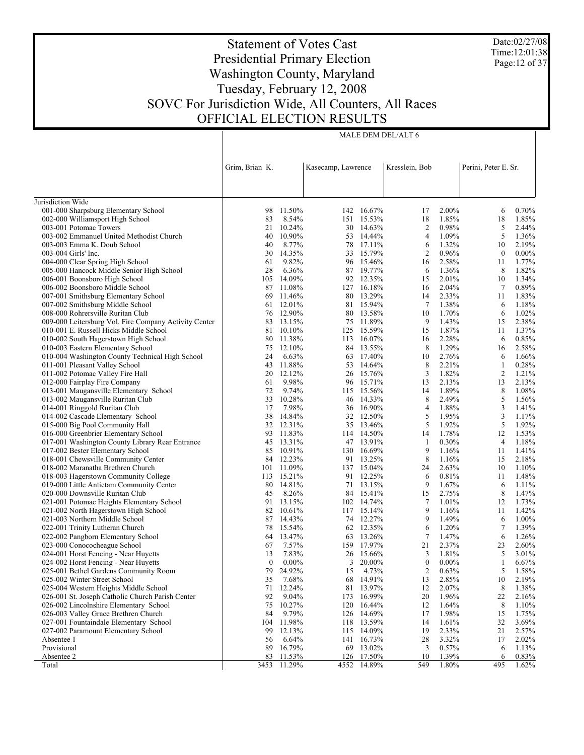# Statement of Votes Cast
## Presidential Primary Election
## Washington County, Maryland
## Tuesday, February 12, 2008
## SOVC For Jurisdiction Wide, All Counters, All Races
## OFFICIAL ELECTION RESULTS

Date:02/27/08
Time:12:01:38

| | MALE DEM DEL/ALT 6 | | | | | | | |
|---|---|---|---|---|---|---|---|---|
| | Grim, Brian K. | | Kasecamp, Lawrence | | Kresslein, Bob | | Perini, Peter E. Sr. | |
| Jurisdiction Wide | | | | | | | | |
| 001-000 Sharpsburg Elementary School | 98 | 11.50% | 142 | 16.67% | 17 | 2.00% | 6 | 0.70% |
| 002-000 Williamsport High School | 83 | 8.54% | 151 | 15.53% | 18 | 1.85% | 18 | 1.85% |
| 003-001 Potomac Towers | 21 | 10.24% | 30 | 14.63% | 2 | 0.98% | 5 | 2.44% |
| 003-002 Emmanuel United Methodist Church | 40 | 10.90% | 53 | 14.44% | 4 | 1.09% | 5 | 1.36% |
| 003-003 Emma K. Doub School | 40 | 8.77% | 78 | 17.11% | 6 | 1.32% | 10 | 2.19% |
| 003-004 Girls' Inc. | 30 | 14.35% | 33 | 15.79% | 2 | 0.96% | 0 | 0.00% |
| 004-000 Clear Spring High School | 61 | 9.82% | 96 | 15.46% | 16 | 2.58% | 11 | 1.77% |
| 005-000 Hancock Middle Senior High School | 28 | 6.36% | 87 | 19.77% | 6 | 1.36% | 8 | 1.82% |
| 006-001 Boonsboro High School | 105 | 14.09% | 92 | 12.35% | 15 | 2.01% | 10 | 1.34% |
| 006-002 Boonsboro Middle School | 87 | 11.08% | 127 | 16.18% | 16 | 2.04% | 7 | 0.89% |
| 007-001 Smithsburg Elementary School | 69 | 11.46% | 80 | 13.29% | 14 | 2.33% | 11 | 1.83% |
| 007-002 Smithsburg Middle School | 61 | 12.01% | 81 | 15.94% | 7 | 1.38% | 6 | 1.18% |
| 008-000 Rohrersville Ruritan Club | 76 | 12.90% | 80 | 13.58% | 10 | 1.70% | 6 | 1.02% |
| 009-000 Leitersburg Vol. Fire Company Activity Center | 83 | 13.15% | 75 | 11.89% | 9 | 1.43% | 15 | 2.38% |
| 010-001 E. Russell Hicks Middle School | 81 | 10.10% | 125 | 15.59% | 15 | 1.87% | 11 | 1.37% |
| 010-002 South Hagerstown High School | 80 | 11.38% | 113 | 16.07% | 16 | 2.28% | 6 | 0.85% |
| 010-003 Eastern Elementary School | 75 | 12.10% | 84 | 13.55% | 8 | 1.29% | 16 | 2.58% |
| 010-004 Washington County Technical High School | 24 | 6.63% | 63 | 17.40% | 10 | 2.76% | 6 | 1.66% |
| 011-001 Pleasant Valley School | 43 | 11.88% | 53 | 14.64% | 8 | 2.21% | 1 | 0.28% |
| 011-002 Potomac Valley Fire Hall | 20 | 12.12% | 26 | 15.76% | 3 | 1.82% | 2 | 1.21% |
| 012-000 Fairplay Fire Company | 61 | 9.98% | 96 | 15.71% | 13 | 2.13% | 13 | 2.13% |
| 013-001 Maugansville Elementary School | 72 | 9.74% | 115 | 15.56% | 14 | 1.89% | 8 | 1.08% |
| 013-002 Maugansville Ruritan Club | 33 | 10.28% | 46 | 14.33% | 8 | 2.49% | 5 | 1.56% |
| 014-001 Ringgold Ruritan Club | 17 | 7.98% | 36 | 16.90% | 4 | 1.88% | 3 | 1.41% |
| 014-002 Cascade Elementary School | 38 | 14.84% | 32 | 12.50% | 5 | 1.95% | 3 | 1.17% |
| 015-000 Big Pool Community Hall | 32 | 12.31% | 35 | 13.46% | 5 | 1.92% | 5 | 1.92% |
| 016-000 Greenbrier Elementary School | 93 | 11.83% | 114 | 14.50% | 14 | 1.78% | 12 | 1.53% |
| 017-001 Washington County Library Rear Entrance | 45 | 13.31% | 47 | 13.91% | 1 | 0.30% | 4 | 1.18% |
| 017-002 Bester Elementary School | 85 | 10.91% | 130 | 16.69% | 9 | 1.16% | 11 | 1.41% |
| 018-001 Chewsville Community Center | 84 | 12.23% | 91 | 13.25% | 8 | 1.16% | 15 | 2.18% |
| 018-002 Maranatha Brethren Church | 101 | 11.09% | 137 | 15.04% | 24 | 2.63% | 10 | 1.10% |
| 018-003 Hagerstown Community College | 113 | 15.21% | 91 | 12.25% | 6 | 0.81% | 11 | 1.48% |
| 019-000 Little Antietam Community Center | 80 | 14.81% | 71 | 13.15% | 9 | 1.67% | 6 | 1.11% |
| 020-000 Downsville Ruritan Club | 45 | 8.26% | 84 | 15.41% | 15 | 2.75% | 8 | 1.47% |
| 021-001 Potomac Heights Elementary School | 91 | 13.15% | 102 | 14.74% | 7 | 1.01% | 12 | 1.73% |
| 021-002 North Hagerstown High School | 82 | 10.61% | 117 | 15.14% | 9 | 1.16% | 11 | 1.42% |
| 021-003 Northern Middle School | 87 | 14.43% | 74 | 12.27% | 9 | 1.49% | 6 | 1.00% |
| 022-001 Trinity Lutheran Church | 78 | 15.54% | 62 | 12.35% | 6 | 1.20% | 7 | 1.39% |
| 022-002 Pangborn Elementary School | 64 | 13.47% | 63 | 13.26% | 7 | 1.47% | 6 | 1.26% |
| 023-000 Conococheague School | 67 | 7.57% | 159 | 17.97% | 21 | 2.37% | 23 | 2.60% |
| 024-001 Horst Fencing - Near Huyetts | 13 | 7.83% | 26 | 15.66% | 3 | 1.81% | 5 | 3.01% |
| 024-002 Horst Fencing - Near Huyetts | 0 | 0.00% | 3 | 20.00% | 0 | 0.00% | 1 | 6.67% |
| 025-001 Bethel Gardens Community Room | 79 | 24.92% | 15 | 4.73% | 2 | 0.63% | 5 | 1.58% |
| 025-002 Winter Street School | 35 | 7.68% | 68 | 14.91% | 13 | 2.85% | 10 | 2.19% |
| 025-004 Western Heights Middle School | 71 | 12.24% | 81 | 13.97% | 12 | 2.07% | 8 | 1.38% |
| 026-001 St. Joseph Catholic Church Parish Center | 92 | 9.04% | 173 | 16.99% | 20 | 1.96% | 22 | 2.16% |
| 026-002 Lincolnshire Elementary School | 75 | 10.27% | 120 | 16.44% | 12 | 1.64% | 8 | 1.10% |
| 026-003 Valley Grace Brethren Church | 84 | 9.79% | 126 | 14.69% | 17 | 1.98% | 15 | 1.75% |
| 027-001 Fountaindale Elementary School | 104 | 11.98% | 118 | 13.59% | 14 | 1.61% | 32 | 3.69% |
| 027-002 Paramount Elementary School | 99 | 12.13% | 115 | 14.09% | 19 | 2.33% | 21 | 2.57% |
| Absentee 1 | 56 | 6.64% | 141 | 16.73% | 28 | 3.32% | 17 | 2.02% |
| Provisional | 89 | 16.79% | 69 | 13.02% | 3 | 0.57% | 6 | 1.13% |
| Absentee 2 | 83 | 11.53% | 126 | 17.50% | 10 | 1.39% | 6 | 0.83% |
| Total | 3453 | 11.29% | 4552 | 14.89% | 549 | 1.80% | 495 | 1.62% |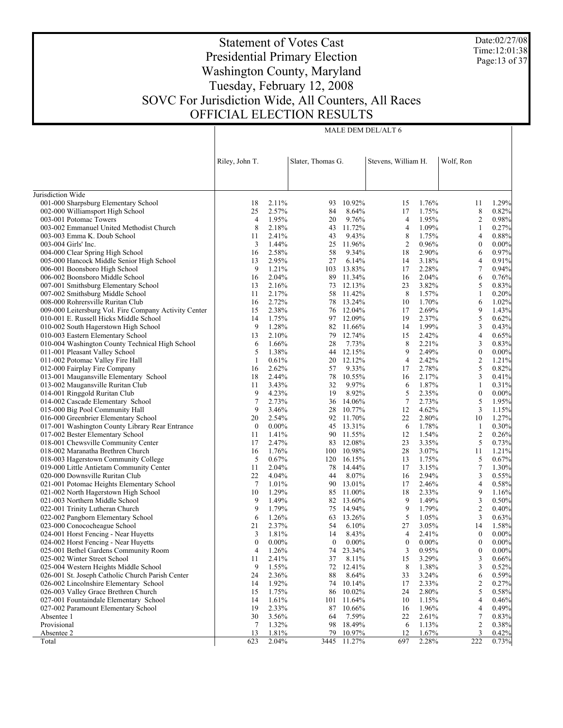# Statement of Votes Cast
## Presidential Primary Election
## Washington County, Maryland
## Tuesday, February 12, 2008
## SOVC For Jurisdiction Wide, All Counters, All Races
## OFFICIAL ELECTION RESULTS

Date:02/27/08
Time:12:01:38

| | MALE DEM DEL/ALT 6 | | | | | | | |
|---|---|---|---|---|---|---|---|---|
| | Riley, John T. | | Slater, Thomas G. | | Stevens, William H. | | Wolf, Ron | |
| Jurisdiction Wide | | | | | | | | |
| 001-000 Sharpsburg Elementary School | 18 | 2.11% | 93 | 10.92% | 15 | 1.76% | 11 | 1.29% |
| 002-000 Williamsport High School | 25 | 2.57% | 84 | 8.64% | 17 | 1.75% | 8 | 0.82% |
| 003-001 Potomac Towers | 4 | 1.95% | 20 | 9.76% | 4 | 1.95% | 2 | 0.98% |
| 003-002 Emmanuel United Methodist Church | 8 | 2.18% | 43 | 11.72% | 4 | 1.09% | 1 | 0.27% |
| 003-003 Emma K. Doub School | 11 | 2.41% | 43 | 9.43% | 8 | 1.75% | 4 | 0.88% |
| 003-004 Girls' Inc. | 3 | 1.44% | 25 | 11.96% | 2 | 0.96% | 0 | 0.00% |
| 004-000 Clear Spring High School | 16 | 2.58% | 58 | 9.34% | 18 | 2.90% | 6 | 0.97% |
| 005-000 Hancock Middle Senior High School | 13 | 2.95% | 27 | 6.14% | 14 | 3.18% | 4 | 0.91% |
| 006-001 Boonsboro High School | 9 | 1.21% | 103 | 13.83% | 17 | 2.28% | 7 | 0.94% |
| 006-002 Boonsboro Middle School | 16 | 2.04% | 89 | 11.34% | 16 | 2.04% | 6 | 0.76% |
| 007-001 Smithsburg Elementary School | 13 | 2.16% | 73 | 12.13% | 23 | 3.82% | 5 | 0.83% |
| 007-002 Smithsburg Middle School | 11 | 2.17% | 58 | 11.42% | 8 | 1.57% | 1 | 0.20% |
| 008-000 Rohrersville Ruritan Club | 16 | 2.72% | 78 | 13.24% | 10 | 1.70% | 6 | 1.02% |
| 009-000 Leitersburg Vol. Fire Company Activity Center | 15 | 2.38% | 76 | 12.04% | 17 | 2.69% | 9 | 1.43% |
| 010-001 E. Russell Hicks Middle School | 14 | 1.75% | 97 | 12.09% | 19 | 2.37% | 5 | 0.62% |
| 010-002 South Hagerstown High School | 9 | 1.28% | 82 | 11.66% | 14 | 1.99% | 3 | 0.43% |
| 010-003 Eastern Elementary School | 13 | 2.10% | 79 | 12.74% | 15 | 2.42% | 4 | 0.65% |
| 010-004 Washington County Technical High School | 6 | 1.66% | 28 | 7.73% | 8 | 2.21% | 3 | 0.83% |
| 011-001 Pleasant Valley School | 5 | 1.38% | 44 | 12.15% | 9 | 2.49% | 0 | 0.00% |
| 011-002 Potomac Valley Fire Hall | 1 | 0.61% | 20 | 12.12% | 4 | 2.42% | 2 | 1.21% |
| 012-000 Fairplay Fire Company | 16 | 2.62% | 57 | 9.33% | 17 | 2.78% | 5 | 0.82% |
| 013-001 Maugansville Elementary School | 18 | 2.44% | 78 | 10.55% | 16 | 2.17% | 3 | 0.41% |
| 013-002 Maugansville Ruritan Club | 11 | 3.43% | 32 | 9.97% | 6 | 1.87% | 1 | 0.31% |
| 014-001 Ringgold Ruritan Club | 9 | 4.23% | 19 | 8.92% | 5 | 2.35% | 0 | 0.00% |
| 014-002 Cascade Elementary School | 7 | 2.73% | 36 | 14.06% | 7 | 2.73% | 5 | 1.95% |
| 015-000 Big Pool Community Hall | 9 | 3.46% | 28 | 10.77% | 12 | 4.62% | 3 | 1.15% |
| 016-000 Greenbrier Elementary School | 20 | 2.54% | 92 | 11.70% | 22 | 2.80% | 10 | 1.27% |
| 017-001 Washington County Library Rear Entrance | 0 | 0.00% | 45 | 13.31% | 6 | 1.78% | 1 | 0.30% |
| 017-002 Bester Elementary School | 11 | 1.41% | 90 | 11.55% | 12 | 1.54% | 2 | 0.26% |
| 018-001 Chewsville Community Center | 17 | 2.47% | 83 | 12.08% | 23 | 3.35% | 5 | 0.73% |
| 018-002 Maranatha Brethren Church | 16 | 1.76% | 100 | 10.98% | 28 | 3.07% | 11 | 1.21% |
| 018-003 Hagerstown Community College | 5 | 0.67% | 120 | 16.15% | 13 | 1.75% | 5 | 0.67% |
| 019-000 Little Antietam Community Center | 11 | 2.04% | 78 | 14.44% | 17 | 3.15% | 7 | 1.30% |
| 020-000 Downsville Ruritan Club | 22 | 4.04% | 44 | 8.07% | 16 | 2.94% | 3 | 0.55% |
| 021-001 Potomac Heights Elementary School | 7 | 1.01% | 90 | 13.01% | 17 | 2.46% | 4 | 0.58% |
| 021-002 North Hagerstown High School | 10 | 1.29% | 85 | 11.00% | 18 | 2.33% | 9 | 1.16% |
| 021-003 Northern Middle School | 9 | 1.49% | 82 | 13.60% | 9 | 1.49% | 3 | 0.50% |
| 022-001 Trinity Lutheran Church | 9 | 1.79% | 75 | 14.94% | 9 | 1.79% | 2 | 0.40% |
| 022-002 Pangborn Elementary School | 6 | 1.26% | 63 | 13.26% | 5 | 1.05% | 3 | 0.63% |
| 023-000 Conococheague School | 21 | 2.37% | 54 | 6.10% | 27 | 3.05% | 14 | 1.58% |
| 024-001 Horst Fencing - Near Huyetts | 3 | 1.81% | 14 | 8.43% | 4 | 2.41% | 0 | 0.00% |
| 024-002 Horst Fencing - Near Huyetts | 0 | 0.00% | 0 | 0.00% | 0 | 0.00% | 0 | 0.00% |
| 025-001 Bethel Gardens Community Room | 4 | 1.26% | 74 | 23.34% | 3 | 0.95% | 0 | 0.00% |
| 025-002 Winter Street School | 11 | 2.41% | 37 | 8.11% | 15 | 3.29% | 3 | 0.66% |
| 025-004 Western Heights Middle School | 9 | 1.55% | 72 | 12.41% | 8 | 1.38% | 3 | 0.52% |
| 026-001 St. Joseph Catholic Church Parish Center | 24 | 2.36% | 88 | 8.64% | 33 | 3.24% | 6 | 0.59% |
| 026-002 Lincolnshire Elementary School | 14 | 1.92% | 74 | 10.14% | 17 | 2.33% | 2 | 0.27% |
| 026-003 Valley Grace Brethren Church | 15 | 1.75% | 86 | 10.02% | 24 | 2.80% | 5 | 0.58% |
| 027-001 Fountaindale Elementary School | 14 | 1.61% | 101 | 11.64% | 10 | 1.15% | 4 | 0.46% |
| 027-002 Paramount Elementary School | 19 | 2.33% | 87 | 10.66% | 16 | 1.96% | 4 | 0.49% |
| Absentee 1 | 30 | 3.56% | 64 | 7.59% | 22 | 2.61% | 7 | 0.83% |
| Provisional | 7 | 1.32% | 98 | 18.49% | 6 | 1.13% | 2 | 0.38% |
| Absentee 2 | 13 | 1.81% | 79 | 10.97% | 12 | 1.67% | 3 | 0.42% |
| Total | 623 | 2.04% | 3445 | 11.27% | 697 | 2.28% | 222 | 0.73% |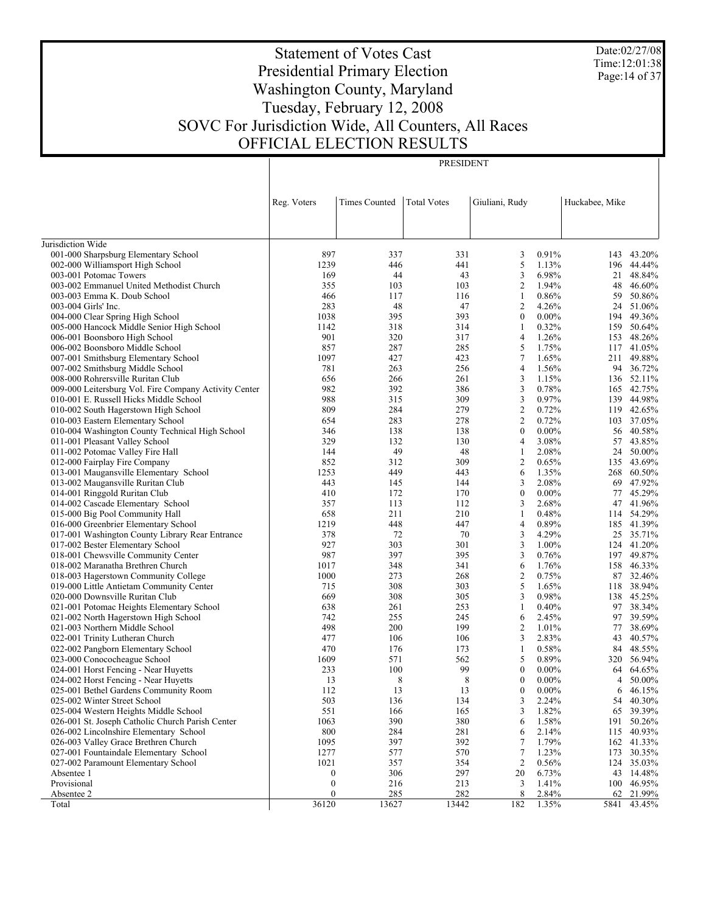# Statement of Votes Cast
# Presidential Primary Election
# Washington County, Maryland
# Tuesday, February 12, 2008
# SOVC For Jurisdiction Wide, All Counters, All Races
# OFFICIAL ELECTION RESULTS

Date:02/27/08
Time:12:01:38

| | PRESIDENT | | | | | | |
|---|---|---|---|---|---|---|---|
| | Reg. Voters | Times Counted | Total Votes | Giuliani, Rudy | | Huckabee, Mike | |
| Jurisdiction Wide | | | | | | | |
| 001-000 Sharpsburg Elementary School | 897 | 337 | 331 | 3 | 0.91% | 143 | 43.20% |
| 002-000 Williamsport High School | 1239 | 446 | 441 | 5 | 1.13% | 196 | 44.44% |
| 003-001 Potomac Towers | 169 | 44 | 43 | 3 | 6.98% | 21 | 48.84% |
| 003-002 Emmanuel United Methodist Church | 355 | 103 | 103 | 2 | 1.94% | 48 | 46.60% |
| 003-003 Emma K. Doub School | 466 | 117 | 116 | 1 | 0.86% | 59 | 50.86% |
| 003-004 Girls' Inc. | 283 | 48 | 47 | 2 | 4.26% | 24 | 51.06% |
| 004-000 Clear Spring High School | 1038 | 395 | 393 | 0 | 0.00% | 194 | 49.36% |
| 005-000 Hancock Middle Senior High School | 1142 | 318 | 314 | 1 | 0.32% | 159 | 50.64% |
| 006-001 Boonsboro High School | 901 | 320 | 317 | 4 | 1.26% | 153 | 48.26% |
| 006-002 Boonsboro Middle School | 857 | 287 | 285 | 5 | 1.75% | 117 | 41.05% |
| 007-001 Smithsburg Elementary School | 1097 | 427 | 423 | 7 | 1.65% | 211 | 49.88% |
| 007-002 Smithsburg Middle School | 781 | 263 | 256 | 4 | 1.56% | 94 | 36.72% |
| 008-000 Rohrersville Ruritan Club | 656 | 266 | 261 | 3 | 1.15% | 136 | 52.11% |
| 009-000 Leitersburg Vol. Fire Company Activity Center | 982 | 392 | 386 | 3 | 0.78% | 165 | 42.75% |
| 010-001 E. Russell Hicks Middle School | 988 | 315 | 309 | 3 | 0.97% | 139 | 44.98% |
| 010-002 South Hagerstown High School | 809 | 284 | 279 | 2 | 0.72% | 119 | 42.65% |
| 010-003 Eastern Elementary School | 654 | 283 | 278 | 2 | 0.72% | 103 | 37.05% |
| 010-004 Washington County Technical High School | 346 | 138 | 138 | 0 | 0.00% | 56 | 40.58% |
| 011-001 Pleasant Valley School | 329 | 132 | 130 | 4 | 3.08% | 57 | 43.85% |
| 011-002 Potomac Valley Fire Hall | 144 | 49 | 48 | 1 | 2.08% | 24 | 50.00% |
| 012-000 Fairplay Fire Company | 852 | 312 | 309 | 2 | 0.65% | 135 | 43.69% |
| 013-001 Maugansville Elementary School | 1253 | 449 | 443 | 6 | 1.35% | 268 | 60.50% |
| 013-002 Maugansville Ruritan Club | 443 | 145 | 144 | 3 | 2.08% | 69 | 47.92% |
| 014-001 Ringgold Ruritan Club | 410 | 172 | 170 | 0 | 0.00% | 77 | 45.29% |
| 014-002 Cascade Elementary School | 357 | 113 | 112 | 3 | 2.68% | 47 | 41.96% |
| 015-000 Big Pool Community Hall | 658 | 211 | 210 | 1 | 0.48% | 114 | 54.29% |
| 016-000 Greenbrier Elementary School | 1219 | 448 | 447 | 4 | 0.89% | 185 | 41.39% |
| 017-001 Washington County Library Rear Entrance | 378 | 72 | 70 | 3 | 4.29% | 25 | 35.71% |
| 017-002 Bester Elementary School | 927 | 303 | 301 | 3 | 1.00% | 124 | 41.20% |
| 018-001 Chewsville Community Center | 987 | 397 | 395 | 3 | 0.76% | 197 | 49.87% |
| 018-002 Maranatha Brethren Church | 1017 | 348 | 341 | 6 | 1.76% | 158 | 46.33% |
| 018-003 Hagerstown Community College | 1000 | 273 | 268 | 2 | 0.75% | 87 | 32.46% |
| 019-000 Little Antietam Community Center | 715 | 308 | 303 | 5 | 1.65% | 118 | 38.94% |
| 020-000 Downsville Ruritan Club | 669 | 308 | 305 | 3 | 0.98% | 138 | 45.25% |
| 021-001 Potomac Heights Elementary School | 638 | 261 | 253 | 1 | 0.40% | 97 | 38.34% |
| 021-002 North Hagerstown High School | 742 | 255 | 245 | 6 | 2.45% | 97 | 39.59% |
| 021-003 Northern Middle School | 498 | 200 | 199 | 2 | 1.01% | 77 | 38.69% |
| 022-001 Trinity Lutheran Church | 477 | 106 | 106 | 3 | 2.83% | 43 | 40.57% |
| 022-002 Pangborn Elementary School | 470 | 176 | 173 | 1 | 0.58% | 84 | 48.55% |
| 023-000 Conococheague School | 1609 | 571 | 562 | 5 | 0.89% | 320 | 56.94% |
| 024-001 Horst Fencing - Near Huyetts | 233 | 100 | 99 | 0 | 0.00% | 64 | 64.65% |
| 024-002 Horst Fencing - Near Huyetts | 13 | 8 | 8 | 0 | 0.00% | 4 | 50.00% |
| 025-001 Bethel Gardens Community Room | 112 | 13 | 13 | 0 | 0.00% | 6 | 46.15% |
| 025-002 Winter Street School | 503 | 136 | 134 | 3 | 2.24% | 54 | 40.30% |
| 025-004 Western Heights Middle School | 551 | 166 | 165 | 3 | 1.82% | 65 | 39.39% |
| 026-001 St. Joseph Catholic Church Parish Center | 1063 | 390 | 380 | 6 | 1.58% | 191 | 50.26% |
| 026-002 Lincolnshire Elementary School | 800 | 284 | 281 | 6 | 2.14% | 115 | 40.93% |
| 026-003 Valley Grace Brethren Church | 1095 | 397 | 392 | 7 | 1.79% | 162 | 41.33% |
| 027-001 Fountaindale Elementary School | 1277 | 577 | 570 | 7 | 1.23% | 173 | 30.35% |
| 027-002 Paramount Elementary School | 1021 | 357 | 354 | 2 | 0.56% | 124 | 35.03% |
| Absentee 1 | 0 | 306 | 297 | 20 | 6.73% | 43 | 14.48% |
| Provisional | 0 | 216 | 213 | 3 | 1.41% | 100 | 46.95% |
| Absentee 2 | 0 | 285 | 282 | 8 | 2.84% | 62 | 21.99% |
| Total | 36120 | 13627 | 13442 | 182 | 1.35% | 5841 | 43.45% |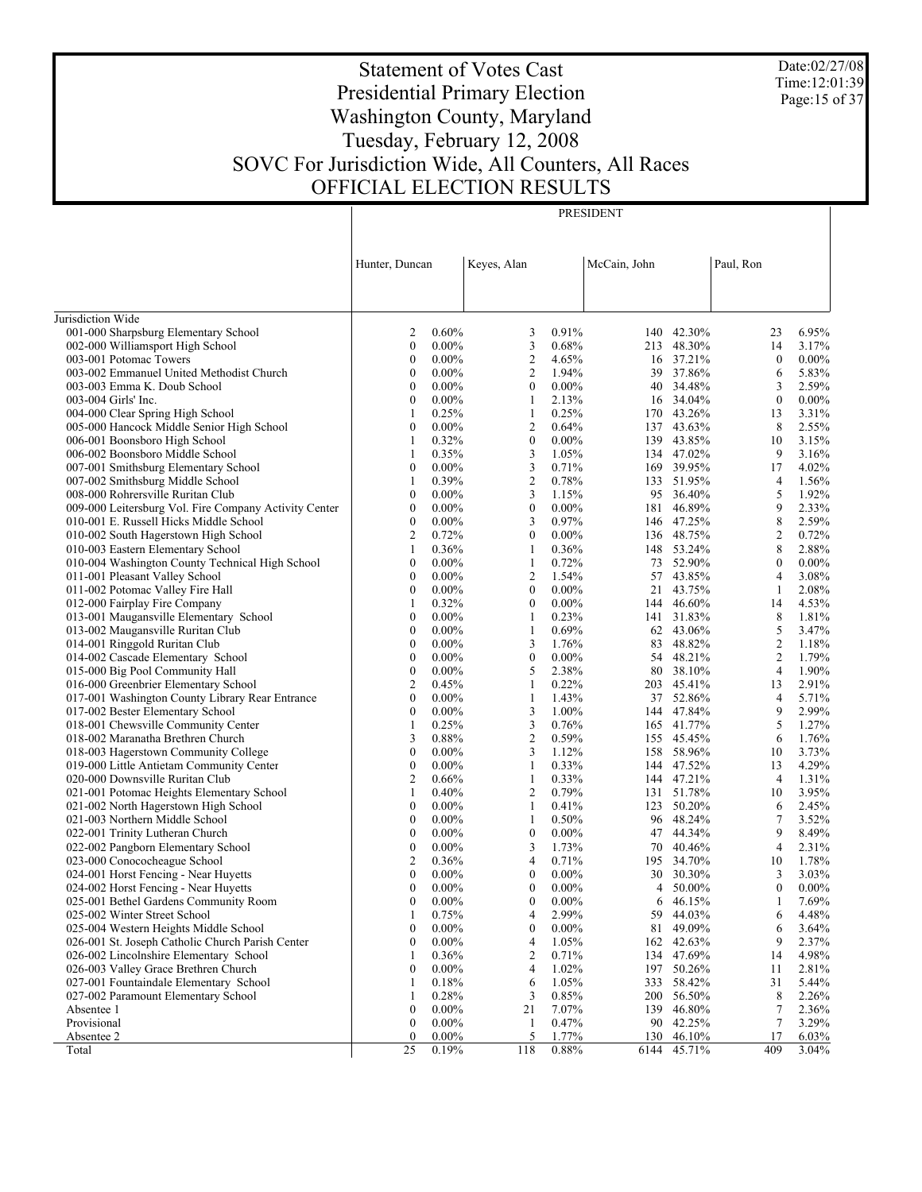# Statement of Votes Cast
# Presidential Primary Election
# Washington County, Maryland
# Tuesday, February 12, 2008
# SOVC For Jurisdiction Wide, All Counters, All Races
# OFFICIAL ELECTION RESULTS

Date:02/27/08
Time:12:01:39

| | PRESIDENT | | | | | | | |
|---|---|---|---|---|---|---|---|---|
| | Hunter, Duncan | | Keyes, Alan | | McCain, John | | Paul, Ron | |
| Jurisdiction Wide | | | | | | | | |
| 001-000 Sharpsburg Elementary School | 2 | 0.60% | 3 | 0.91% | 140 | 42.30% | 23 | 6.95% |
| 002-000 Williamsport High School | 0 | 0.00% | 3 | 0.68% | 213 | 48.30% | 14 | 3.17% |
| 003-001 Potomac Towers | 0 | 0.00% | 2 | 4.65% | 16 | 37.21% | 0 | 0.00% |
| 003-002 Emmanuel United Methodist Church | 0 | 0.00% | 2 | 1.94% | 39 | 37.86% | 6 | 5.83% |
| 003-003 Emma K. Doub School | 0 | 0.00% | 0 | 0.00% | 40 | 34.48% | 3 | 2.59% |
| 003-004 Girls' Inc. | 0 | 0.00% | 1 | 2.13% | 16 | 34.04% | 0 | 0.00% |
| 004-000 Clear Spring High School | 1 | 0.25% | 1 | 0.25% | 170 | 43.26% | 13 | 3.31% |
| 005-000 Hancock Middle Senior High School | 0 | 0.00% | 2 | 0.64% | 137 | 43.63% | 8 | 2.55% |
| 006-001 Boonsboro High School | 1 | 0.32% | 0 | 0.00% | 139 | 43.85% | 10 | 3.15% |
| 006-002 Boonsboro Middle School | 1 | 0.35% | 3 | 1.05% | 134 | 47.02% | 9 | 3.16% |
| 007-001 Smithsburg Elementary School | 0 | 0.00% | 3 | 0.71% | 169 | 39.95% | 17 | 4.02% |
| 007-002 Smithsburg Middle School | 1 | 0.39% | 2 | 0.78% | 133 | 51.95% | 4 | 1.56% |
| 008-000 Rohrersville Ruritan Club | 0 | 0.00% | 3 | 1.15% | 95 | 36.40% | 5 | 1.92% |
| 009-000 Leitersburg Vol. Fire Company Activity Center | 0 | 0.00% | 0 | 0.00% | 181 | 46.89% | 9 | 2.33% |
| 010-001 E. Russell Hicks Middle School | 0 | 0.00% | 3 | 0.97% | 146 | 47.25% | 8 | 2.59% |
| 010-002 South Hagerstown High School | 2 | 0.72% | 0 | 0.00% | 136 | 48.75% | 2 | 0.72% |
| 010-003 Eastern Elementary School | 1 | 0.36% | 1 | 0.36% | 148 | 53.24% | 8 | 2.88% |
| 010-004 Washington County Technical High School | 0 | 0.00% | 1 | 0.72% | 73 | 52.90% | 0 | 0.00% |
| 011-001 Pleasant Valley School | 0 | 0.00% | 2 | 1.54% | 57 | 43.85% | 4 | 3.08% |
| 011-002 Potomac Valley Fire Hall | 0 | 0.00% | 0 | 0.00% | 21 | 43.75% | 1 | 2.08% |
| 012-000 Fairplay Fire Company | 1 | 0.32% | 0 | 0.00% | 144 | 46.60% | 14 | 4.53% |
| 013-001 Maugansville Elementary School | 0 | 0.00% | 1 | 0.23% | 141 | 31.83% | 8 | 1.81% |
| 013-002 Maugansville Ruritan Club | 0 | 0.00% | 1 | 0.69% | 62 | 43.06% | 5 | 3.47% |
| 014-001 Ringgold Ruritan Club | 0 | 0.00% | 3 | 1.76% | 83 | 48.82% | 2 | 1.18% |
| 014-002 Cascade Elementary School | 0 | 0.00% | 0 | 0.00% | 54 | 48.21% | 2 | 1.79% |
| 015-000 Big Pool Community Hall | 0 | 0.00% | 5 | 2.38% | 80 | 38.10% | 4 | 1.90% |
| 016-000 Greenbrier Elementary School | 2 | 0.45% | 1 | 0.22% | 203 | 45.41% | 13 | 2.91% |
| 017-001 Washington County Library Rear Entrance | 0 | 0.00% | 1 | 1.43% | 37 | 52.86% | 4 | 5.71% |
| 017-002 Bester Elementary School | 0 | 0.00% | 3 | 1.00% | 144 | 47.84% | 9 | 2.99% |
| 018-001 Chewsville Community Center | 1 | 0.25% | 3 | 0.76% | 165 | 41.77% | 5 | 1.27% |
| 018-002 Maranatha Brethren Church | 3 | 0.88% | 2 | 0.59% | 155 | 45.45% | 6 | 1.76% |
| 018-003 Hagerstown Community College | 0 | 0.00% | 3 | 1.12% | 158 | 58.96% | 10 | 3.73% |
| 019-000 Little Antietam Community Center | 0 | 0.00% | 1 | 0.33% | 144 | 47.52% | 13 | 4.29% |
| 020-000 Downsville Ruritan Club | 2 | 0.66% | 1 | 0.33% | 144 | 47.21% | 4 | 1.31% |
| 021-001 Potomac Heights Elementary School | 1 | 0.40% | 2 | 0.79% | 131 | 51.78% | 10 | 3.95% |
| 021-002 North Hagerstown High School | 0 | 0.00% | 1 | 0.41% | 123 | 50.20% | 6 | 2.45% |
| 021-003 Northern Middle School | 0 | 0.00% | 1 | 0.50% | 96 | 48.24% | 7 | 3.52% |
| 022-001 Trinity Lutheran Church | 0 | 0.00% | 0 | 0.00% | 47 | 44.34% | 9 | 8.49% |
| 022-002 Pangborn Elementary School | 0 | 0.00% | 3 | 1.73% | 70 | 40.46% | 4 | 2.31% |
| 023-000 Conococheague School | 2 | 0.36% | 4 | 0.71% | 195 | 34.70% | 10 | 1.78% |
| 024-001 Horst Fencing - Near Huyetts | 0 | 0.00% | 0 | 0.00% | 30 | 30.30% | 3 | 3.03% |
| 024-002 Horst Fencing - Near Huyetts | 0 | 0.00% | 0 | 0.00% | 4 | 50.00% | 0 | 0.00% |
| 025-001 Bethel Gardens Community Room | 0 | 0.00% | 0 | 0.00% | 6 | 46.15% | 1 | 7.69% |
| 025-002 Winter Street School | 1 | 0.75% | 4 | 2.99% | 59 | 44.03% | 6 | 4.48% |
| 025-004 Western Heights Middle School | 0 | 0.00% | 0 | 0.00% | 81 | 49.09% | 6 | 3.64% |
| 026-001 St. Joseph Catholic Church Parish Center | 0 | 0.00% | 4 | 1.05% | 162 | 42.63% | 9 | 2.37% |
| 026-002 Lincolnshire Elementary School | 1 | 0.36% | 2 | 0.71% | 134 | 47.69% | 14 | 4.98% |
| 026-003 Valley Grace Brethren Church | 0 | 0.00% | 4 | 1.02% | 197 | 50.26% | 11 | 2.81% |
| 027-001 Fountaindale Elementary School | 1 | 0.18% | 6 | 1.05% | 333 | 58.42% | 31 | 5.44% |
| 027-002 Paramount Elementary School | 1 | 0.28% | 3 | 0.85% | 200 | 56.50% | 8 | 2.26% |
| Absentee 1 | 0 | 0.00% | 21 | 7.07% | 139 | 46.80% | 7 | 2.36% |
| Provisional | 0 | 0.00% | 1 | 0.47% | 90 | 42.25% | 7 | 3.29% |
| Absentee 2 | 0 | 0.00% | 5 | 1.77% | 130 | 46.10% | 17 | 6.03% |
| Total | 25 | 0.19% | 118 | 0.88% | 6144 | 45.71% | 409 | 3.04% |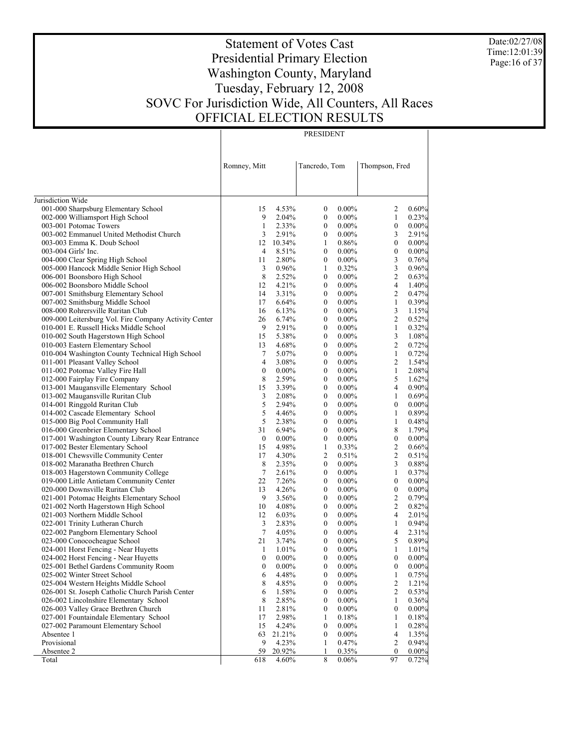# Statement of Votes Cast
## Presidential Primary Election
## Washington County, Maryland
## Tuesday, February 12, 2008
## SOVC For Jurisdiction Wide, All Counters, All Races
## OFFICIAL ELECTION RESULTS

Date:02/27/08
Time:12:01:39

| | PRESIDENT | | | | | |
|---|---|---|---|---|---|---|
| | Romney, Mitt | | Tancredo, Tom | | Thompson, Fred | |
| **Jurisdiction Wide** | | | | | | |
| 001-000 Sharpsburg Elementary School | 15 | 4.53% | 0 | 0.00% | 2 | 0.60% |
| 002-000 Williamsport High School | 9 | 2.04% | 0 | 0.00% | 1 | 0.23% |
| 003-001 Potomac Towers | 1 | 2.33% | 0 | 0.00% | 0 | 0.00% |
| 003-002 Emmanuel United Methodist Church | 3 | 2.91% | 0 | 0.00% | 3 | 2.91% |
| 003-003 Emma K. Doub School | 12 | 10.34% | 1 | 0.86% | 0 | 0.00% |
| 003-004 Girls' Inc. | 4 | 8.51% | 0 | 0.00% | 0 | 0.00% |
| 004-000 Clear Spring High School | 11 | 2.80% | 0 | 0.00% | 3 | 0.76% |
| 005-000 Hancock Middle Senior High School | 3 | 0.96% | 1 | 0.32% | 3 | 0.96% |
| 006-001 Boonsboro High School | 8 | 2.52% | 0 | 0.00% | 2 | 0.63% |
| 006-002 Boonsboro Middle School | 12 | 4.21% | 0 | 0.00% | 4 | 1.40% |
| 007-001 Smithsburg Elementary School | 14 | 3.31% | 0 | 0.00% | 2 | 0.47% |
| 007-002 Smithsburg Middle School | 17 | 6.64% | 0 | 0.00% | 1 | 0.39% |
| 008-000 Rohrersville Ruritan Club | 16 | 6.13% | 0 | 0.00% | 3 | 1.15% |
| 009-000 Leitersburg Vol. Fire Company Activity Center | 26 | 6.74% | 0 | 0.00% | 2 | 0.52% |
| 010-001 E. Russell Hicks Middle School | 9 | 2.91% | 0 | 0.00% | 1 | 0.32% |
| 010-002 South Hagerstown High School | 15 | 5.38% | 0 | 0.00% | 3 | 1.08% |
| 010-003 Eastern Elementary School | 13 | 4.68% | 0 | 0.00% | 2 | 0.72% |
| 010-004 Washington County Technical High School | 7 | 5.07% | 0 | 0.00% | 1 | 0.72% |
| 011-001 Pleasant Valley School | 4 | 3.08% | 0 | 0.00% | 2 | 1.54% |
| 011-002 Potomac Valley Fire Hall | 0 | 0.00% | 0 | 0.00% | 1 | 2.08% |
| 012-000 Fairplay Fire Company | 8 | 2.59% | 0 | 0.00% | 5 | 1.62% |
| 013-001 Maugansville Elementary School | 15 | 3.39% | 0 | 0.00% | 4 | 0.90% |
| 013-002 Maugansville Ruritan Club | 3 | 2.08% | 0 | 0.00% | 1 | 0.69% |
| 014-001 Ringgold Ruritan Club | 5 | 2.94% | 0 | 0.00% | 0 | 0.00% |
| 014-002 Cascade Elementary School | 5 | 4.46% | 0 | 0.00% | 1 | 0.89% |
| 015-000 Big Pool Community Hall | 5 | 2.38% | 0 | 0.00% | 1 | 0.48% |
| 016-000 Greenbrier Elementary School | 31 | 6.94% | 0 | 0.00% | 8 | 1.79% |
| 017-001 Washington County Library Rear Entrance | 0 | 0.00% | 0 | 0.00% | 0 | 0.00% |
| 017-002 Bester Elementary School | 15 | 4.98% | 1 | 0.33% | 2 | 0.66% |
| 018-001 Chewsville Community Center | 17 | 4.30% | 2 | 0.51% | 2 | 0.51% |
| 018-002 Maranatha Brethren Church | 8 | 2.35% | 0 | 0.00% | 3 | 0.88% |
| 018-003 Hagerstown Community College | 7 | 2.61% | 0 | 0.00% | 1 | 0.37% |
| 019-000 Little Antietam Community Center | 22 | 7.26% | 0 | 0.00% | 0 | 0.00% |
| 020-000 Downsville Ruritan Club | 13 | 4.26% | 0 | 0.00% | 0 | 0.00% |
| 021-001 Potomac Heights Elementary School | 9 | 3.56% | 0 | 0.00% | 2 | 0.79% |
| 021-002 North Hagerstown High School | 10 | 4.08% | 0 | 0.00% | 2 | 0.82% |
| 021-003 Northern Middle School | 12 | 6.03% | 0 | 0.00% | 4 | 2.01% |
| 022-001 Trinity Lutheran Church | 3 | 2.83% | 0 | 0.00% | 1 | 0.94% |
| 022-002 Pangborn Elementary School | 7 | 4.05% | 0 | 0.00% | 4 | 2.31% |
| 023-000 Conococheague School | 21 | 3.74% | 0 | 0.00% | 5 | 0.89% |
| 024-001 Horst Fencing - Near Huyetts | 1 | 1.01% | 0 | 0.00% | 1 | 1.01% |
| 024-002 Horst Fencing - Near Huyetts | 0 | 0.00% | 0 | 0.00% | 0 | 0.00% |
| 025-001 Bethel Gardens Community Room | 0 | 0.00% | 0 | 0.00% | 0 | 0.00% |
| 025-002 Winter Street School | 6 | 4.48% | 0 | 0.00% | 1 | 0.75% |
| 025-004 Western Heights Middle School | 8 | 4.85% | 0 | 0.00% | 2 | 1.21% |
| 026-001 St. Joseph Catholic Church Parish Center | 6 | 1.58% | 0 | 0.00% | 2 | 0.53% |
| 026-002 Lincolnshire Elementary School | 8 | 2.85% | 0 | 0.00% | 1 | 0.36% |
| 026-003 Valley Grace Brethren Church | 11 | 2.81% | 0 | 0.00% | 0 | 0.00% |
| 027-001 Fountaindale Elementary School | 17 | 2.98% | 1 | 0.18% | 1 | 0.18% |
| 027-002 Paramount Elementary School | 15 | 4.24% | 0 | 0.00% | 1 | 0.28% |
| Absentee 1 | 63 | 21.21% | 0 | 0.00% | 4 | 1.35% |
| Provisional | 9 | 4.23% | 1 | 0.47% | 2 | 0.94% |
| Absentee 2 | 59 | 20.92% | 1 | 0.35% | 0 | 0.00% |
| Total | 618 | 4.60% | 8 | 0.06% | 97 | 0.72% |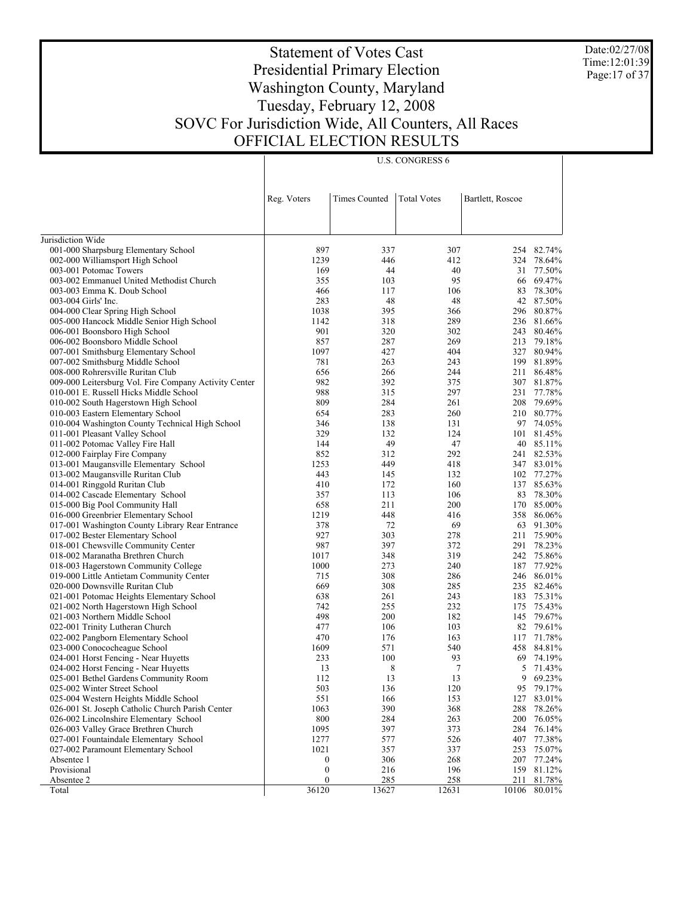# Statement of Votes Cast
# Presidential Primary Election
# Washington County, Maryland
# Tuesday, February 12, 2008
# SOVC For Jurisdiction Wide, All Counters, All Races
# OFFICIAL ELECTION RESULTS

Date:02/27/08
Time:12:01:39

| | U.S. CONGRESS 6 | | | | |
|---|---|---|---|---|---|
| | Reg. Voters | Times Counted | Total Votes | Bartlett, Roscoe | |
| Jurisdiction Wide | | | | | |
| 001-000 Sharpsburg Elementary School | 897 | 337 | 307 | 254 | 82.74% |
| 002-000 Williamsport High School | 1239 | 446 | 412 | 324 | 78.64% |
| 003-001 Potomac Towers | 169 | 44 | 40 | 31 | 77.50% |
| 003-002 Emmanuel United Methodist Church | 355 | 103 | 95 | 66 | 69.47% |
| 003-003 Emma K. Doub School | 466 | 117 | 106 | 83 | 78.30% |
| 003-004 Girls' Inc. | 283 | 48 | 48 | 42 | 87.50% |
| 004-000 Clear Spring High School | 1038 | 395 | 366 | 296 | 80.87% |
| 005-000 Hancock Middle Senior High School | 1142 | 318 | 289 | 236 | 81.66% |
| 006-001 Boonsboro High School | 901 | 320 | 302 | 243 | 80.46% |
| 006-002 Boonsboro Middle School | 857 | 287 | 269 | 213 | 79.18% |
| 007-001 Smithsburg Elementary School | 1097 | 427 | 404 | 327 | 80.94% |
| 007-002 Smithsburg Middle School | 781 | 263 | 243 | 199 | 81.89% |
| 008-000 Rohrersville Ruritan Club | 656 | 266 | 244 | 211 | 86.48% |
| 009-000 Leitersburg Vol. Fire Company Activity Center | 982 | 392 | 375 | 307 | 81.87% |
| 010-001 E. Russell Hicks Middle School | 988 | 315 | 297 | 231 | 77.78% |
| 010-002 South Hagerstown High School | 809 | 284 | 261 | 208 | 79.69% |
| 010-003 Eastern Elementary School | 654 | 283 | 260 | 210 | 80.77% |
| 010-004 Washington County Technical High School | 346 | 138 | 131 | 97 | 74.05% |
| 011-001 Pleasant Valley School | 329 | 132 | 124 | 101 | 81.45% |
| 011-002 Potomac Valley Fire Hall | 144 | 49 | 47 | 40 | 85.11% |
| 012-000 Fairplay Fire Company | 852 | 312 | 292 | 241 | 82.53% |
| 013-001 Maugansville Elementary School | 1253 | 449 | 418 | 347 | 83.01% |
| 013-002 Maugansville Ruritan Club | 443 | 145 | 132 | 102 | 77.27% |
| 014-001 Ringgold Ruritan Club | 410 | 172 | 160 | 137 | 85.63% |
| 014-002 Cascade Elementary School | 357 | 113 | 106 | 83 | 78.30% |
| 015-000 Big Pool Community Hall | 658 | 211 | 200 | 170 | 85.00% |
| 016-000 Greenbrier Elementary School | 1219 | 448 | 416 | 358 | 86.06% |
| 017-001 Washington County Library Rear Entrance | 378 | 72 | 69 | 63 | 91.30% |
| 017-002 Bester Elementary School | 927 | 303 | 278 | 211 | 75.90% |
| 018-001 Chewsville Community Center | 987 | 397 | 372 | 291 | 78.23% |
| 018-002 Maranatha Brethren Church | 1017 | 348 | 319 | 242 | 75.86% |
| 018-003 Hagerstown Community College | 1000 | 273 | 240 | 187 | 77.92% |
| 019-000 Little Antietam Community Center | 715 | 308 | 286 | 246 | 86.01% |
| 020-000 Downsville Ruritan Club | 669 | 308 | 285 | 235 | 82.46% |
| 021-001 Potomac Heights Elementary School | 638 | 261 | 243 | 183 | 75.31% |
| 021-002 North Hagerstown High School | 742 | 255 | 232 | 175 | 75.43% |
| 021-003 Northern Middle School | 498 | 200 | 182 | 145 | 79.67% |
| 022-001 Trinity Lutheran Church | 477 | 106 | 103 | 82 | 79.61% |
| 022-002 Pangborn Elementary School | 470 | 176 | 163 | 117 | 71.78% |
| 023-000 Conococheague School | 1609 | 571 | 540 | 458 | 84.81% |
| 024-001 Horst Fencing - Near Huyetts | 233 | 100 | 93 | 69 | 74.19% |
| 024-002 Horst Fencing - Near Huyetts | 13 | 8 | 7 | 5 | 71.43% |
| 025-001 Bethel Gardens Community Room | 112 | 13 | 13 | 9 | 69.23% |
| 025-002 Winter Street School | 503 | 136 | 120 | 95 | 79.17% |
| 025-004 Western Heights Middle School | 551 | 166 | 153 | 127 | 83.01% |
| 026-001 St. Joseph Catholic Church Parish Center | 1063 | 390 | 368 | 288 | 78.26% |
| 026-002 Lincolnshire Elementary School | 800 | 284 | 263 | 200 | 76.05% |
| 026-003 Valley Grace Brethren Church | 1095 | 397 | 373 | 284 | 76.14% |
| 027-001 Fountaindale Elementary School | 1277 | 577 | 526 | 407 | 77.38% |
| 027-002 Paramount Elementary School | 1021 | 357 | 337 | 253 | 75.07% |
| Absentee 1 | 0 | 306 | 268 | 207 | 77.24% |
| Provisional | 0 | 216 | 196 | 159 | 81.12% |
| Absentee 2 | 0 | 285 | 258 | 211 | 81.78% |
| Total | 36120 | 13627 | 12631 | 10106 | 80.01% |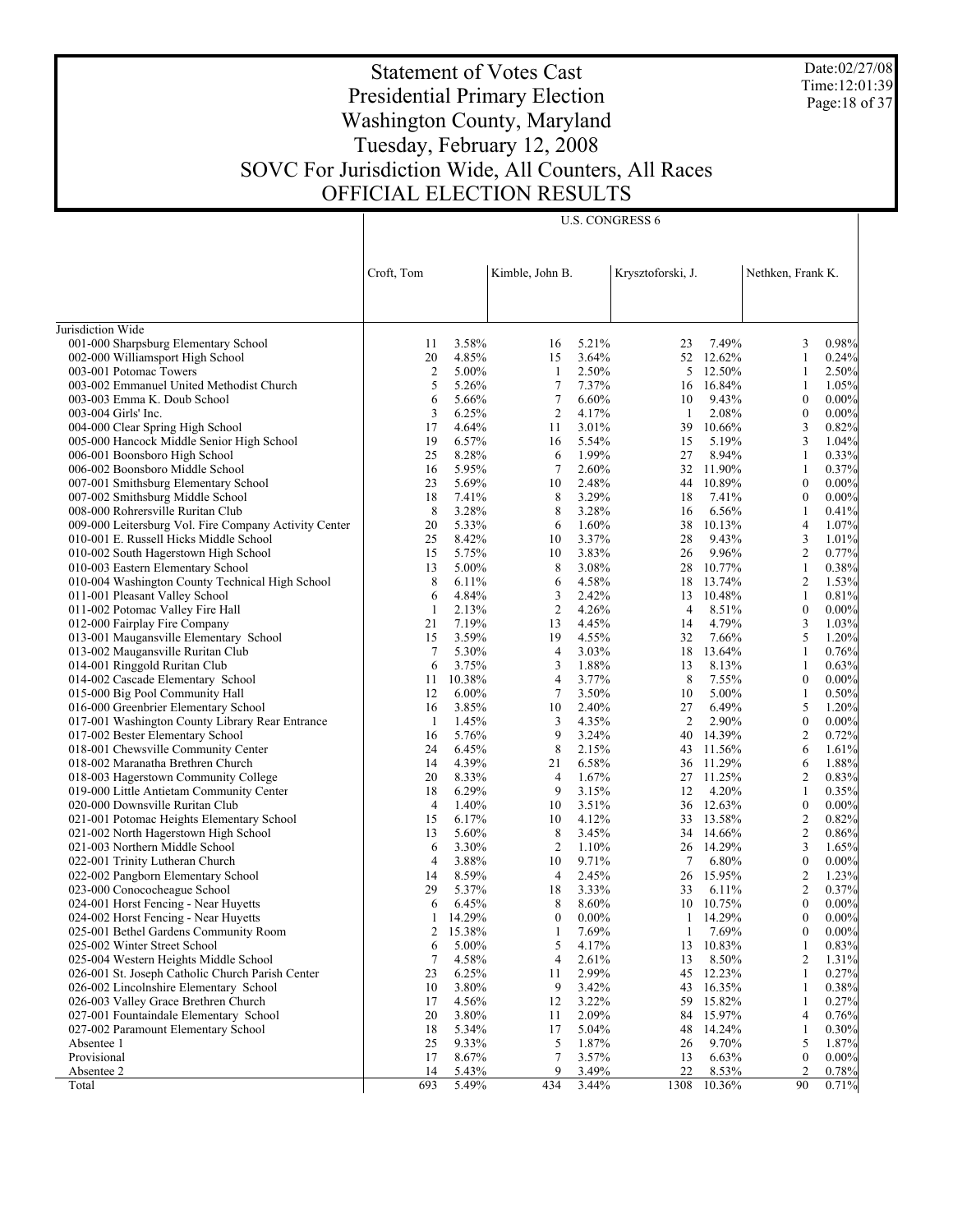# Statement of Votes Cast
## Presidential Primary Election
## Washington County, Maryland
## Tuesday, February 12, 2008
## SOVC For Jurisdiction Wide, All Counters, All Races
## OFFICIAL ELECTION RESULTS

Date:02/27/08
Time:12:01:39

| | U.S. CONGRESS 6 | | | | | | | |
|---|---|---|---|---|---|---|---|---|
| | Croft, Tom | | Kimble, John B. | | Krysztoforski, J. | | Nethken, Frank K. | |
| Jurisdiction Wide | | | | | | | | |
| 001-000 Sharpsburg Elementary School | 11 | 3.58% | 16 | 5.21% | 23 | 7.49% | 3 | 0.98% |
| 002-000 Williamsport High School | 20 | 4.85% | 15 | 3.64% | 52 | 12.62% | 1 | 0.24% |
| 003-001 Potomac Towers | 2 | 5.00% | 1 | 2.50% | 5 | 12.50% | 1 | 2.50% |
| 003-002 Emmanuel United Methodist Church | 5 | 5.26% | 7 | 7.37% | 16 | 16.84% | 1 | 1.05% |
| 003-003 Emma K. Doub School | 6 | 5.66% | 7 | 6.60% | 10 | 9.43% | 0 | 0.00% |
| 003-004 Girls' Inc. | 3 | 6.25% | 2 | 4.17% | 1 | 2.08% | 0 | 0.00% |
| 004-000 Clear Spring High School | 17 | 4.64% | 11 | 3.01% | 39 | 10.66% | 3 | 0.82% |
| 005-000 Hancock Middle Senior High School | 19 | 6.57% | 16 | 5.54% | 15 | 5.19% | 3 | 1.04% |
| 006-001 Boonsboro High School | 25 | 8.28% | 6 | 1.99% | 27 | 8.94% | 1 | 0.33% |
| 006-002 Boonsboro Middle School | 16 | 5.95% | 7 | 2.60% | 32 | 11.90% | 1 | 0.37% |
| 007-001 Smithsburg Elementary School | 23 | 5.69% | 10 | 2.48% | 44 | 10.89% | 0 | 0.00% |
| 007-002 Smithsburg Middle School | 18 | 7.41% | 8 | 3.29% | 18 | 7.41% | 0 | 0.00% |
| 008-000 Rohrersville Ruritan Club | 8 | 3.28% | 8 | 3.28% | 16 | 6.56% | 1 | 0.41% |
| 009-000 Leitersburg Vol. Fire Company Activity Center | 20 | 5.33% | 6 | 1.60% | 38 | 10.13% | 4 | 1.07% |
| 010-001 E. Russell Hicks Middle School | 25 | 8.42% | 10 | 3.37% | 28 | 9.43% | 3 | 1.01% |
| 010-002 South Hagerstown High School | 15 | 5.75% | 10 | 3.83% | 26 | 9.96% | 2 | 0.77% |
| 010-003 Eastern Elementary School | 13 | 5.00% | 8 | 3.08% | 28 | 10.77% | 1 | 0.38% |
| 010-004 Washington County Technical High School | 8 | 6.11% | 6 | 4.58% | 18 | 13.74% | 2 | 1.53% |
| 011-001 Pleasant Valley School | 6 | 4.84% | 3 | 2.42% | 13 | 10.48% | 1 | 0.81% |
| 011-002 Potomac Valley Fire Hall | 1 | 2.13% | 2 | 4.26% | 4 | 8.51% | 0 | 0.00% |
| 012-000 Fairplay Fire Company | 21 | 7.19% | 13 | 4.45% | 14 | 4.79% | 3 | 1.03% |
| 013-001 Maugansville Elementary School | 15 | 3.59% | 19 | 4.55% | 32 | 7.66% | 5 | 1.20% |
| 013-002 Maugansville Ruritan Club | 7 | 5.30% | 4 | 3.03% | 18 | 13.64% | 1 | 0.76% |
| 014-001 Ringgold Ruritan Club | 6 | 3.75% | 3 | 1.88% | 13 | 8.13% | 1 | 0.63% |
| 014-002 Cascade Elementary School | 11 | 10.38% | 4 | 3.77% | 8 | 7.55% | 0 | 0.00% |
| 015-000 Big Pool Community Hall | 12 | 6.00% | 7 | 3.50% | 10 | 5.00% | 1 | 0.50% |
| 016-000 Greenbrier Elementary School | 16 | 3.85% | 10 | 2.40% | 27 | 6.49% | 5 | 1.20% |
| 017-001 Washington County Library Rear Entrance | 1 | 1.45% | 3 | 4.35% | 2 | 2.90% | 0 | 0.00% |
| 017-002 Bester Elementary School | 16 | 5.76% | 9 | 3.24% | 40 | 14.39% | 2 | 0.72% |
| 018-001 Chewsville Community Center | 24 | 6.45% | 8 | 2.15% | 43 | 11.56% | 6 | 1.61% |
| 018-002 Maranatha Brethren Church | 14 | 4.39% | 21 | 6.58% | 36 | 11.29% | 6 | 1.88% |
| 018-003 Hagerstown Community College | 20 | 8.33% | 4 | 1.67% | 27 | 11.25% | 2 | 0.83% |
| 019-000 Little Antietam Community Center | 18 | 6.29% | 9 | 3.15% | 12 | 4.20% | 1 | 0.35% |
| 020-000 Downsville Ruritan Club | 4 | 1.40% | 10 | 3.51% | 36 | 12.63% | 0 | 0.00% |
| 021-001 Potomac Heights Elementary School | 15 | 6.17% | 10 | 4.12% | 33 | 13.58% | 2 | 0.82% |
| 021-002 North Hagerstown High School | 13 | 5.60% | 8 | 3.45% | 34 | 14.66% | 2 | 0.86% |
| 021-003 Northern Middle School | 6 | 3.30% | 2 | 1.10% | 26 | 14.29% | 3 | 1.65% |
| 022-001 Trinity Lutheran Church | 4 | 3.88% | 10 | 9.71% | 7 | 6.80% | 0 | 0.00% |
| 022-002 Pangborn Elementary School | 14 | 8.59% | 4 | 2.45% | 26 | 15.95% | 2 | 1.23% |
| 023-000 Conococheague School | 29 | 5.37% | 18 | 3.33% | 33 | 6.11% | 2 | 0.37% |
| 024-001 Horst Fencing - Near Huyetts | 6 | 6.45% | 8 | 8.60% | 10 | 10.75% | 0 | 0.00% |
| 024-002 Horst Fencing - Near Huyetts | 1 | 14.29% | 0 | 0.00% | 1 | 14.29% | 0 | 0.00% |
| 025-001 Bethel Gardens Community Room | 2 | 15.38% | 1 | 7.69% | 1 | 7.69% | 0 | 0.00% |
| 025-002 Winter Street School | 6 | 5.00% | 5 | 4.17% | 13 | 10.83% | 1 | 0.83% |
| 025-004 Western Heights Middle School | 7 | 4.58% | 4 | 2.61% | 13 | 8.50% | 2 | 1.31% |
| 026-001 St. Joseph Catholic Church Parish Center | 23 | 6.25% | 11 | 2.99% | 45 | 12.23% | 1 | 0.27% |
| 026-002 Lincolnshire Elementary School | 10 | 3.80% | 9 | 3.42% | 43 | 16.35% | 1 | 0.38% |
| 026-003 Valley Grace Brethren Church | 17 | 4.56% | 12 | 3.22% | 59 | 15.82% | 1 | 0.27% |
| 027-001 Fountaindale Elementary School | 20 | 3.80% | 11 | 2.09% | 84 | 15.97% | 4 | 0.76% |
| 027-002 Paramount Elementary School | 18 | 5.34% | 17 | 5.04% | 48 | 14.24% | 1 | 0.30% |
| Absentee 1 | 25 | 9.33% | 5 | 1.87% | 26 | 9.70% | 5 | 1.87% |
| Provisional | 17 | 8.67% | 7 | 3.57% | 13 | 6.63% | 0 | 0.00% |
| Absentee 2 | 14 | 5.43% | 9 | 3.49% | 22 | 8.53% | 2 | 0.78% |
| Total | 693 | 5.49% | 434 | 3.44% | 1308 | 10.36% | 90 | 0.71% |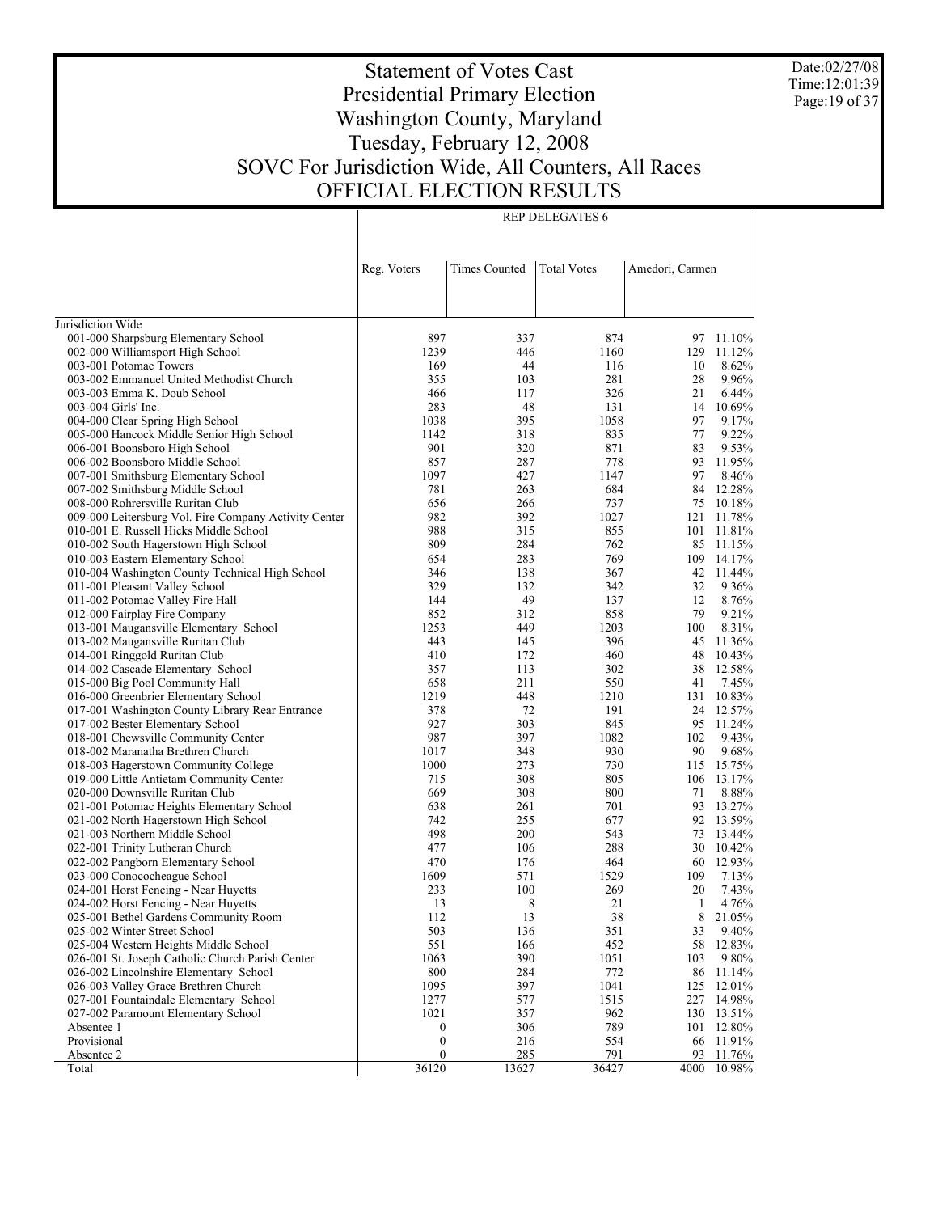# Statement of Votes Cast
# Presidential Primary Election
# Washington County, Maryland
# Tuesday, February 12, 2008
# SOVC For Jurisdiction Wide, All Counters, All Races
# OFFICIAL ELECTION RESULTS

Date:02/27/08
Time:12:01:39

| | REP DELEGATES 6 | | | | |
|---|---|---|---|---|---|
| | Reg. Voters | Times Counted | Total Votes | Amedori, Carmen | |
| Jurisdiction Wide | | | | | |
| 001-000 Sharpsburg Elementary School | 897 | 337 | 874 | 97 | 11.10% |
| 002-000 Williamsport High School | 1239 | 446 | 1160 | 129 | 11.12% |
| 003-001 Potomac Towers | 169 | 44 | 116 | 10 | 8.62% |
| 003-002 Emmanuel United Methodist Church | 355 | 103 | 281 | 28 | 9.96% |
| 003-003 Emma K. Doub School | 466 | 117 | 326 | 21 | 6.44% |
| 003-004 Girls' Inc. | 283 | 48 | 131 | 14 | 10.69% |
| 004-000 Clear Spring High School | 1038 | 395 | 1058 | 97 | 9.17% |
| 005-000 Hancock Middle Senior High School | 1142 | 318 | 835 | 77 | 9.22% |
| 006-001 Boonsboro High School | 901 | 320 | 871 | 83 | 9.53% |
| 006-002 Boonsboro Middle School | 857 | 287 | 778 | 93 | 11.95% |
| 007-001 Smithsburg Elementary School | 1097 | 427 | 1147 | 97 | 8.46% |
| 007-002 Smithsburg Middle School | 781 | 263 | 684 | 84 | 12.28% |
| 008-000 Rohrersville Ruritan Club | 656 | 266 | 737 | 75 | 10.18% |
| 009-000 Leitersburg Vol. Fire Company Activity Center | 982 | 392 | 1027 | 121 | 11.78% |
| 010-001 E. Russell Hicks Middle School | 988 | 315 | 855 | 101 | 11.81% |
| 010-002 South Hagerstown High School | 809 | 284 | 762 | 85 | 11.15% |
| 010-003 Eastern Elementary School | 654 | 283 | 769 | 109 | 14.17% |
| 010-004 Washington County Technical High School | 346 | 138 | 367 | 42 | 11.44% |
| 011-001 Pleasant Valley School | 329 | 132 | 342 | 32 | 9.36% |
| 011-002 Potomac Valley Fire Hall | 144 | 49 | 137 | 12 | 8.76% |
| 012-000 Fairplay Fire Company | 852 | 312 | 858 | 79 | 9.21% |
| 013-001 Maugansville Elementary School | 1253 | 449 | 1203 | 100 | 8.31% |
| 013-002 Maugansville Ruritan Club | 443 | 145 | 396 | 45 | 11.36% |
| 014-001 Ringgold Ruritan Club | 410 | 172 | 460 | 48 | 10.43% |
| 014-002 Cascade Elementary School | 357 | 113 | 302 | 38 | 12.58% |
| 015-000 Big Pool Community Hall | 658 | 211 | 550 | 41 | 7.45% |
| 016-000 Greenbrier Elementary School | 1219 | 448 | 1210 | 131 | 10.83% |
| 017-001 Washington County Library Rear Entrance | 378 | 72 | 191 | 24 | 12.57% |
| 017-002 Bester Elementary School | 927 | 303 | 845 | 95 | 11.24% |
| 018-001 Chewsville Community Center | 987 | 397 | 1082 | 102 | 9.43% |
| 018-002 Maranatha Brethren Church | 1017 | 348 | 930 | 90 | 9.68% |
| 018-003 Hagerstown Community College | 1000 | 273 | 730 | 115 | 15.75% |
| 019-000 Little Antietam Community Center | 715 | 308 | 805 | 106 | 13.17% |
| 020-000 Downsville Ruritan Club | 669 | 308 | 800 | 71 | 8.88% |
| 021-001 Potomac Heights Elementary School | 638 | 261 | 701 | 93 | 13.27% |
| 021-002 North Hagerstown High School | 742 | 255 | 677 | 92 | 13.59% |
| 021-003 Northern Middle School | 498 | 200 | 543 | 73 | 13.44% |
| 022-001 Trinity Lutheran Church | 477 | 106 | 288 | 30 | 10.42% |
| 022-002 Pangborn Elementary School | 470 | 176 | 464 | 60 | 12.93% |
| 023-000 Conococheague School | 1609 | 571 | 1529 | 109 | 7.13% |
| 024-001 Horst Fencing - Near Huyetts | 233 | 100 | 269 | 20 | 7.43% |
| 024-002 Horst Fencing - Near Huyetts | 13 | 8 | 21 | 1 | 4.76% |
| 025-001 Bethel Gardens Community Room | 112 | 13 | 38 | 8 | 21.05% |
| 025-002 Winter Street School | 503 | 136 | 351 | 33 | 9.40% |
| 025-004 Western Heights Middle School | 551 | 166 | 452 | 58 | 12.83% |
| 026-001 St. Joseph Catholic Church Parish Center | 1063 | 390 | 1051 | 103 | 9.80% |
| 026-002 Lincolnshire Elementary School | 800 | 284 | 772 | 86 | 11.14% |
| 026-003 Valley Grace Brethren Church | 1095 | 397 | 1041 | 125 | 12.01% |
| 027-001 Fountaindale Elementary School | 1277 | 577 | 1515 | 227 | 14.98% |
| 027-002 Paramount Elementary School | 1021 | 357 | 962 | 130 | 13.51% |
| Absentee 1 | 0 | 306 | 789 | 101 | 12.80% |
| Provisional | 0 | 216 | 554 | 66 | 11.91% |
| Absentee 2 | 0 | 285 | 791 | 93 | 11.76% |
| Total | 36120 | 13627 | 36427 | 4000 | 10.98% |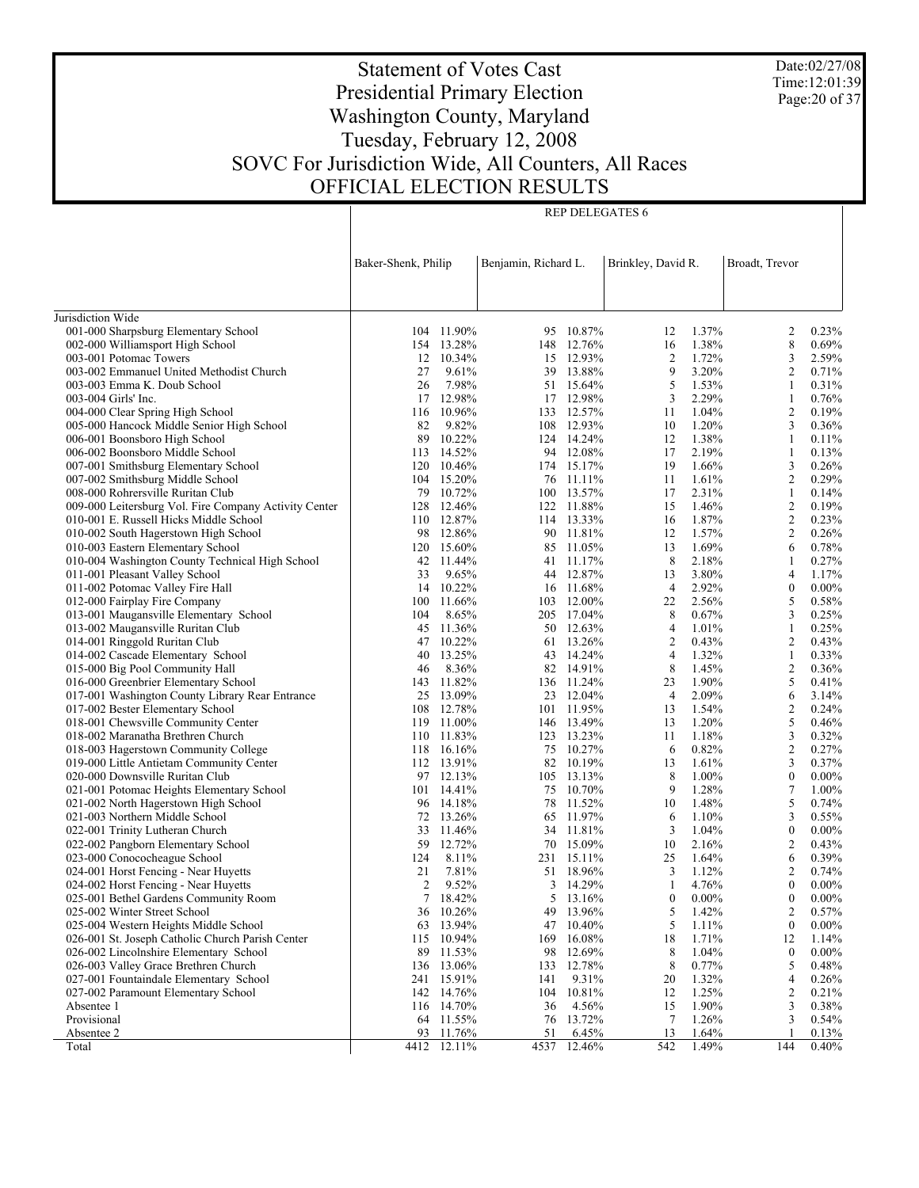# Statement of Votes Cast
## Presidential Primary Election
## Washington County, Maryland
## Tuesday, February 12, 2008
## SOVC For Jurisdiction Wide, All Counters, All Races
## OFFICIAL ELECTION RESULTS

Date:02/27/08
Time:12:01:39

REP DELEGATES 6

| | Baker-Shenk, Philip | | Benjamin, Richard L. | | Brinkley, David R. | | Broadt, Trevor | |
|---|---|---|---|---|---|---|---|---|
| Jurisdiction Wide | | | | | | | | |
| 001-000 Sharpsburg Elementary School | 104 | 11.90% | 95 | 10.87% | 12 | 1.37% | 2 | 0.23% |
| 002-000 Williamsport High School | 154 | 13.28% | 148 | 12.76% | 16 | 1.38% | 8 | 0.69% |
| 003-001 Potomac Towers | 12 | 10.34% | 15 | 12.93% | 2 | 1.72% | 3 | 2.59% |
| 003-002 Emmanuel United Methodist Church | 27 | 9.61% | 39 | 13.88% | 9 | 3.20% | 2 | 0.71% |
| 003-003 Emma K. Doub School | 26 | 7.98% | 51 | 15.64% | 5 | 1.53% | 1 | 0.31% |
| 003-004 Girls' Inc. | 17 | 12.98% | 17 | 12.98% | 3 | 2.29% | 1 | 0.76% |
| 004-000 Clear Spring High School | 116 | 10.96% | 133 | 12.57% | 11 | 1.04% | 2 | 0.19% |
| 005-000 Hancock Middle Senior High School | 82 | 9.82% | 108 | 12.93% | 10 | 1.20% | 3 | 0.36% |
| 006-001 Boonsboro High School | 89 | 10.22% | 124 | 14.24% | 12 | 1.38% | 1 | 0.11% |
| 006-002 Boonsboro Middle School | 113 | 14.52% | 94 | 12.08% | 17 | 2.19% | 1 | 0.13% |
| 007-001 Smithsburg Elementary School | 120 | 10.46% | 174 | 15.17% | 19 | 1.66% | 3 | 0.26% |
| 007-002 Smithsburg Middle School | 104 | 15.20% | 76 | 11.11% | 11 | 1.61% | 2 | 0.29% |
| 008-000 Rohrersville Ruritan Club | 79 | 10.72% | 100 | 13.57% | 17 | 2.31% | 1 | 0.14% |
| 009-000 Leitersburg Vol. Fire Company Activity Center | 128 | 12.46% | 122 | 11.88% | 15 | 1.46% | 2 | 0.19% |
| 010-001 E. Russell Hicks Middle School | 110 | 12.87% | 114 | 13.33% | 16 | 1.87% | 2 | 0.23% |
| 010-002 South Hagerstown High School | 98 | 12.86% | 90 | 11.81% | 12 | 1.57% | 2 | 0.26% |
| 010-003 Eastern Elementary School | 120 | 15.60% | 85 | 11.05% | 13 | 1.69% | 6 | 0.78% |
| 010-004 Washington County Technical High School | 42 | 11.44% | 41 | 11.17% | 8 | 2.18% | 1 | 0.27% |
| 011-001 Pleasant Valley School | 33 | 9.65% | 44 | 12.87% | 13 | 3.80% | 4 | 1.17% |
| 011-002 Potomac Valley Fire Hall | 14 | 10.22% | 16 | 11.68% | 4 | 2.92% | 0 | 0.00% |
| 012-000 Fairplay Fire Company | 100 | 11.66% | 103 | 12.00% | 22 | 2.56% | 5 | 0.58% |
| 013-001 Maugansville Elementary School | 104 | 8.65% | 205 | 17.04% | 8 | 0.67% | 3 | 0.25% |
| 013-002 Maugansville Ruritan Club | 45 | 11.36% | 50 | 12.63% | 4 | 1.01% | 1 | 0.25% |
| 014-001 Ringgold Ruritan Club | 47 | 10.22% | 61 | 13.26% | 2 | 0.43% | 2 | 0.43% |
| 014-002 Cascade Elementary School | 40 | 13.25% | 43 | 14.24% | 4 | 1.32% | 1 | 0.33% |
| 015-000 Big Pool Community Hall | 46 | 8.36% | 82 | 14.91% | 8 | 1.45% | 2 | 0.36% |
| 016-000 Greenbrier Elementary School | 143 | 11.82% | 136 | 11.24% | 23 | 1.90% | 5 | 0.41% |
| 017-001 Washington County Library Rear Entrance | 25 | 13.09% | 23 | 12.04% | 4 | 2.09% | 6 | 3.14% |
| 017-002 Bester Elementary School | 108 | 12.78% | 101 | 11.95% | 13 | 1.54% | 2 | 0.24% |
| 018-001 Chewsville Community Center | 119 | 11.00% | 146 | 13.49% | 13 | 1.20% | 5 | 0.46% |
| 018-002 Maranatha Brethren Church | 110 | 11.83% | 123 | 13.23% | 11 | 1.18% | 3 | 0.32% |
| 018-003 Hagerstown Community College | 118 | 16.16% | 75 | 10.27% | 6 | 0.82% | 2 | 0.27% |
| 019-000 Little Antietam Community Center | 112 | 13.91% | 82 | 10.19% | 13 | 1.61% | 3 | 0.37% |
| 020-000 Downsville Ruritan Club | 97 | 12.13% | 105 | 13.13% | 8 | 1.00% | 0 | 0.00% |
| 021-001 Potomac Heights Elementary School | 101 | 14.41% | 75 | 10.70% | 9 | 1.28% | 7 | 1.00% |
| 021-002 North Hagerstown High School | 96 | 14.18% | 78 | 11.52% | 10 | 1.48% | 5 | 0.74% |
| 021-003 Northern Middle School | 72 | 13.26% | 65 | 11.97% | 6 | 1.10% | 3 | 0.55% |
| 022-001 Trinity Lutheran Church | 33 | 11.46% | 34 | 11.81% | 3 | 1.04% | 0 | 0.00% |
| 022-002 Pangborn Elementary School | 59 | 12.72% | 70 | 15.09% | 10 | 2.16% | 2 | 0.43% |
| 023-000 Conococheague School | 124 | 8.11% | 231 | 15.11% | 25 | 1.64% | 6 | 0.39% |
| 024-001 Horst Fencing - Near Huyetts | 21 | 7.81% | 51 | 18.96% | 3 | 1.12% | 2 | 0.74% |
| 024-002 Horst Fencing - Near Huyetts | 2 | 9.52% | 3 | 14.29% | 1 | 4.76% | 0 | 0.00% |
| 025-001 Bethel Gardens Community Room | 7 | 18.42% | 5 | 13.16% | 0 | 0.00% | 0 | 0.00% |
| 025-002 Winter Street School | 36 | 10.26% | 49 | 13.96% | 5 | 1.42% | 2 | 0.57% |
| 025-004 Western Heights Middle School | 63 | 13.94% | 47 | 10.40% | 5 | 1.11% | 0 | 0.00% |
| 026-001 St. Joseph Catholic Church Parish Center | 115 | 10.94% | 169 | 16.08% | 18 | 1.71% | 12 | 1.14% |
| 026-002 Lincolnshire Elementary School | 89 | 11.53% | 98 | 12.69% | 8 | 1.04% | 0 | 0.00% |
| 026-003 Valley Grace Brethren Church | 136 | 13.06% | 133 | 12.78% | 8 | 0.77% | 5 | 0.48% |
| 027-001 Fountaindale Elementary School | 241 | 15.91% | 141 | 9.31% | 20 | 1.32% | 4 | 0.26% |
| 027-002 Paramount Elementary School | 142 | 14.76% | 104 | 10.81% | 12 | 1.25% | 2 | 0.21% |
| Absentee 1 | 116 | 14.70% | 36 | 4.56% | 15 | 1.90% | 3 | 0.38% |
| Provisional | 64 | 11.55% | 76 | 13.72% | 7 | 1.26% | 3 | 0.54% |
| Absentee 2 | 93 | 11.76% | 51 | 6.45% | 13 | 1.64% | 1 | 0.13% |
| Total | 4412 | 12.11% | 4537 | 12.46% | 542 | 1.49% | 144 | 0.40% |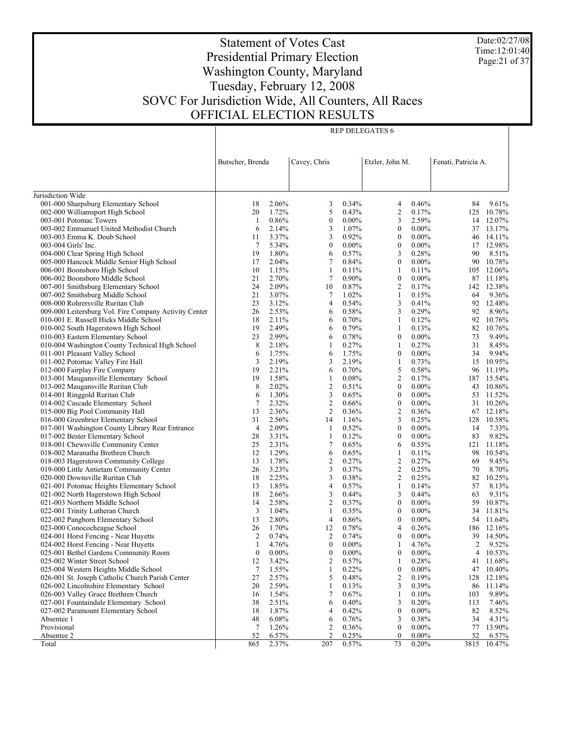# Statement of Votes Cast
# Presidential Primary Election
# Washington County, Maryland
# Tuesday, February 12, 2008
# SOVC For Jurisdiction Wide, All Counters, All Races
# OFFICIAL ELECTION RESULTS

Date:02/27/08
Time:12:01:40

| | REP DELEGATES 6 | | | | | | | |
|---|---|---|---|---|---|---|---|---|
| | Butscher, Brenda | | Cavey, Chris | | Etzler, John M. | | Fenati, Patricia A. | |
| Jurisdiction Wide | | | | | | | | |
| 001-000 Sharpsburg Elementary School | 18 | 2.06% | 3 | 0.34% | 4 | 0.46% | 84 | 9.61% |
| 002-000 Williamsport High School | 20 | 1.72% | 5 | 0.43% | 2 | 0.17% | 125 | 10.78% |
| 003-001 Potomac Towers | 1 | 0.86% | 0 | 0.00% | 3 | 2.59% | 14 | 12.07% |
| 003-002 Emmanuel United Methodist Church | 6 | 2.14% | 3 | 1.07% | 0 | 0.00% | 37 | 13.17% |
| 003-003 Emma K. Doub School | 11 | 3.37% | 3 | 0.92% | 0 | 0.00% | 46 | 14.11% |
| 003-004 Girls' Inc. | 7 | 5.34% | 0 | 0.00% | 0 | 0.00% | 17 | 12.98% |
| 004-000 Clear Spring High School | 19 | 1.80% | 6 | 0.57% | 3 | 0.28% | 90 | 8.51% |
| 005-000 Hancock Middle Senior High School | 17 | 2.04% | 7 | 0.84% | 0 | 0.00% | 90 | 10.78% |
| 006-001 Boonsboro High School | 10 | 1.15% | 1 | 0.11% | 1 | 0.11% | 105 | 12.06% |
| 006-002 Boonsboro Middle School | 21 | 2.70% | 7 | 0.90% | 0 | 0.00% | 87 | 11.18% |
| 007-001 Smithsburg Elementary School | 24 | 2.09% | 10 | 0.87% | 2 | 0.17% | 142 | 12.38% |
| 007-002 Smithsburg Middle School | 21 | 3.07% | 7 | 1.02% | 1 | 0.15% | 64 | 9.36% |
| 008-000 Rohrersville Ruritan Club | 23 | 3.12% | 4 | 0.54% | 3 | 0.41% | 92 | 12.48% |
| 009-000 Leitersburg Vol. Fire Company Activity Center | 26 | 2.53% | 6 | 0.58% | 3 | 0.29% | 92 | 8.96% |
| 010-001 E. Russell Hicks Middle School | 18 | 2.11% | 6 | 0.70% | 1 | 0.12% | 92 | 10.76% |
| 010-002 South Hagerstown High School | 19 | 2.49% | 6 | 0.79% | 1 | 0.13% | 82 | 10.76% |
| 010-003 Eastern Elementary School | 23 | 2.99% | 6 | 0.78% | 0 | 0.00% | 73 | 9.49% |
| 010-004 Washington County Technical High School | 8 | 2.18% | 1 | 0.27% | 1 | 0.27% | 31 | 8.45% |
| 011-001 Pleasant Valley School | 6 | 1.75% | 6 | 1.75% | 0 | 0.00% | 34 | 9.94% |
| 011-002 Potomac Valley Fire Hall | 3 | 2.19% | 3 | 2.19% | 1 | 0.73% | 15 | 10.95% |
| 012-000 Fairplay Fire Company | 19 | 2.21% | 6 | 0.70% | 5 | 0.58% | 96 | 11.19% |
| 013-001 Maugansville Elementary School | 19 | 1.58% | 1 | 0.08% | 2 | 0.17% | 187 | 15.54% |
| 013-002 Maugansville Ruritan Club | 8 | 2.02% | 2 | 0.51% | 0 | 0.00% | 43 | 10.86% |
| 014-001 Ringgold Ruritan Club | 6 | 1.30% | 3 | 0.65% | 0 | 0.00% | 53 | 11.52% |
| 014-002 Cascade Elementary School | 7 | 2.32% | 2 | 0.66% | 0 | 0.00% | 31 | 10.26% |
| 015-000 Big Pool Community Hall | 13 | 2.36% | 2 | 0.36% | 2 | 0.36% | 67 | 12.18% |
| 016-000 Greenbrier Elementary School | 31 | 2.56% | 14 | 1.16% | 3 | 0.25% | 128 | 10.58% |
| 017-001 Washington County Library Rear Entrance | 4 | 2.09% | 1 | 0.52% | 0 | 0.00% | 14 | 7.33% |
| 017-002 Bester Elementary School | 28 | 3.31% | 1 | 0.12% | 0 | 0.00% | 83 | 9.82% |
| 018-001 Chewsville Community Center | 25 | 2.31% | 7 | 0.65% | 6 | 0.55% | 121 | 11.18% |
| 018-002 Maranatha Brethren Church | 12 | 1.29% | 6 | 0.65% | 1 | 0.11% | 98 | 10.54% |
| 018-003 Hagerstown Community College | 13 | 1.78% | 2 | 0.27% | 2 | 0.27% | 69 | 9.45% |
| 019-000 Little Antietam Community Center | 26 | 3.23% | 3 | 0.37% | 2 | 0.25% | 70 | 8.70% |
| 020-000 Downsville Ruritan Club | 18 | 2.25% | 3 | 0.38% | 2 | 0.25% | 82 | 10.25% |
| 021-001 Potomac Heights Elementary School | 13 | 1.85% | 4 | 0.57% | 1 | 0.14% | 57 | 8.13% |
| 021-002 North Hagerstown High School | 18 | 2.66% | 3 | 0.44% | 3 | 0.44% | 63 | 9.31% |
| 021-003 Northern Middle School | 14 | 2.58% | 2 | 0.37% | 0 | 0.00% | 59 | 10.87% |
| 022-001 Trinity Lutheran Church | 3 | 1.04% | 1 | 0.35% | 0 | 0.00% | 34 | 11.81% |
| 022-002 Pangborn Elementary School | 13 | 2.80% | 4 | 0.86% | 0 | 0.00% | 54 | 11.64% |
| 023-000 Conococheague School | 26 | 1.70% | 12 | 0.78% | 4 | 0.26% | 186 | 12.16% |
| 024-001 Horst Fencing - Near Huyetts | 2 | 0.74% | 2 | 0.74% | 0 | 0.00% | 39 | 14.50% |
| 024-002 Horst Fencing - Near Huyetts | 1 | 4.76% | 0 | 0.00% | 1 | 4.76% | 2 | 9.52% |
| 025-001 Bethel Gardens Community Room | 0 | 0.00% | 0 | 0.00% | 0 | 0.00% | 4 | 10.53% |
| 025-002 Winter Street School | 12 | 3.42% | 2 | 0.57% | 1 | 0.28% | 41 | 11.68% |
| 025-004 Western Heights Middle School | 7 | 1.55% | 1 | 0.22% | 0 | 0.00% | 47 | 10.40% |
| 026-001 St. Joseph Catholic Church Parish Center | 27 | 2.57% | 5 | 0.48% | 2 | 0.19% | 128 | 12.18% |
| 026-002 Lincolnshire Elementary School | 20 | 2.59% | 1 | 0.13% | 3 | 0.39% | 86 | 11.14% |
| 026-003 Valley Grace Brethren Church | 16 | 1.54% | 7 | 0.67% | 1 | 0.10% | 103 | 9.89% |
| 027-001 Fountaindale Elementary School | 38 | 2.51% | 6 | 0.40% | 3 | 0.20% | 113 | 7.46% |
| 027-002 Paramount Elementary School | 18 | 1.87% | 4 | 0.42% | 0 | 0.00% | 82 | 8.52% |
| Absentee 1 | 48 | 6.08% | 6 | 0.76% | 3 | 0.38% | 34 | 4.31% |
| Provisional | 7 | 1.26% | 2 | 0.36% | 0 | 0.00% | 77 | 13.90% |
| Absentee 2 | 52 | 6.57% | 2 | 0.25% | 0 | 0.00% | 52 | 6.57% |
| Total | 865 | 2.37% | 207 | 0.57% | 73 | 0.20% | 3815 | 10.47% |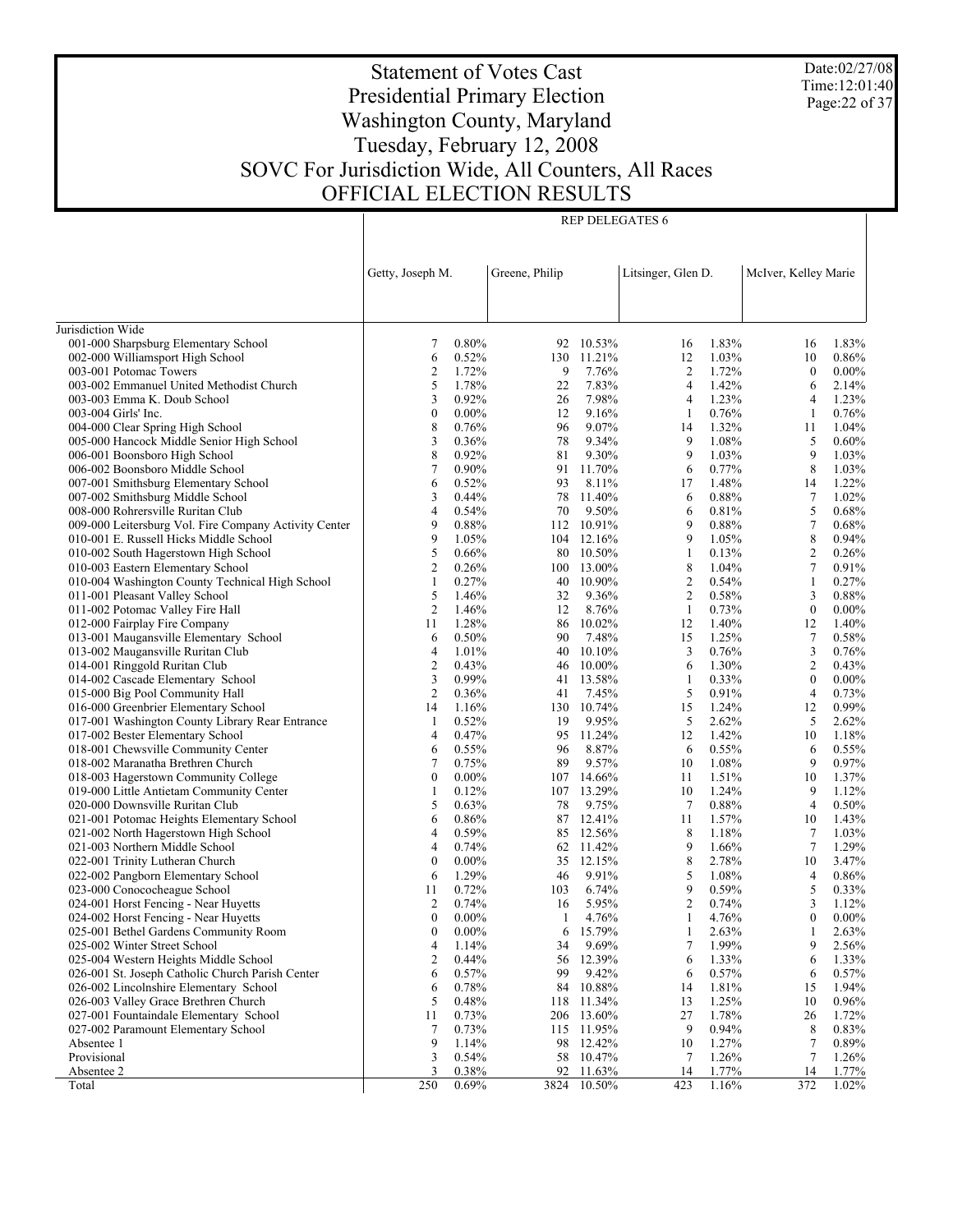# Statement of Votes Cast
## Presidential Primary Election
## Washington County, Maryland
## Tuesday, February 12, 2008
## SOVC For Jurisdiction Wide, All Counters, All Races
## OFFICIAL ELECTION RESULTS

Date:02/27/08
Time:12:01:40

| | REP DELEGATES 6 | | | | | | | |
|---|---|---|---|---|---|---|---|---|
| | Getty, Joseph M. | | Greene, Philip | | Litsinger, Glen D. | | McIver, Kelley Marie | |
| Jurisdiction Wide | | | | | | | | |
| 001-000 Sharpsburg Elementary School | 7 | 0.80% | 92 | 10.53% | 16 | 1.83% | 16 | 1.83% |
| 002-000 Williamsport High School | 6 | 0.52% | 130 | 11.21% | 12 | 1.03% | 10 | 0.86% |
| 003-001 Potomac Towers | 2 | 1.72% | 9 | 7.76% | 2 | 1.72% | 0 | 0.00% |
| 003-002 Emmanuel United Methodist Church | 5 | 1.78% | 22 | 7.83% | 4 | 1.42% | 6 | 2.14% |
| 003-003 Emma K. Doub School | 3 | 0.92% | 26 | 7.98% | 4 | 1.23% | 4 | 1.23% |
| 003-004 Girls' Inc. | 0 | 0.00% | 12 | 9.16% | 1 | 0.76% | 1 | 0.76% |
| 004-000 Clear Spring High School | 8 | 0.76% | 96 | 9.07% | 14 | 1.32% | 11 | 1.04% |
| 005-000 Hancock Middle Senior High School | 3 | 0.36% | 78 | 9.34% | 9 | 1.08% | 5 | 0.60% |
| 006-001 Boonsboro High School | 8 | 0.92% | 81 | 9.30% | 9 | 1.03% | 9 | 1.03% |
| 006-002 Boonsboro Middle School | 7 | 0.90% | 91 | 11.70% | 6 | 0.77% | 8 | 1.03% |
| 007-001 Smithsburg Elementary School | 6 | 0.52% | 93 | 8.11% | 17 | 1.48% | 14 | 1.22% |
| 007-002 Smithsburg Middle School | 3 | 0.44% | 78 | 11.40% | 6 | 0.88% | 7 | 1.02% |
| 008-000 Rohrersville Ruritan Club | 4 | 0.54% | 70 | 9.50% | 6 | 0.81% | 5 | 0.68% |
| 009-000 Leitersburg Vol. Fire Company Activity Center | 9 | 0.88% | 112 | 10.91% | 9 | 0.88% | 7 | 0.68% |
| 010-001 E. Russell Hicks Middle School | 9 | 1.05% | 104 | 12.16% | 9 | 1.05% | 8 | 0.94% |
| 010-002 South Hagerstown High School | 5 | 0.66% | 80 | 10.50% | 1 | 0.13% | 2 | 0.26% |
| 010-003 Eastern Elementary School | 2 | 0.26% | 100 | 13.00% | 8 | 1.04% | 7 | 0.91% |
| 010-004 Washington County Technical High School | 1 | 0.27% | 40 | 10.90% | 2 | 0.54% | 1 | 0.27% |
| 011-001 Pleasant Valley School | 5 | 1.46% | 32 | 9.36% | 2 | 0.58% | 3 | 0.88% |
| 011-002 Potomac Valley Fire Hall | 2 | 1.46% | 12 | 8.76% | 1 | 0.73% | 0 | 0.00% |
| 012-000 Fairplay Fire Company | 11 | 1.28% | 86 | 10.02% | 12 | 1.40% | 12 | 1.40% |
| 013-001 Maugansville Elementary School | 6 | 0.50% | 90 | 7.48% | 15 | 1.25% | 7 | 0.58% |
| 013-002 Maugansville Ruritan Club | 4 | 1.01% | 40 | 10.10% | 3 | 0.76% | 3 | 0.76% |
| 014-001 Ringgold Ruritan Club | 2 | 0.43% | 46 | 10.00% | 6 | 1.30% | 2 | 0.43% |
| 014-002 Cascade Elementary School | 3 | 0.99% | 41 | 13.58% | 1 | 0.33% | 0 | 0.00% |
| 015-000 Big Pool Community Hall | 2 | 0.36% | 41 | 7.45% | 5 | 0.91% | 4 | 0.73% |
| 016-000 Greenbrier Elementary School | 14 | 1.16% | 130 | 10.74% | 15 | 1.24% | 12 | 0.99% |
| 017-001 Washington County Library Rear Entrance | 1 | 0.52% | 19 | 9.95% | 5 | 2.62% | 5 | 2.62% |
| 017-002 Bester Elementary School | 4 | 0.47% | 95 | 11.24% | 12 | 1.42% | 10 | 1.18% |
| 018-001 Chewsville Community Center | 6 | 0.55% | 96 | 8.87% | 6 | 0.55% | 6 | 0.55% |
| 018-002 Maranatha Brethren Church | 7 | 0.75% | 89 | 9.57% | 10 | 1.08% | 9 | 0.97% |
| 018-003 Hagerstown Community College | 0 | 0.00% | 107 | 14.66% | 11 | 1.51% | 10 | 1.37% |
| 019-000 Little Antietam Community Center | 1 | 0.12% | 107 | 13.29% | 10 | 1.24% | 9 | 1.12% |
| 020-000 Downsville Ruritan Club | 5 | 0.63% | 78 | 9.75% | 7 | 0.88% | 4 | 0.50% |
| 021-001 Potomac Heights Elementary School | 6 | 0.86% | 87 | 12.41% | 11 | 1.57% | 10 | 1.43% |
| 021-002 North Hagerstown High School | 4 | 0.59% | 85 | 12.56% | 8 | 1.18% | 7 | 1.03% |
| 021-003 Northern Middle School | 4 | 0.74% | 62 | 11.42% | 9 | 1.66% | 7 | 1.29% |
| 022-001 Trinity Lutheran Church | 0 | 0.00% | 35 | 12.15% | 8 | 2.78% | 10 | 3.47% |
| 022-002 Pangborn Elementary School | 6 | 1.29% | 46 | 9.91% | 5 | 1.08% | 4 | 0.86% |
| 023-000 Conococheague School | 11 | 0.72% | 103 | 6.74% | 9 | 0.59% | 5 | 0.33% |
| 024-001 Horst Fencing - Near Huyetts | 2 | 0.74% | 16 | 5.95% | 2 | 0.74% | 3 | 1.12% |
| 024-002 Horst Fencing - Near Huyetts | 0 | 0.00% | 1 | 4.76% | 1 | 4.76% | 0 | 0.00% |
| 025-001 Bethel Gardens Community Room | 0 | 0.00% | 6 | 15.79% | 1 | 2.63% | 1 | 2.63% |
| 025-002 Winter Street School | 4 | 1.14% | 34 | 9.69% | 7 | 1.99% | 9 | 2.56% |
| 025-004 Western Heights Middle School | 2 | 0.44% | 56 | 12.39% | 6 | 1.33% | 6 | 1.33% |
| 026-001 St. Joseph Catholic Church Parish Center | 6 | 0.57% | 99 | 9.42% | 6 | 0.57% | 6 | 0.57% |
| 026-002 Lincolnshire Elementary School | 6 | 0.78% | 84 | 10.88% | 14 | 1.81% | 15 | 1.94% |
| 026-003 Valley Grace Brethren Church | 5 | 0.48% | 118 | 11.34% | 13 | 1.25% | 10 | 0.96% |
| 027-001 Fountaindale Elementary School | 11 | 0.73% | 206 | 13.60% | 27 | 1.78% | 26 | 1.72% |
| 027-002 Paramount Elementary School | 7 | 0.73% | 115 | 11.95% | 9 | 0.94% | 8 | 0.83% |
| Absentee 1 | 9 | 1.14% | 98 | 12.42% | 10 | 1.27% | 7 | 0.89% |
| Provisional | 3 | 0.54% | 58 | 10.47% | 7 | 1.26% | 7 | 1.26% |
| Absentee 2 | 3 | 0.38% | 92 | 11.63% | 14 | 1.77% | 14 | 1.77% |
| Total | 250 | 0.69% | 3824 | 10.50% | 423 | 1.16% | 372 | 1.02% |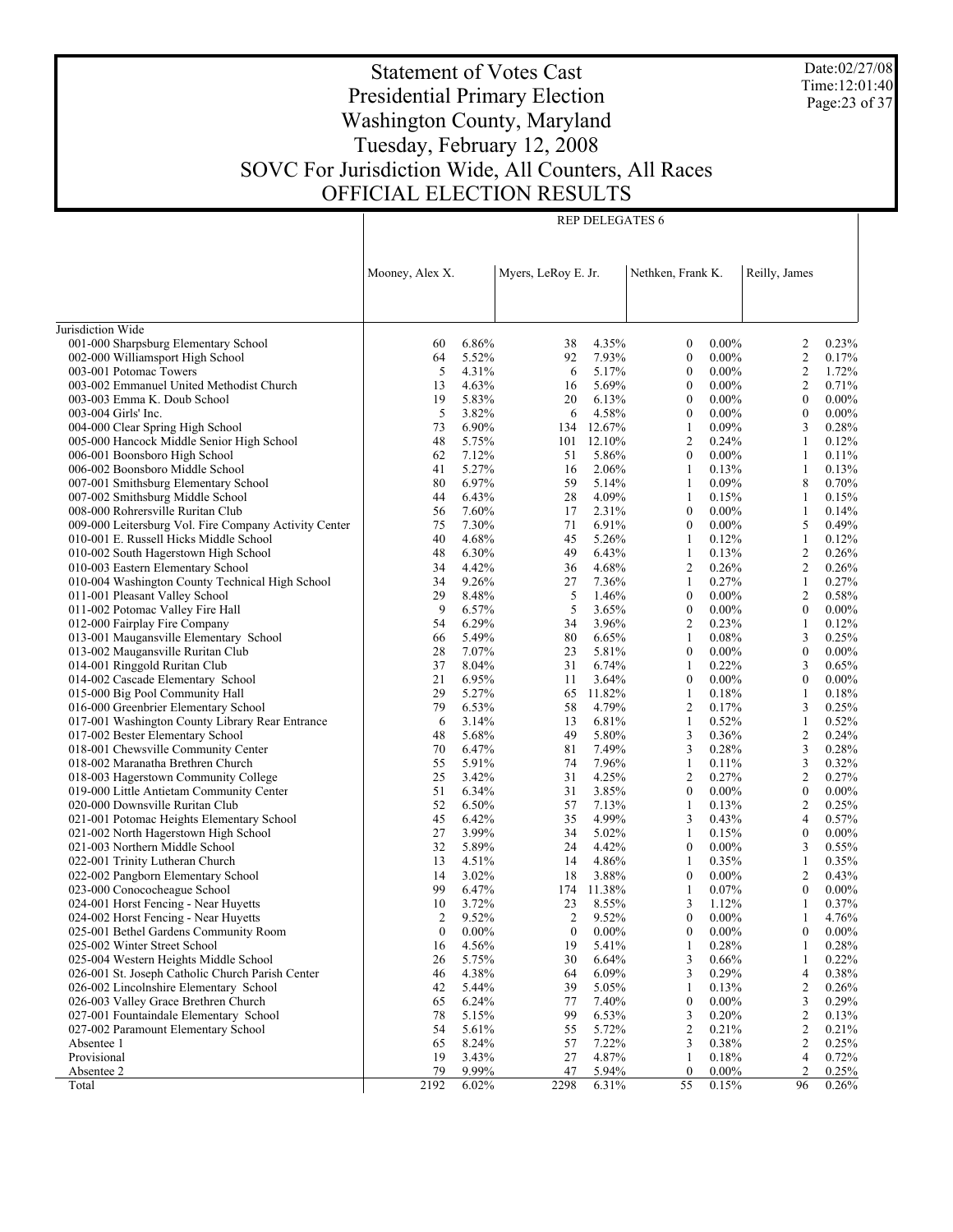# Statement of Votes Cast
# Presidential Primary Election
# Washington County, Maryland
# Tuesday, February 12, 2008
# SOVC For Jurisdiction Wide, All Counters, All Races
# OFFICIAL ELECTION RESULTS

Date:02/27/08
Time:12:01:40

| | REP DELEGATES 6 | | | | | | | |
|---|---|---|---|---|---|---|---|---|
| | Mooney, Alex X. | | Myers, LeRoy E. Jr. | | Nethken, Frank K. | | Reilly, James | |
| Jurisdiction Wide | | | | | | | | |
| 001-000 Sharpsburg Elementary School | 60 | 6.86% | 38 | 4.35% | 0 | 0.00% | 2 | 0.23% |
| 002-000 Williamsport High School | 64 | 5.52% | 92 | 7.93% | 0 | 0.00% | 2 | 0.17% |
| 003-001 Potomac Towers | 5 | 4.31% | 6 | 5.17% | 0 | 0.00% | 2 | 1.72% |
| 003-002 Emmanuel United Methodist Church | 13 | 4.63% | 16 | 5.69% | 0 | 0.00% | 2 | 0.71% |
| 003-003 Emma K. Doub School | 19 | 5.83% | 20 | 6.13% | 0 | 0.00% | 0 | 0.00% |
| 003-004 Girls' Inc. | 5 | 3.82% | 6 | 4.58% | 0 | 0.00% | 0 | 0.00% |
| 004-000 Clear Spring High School | 73 | 6.90% | 134 | 12.67% | 1 | 0.09% | 3 | 0.28% |
| 005-000 Hancock Middle Senior High School | 48 | 5.75% | 101 | 12.10% | 2 | 0.24% | 1 | 0.12% |
| 006-001 Boonsboro High School | 62 | 7.12% | 51 | 5.86% | 0 | 0.00% | 1 | 0.11% |
| 006-002 Boonsboro Middle School | 41 | 5.27% | 16 | 2.06% | 1 | 0.13% | 1 | 0.13% |
| 007-001 Smithsburg Elementary School | 80 | 6.97% | 59 | 5.14% | 1 | 0.09% | 8 | 0.70% |
| 007-002 Smithsburg Middle School | 44 | 6.43% | 28 | 4.09% | 1 | 0.15% | 1 | 0.15% |
| 008-000 Rohrersville Ruritan Club | 56 | 7.60% | 17 | 2.31% | 0 | 0.00% | 1 | 0.14% |
| 009-000 Leitersburg Vol. Fire Company Activity Center | 75 | 7.30% | 71 | 6.91% | 0 | 0.00% | 5 | 0.49% |
| 010-001 E. Russell Hicks Middle School | 40 | 4.68% | 45 | 5.26% | 1 | 0.12% | 1 | 0.12% |
| 010-002 South Hagerstown High School | 48 | 6.30% | 49 | 6.43% | 1 | 0.13% | 2 | 0.26% |
| 010-003 Eastern Elementary School | 34 | 4.42% | 36 | 4.68% | 2 | 0.26% | 2 | 0.26% |
| 010-004 Washington County Technical High School | 34 | 9.26% | 27 | 7.36% | 1 | 0.27% | 1 | 0.27% |
| 011-001 Pleasant Valley School | 29 | 8.48% | 5 | 1.46% | 0 | 0.00% | 2 | 0.58% |
| 011-002 Potomac Valley Fire Hall | 9 | 6.57% | 5 | 3.65% | 0 | 0.00% | 0 | 0.00% |
| 012-000 Fairplay Fire Company | 54 | 6.29% | 34 | 3.96% | 2 | 0.23% | 1 | 0.12% |
| 013-001 Maugansville Elementary School | 66 | 5.49% | 80 | 6.65% | 1 | 0.08% | 3 | 0.25% |
| 013-002 Maugansville Ruritan Club | 28 | 7.07% | 23 | 5.81% | 0 | 0.00% | 0 | 0.00% |
| 014-001 Ringgold Ruritan Club | 37 | 8.04% | 31 | 6.74% | 1 | 0.22% | 3 | 0.65% |
| 014-002 Cascade Elementary School | 21 | 6.95% | 11 | 3.64% | 0 | 0.00% | 0 | 0.00% |
| 015-000 Big Pool Community Hall | 29 | 5.27% | 65 | 11.82% | 1 | 0.18% | 1 | 0.18% |
| 016-000 Greenbrier Elementary School | 79 | 6.53% | 58 | 4.79% | 2 | 0.17% | 3 | 0.25% |
| 017-001 Washington County Library Rear Entrance | 6 | 3.14% | 13 | 6.81% | 1 | 0.52% | 1 | 0.52% |
| 017-002 Bester Elementary School | 48 | 5.68% | 49 | 5.80% | 3 | 0.36% | 2 | 0.24% |
| 018-001 Chewsville Community Center | 70 | 6.47% | 81 | 7.49% | 3 | 0.28% | 3 | 0.28% |
| 018-002 Maranatha Brethren Church | 55 | 5.91% | 74 | 7.96% | 1 | 0.11% | 3 | 0.32% |
| 018-003 Hagerstown Community College | 25 | 3.42% | 31 | 4.25% | 2 | 0.27% | 2 | 0.27% |
| 019-000 Little Antietam Community Center | 51 | 6.34% | 31 | 3.85% | 0 | 0.00% | 0 | 0.00% |
| 020-000 Downsville Ruritan Club | 52 | 6.50% | 57 | 7.13% | 1 | 0.13% | 2 | 0.25% |
| 021-001 Potomac Heights Elementary School | 45 | 6.42% | 35 | 4.99% | 3 | 0.43% | 4 | 0.57% |
| 021-002 North Hagerstown High School | 27 | 3.99% | 34 | 5.02% | 1 | 0.15% | 0 | 0.00% |
| 021-003 Northern Middle School | 32 | 5.89% | 24 | 4.42% | 0 | 0.00% | 3 | 0.55% |
| 022-001 Trinity Lutheran Church | 13 | 4.51% | 14 | 4.86% | 1 | 0.35% | 1 | 0.35% |
| 022-002 Pangborn Elementary School | 14 | 3.02% | 18 | 3.88% | 0 | 0.00% | 2 | 0.43% |
| 023-000 Conococheague School | 99 | 6.47% | 174 | 11.38% | 1 | 0.07% | 0 | 0.00% |
| 024-001 Horst Fencing - Near Huyetts | 10 | 3.72% | 23 | 8.55% | 3 | 1.12% | 1 | 0.37% |
| 024-002 Horst Fencing - Near Huyetts | 2 | 9.52% | 2 | 9.52% | 0 | 0.00% | 1 | 4.76% |
| 025-001 Bethel Gardens Community Room | 0 | 0.00% | 0 | 0.00% | 0 | 0.00% | 0 | 0.00% |
| 025-002 Winter Street School | 16 | 4.56% | 19 | 5.41% | 1 | 0.28% | 1 | 0.28% |
| 025-004 Western Heights Middle School | 26 | 5.75% | 30 | 6.64% | 3 | 0.66% | 1 | 0.22% |
| 026-001 St. Joseph Catholic Church Parish Center | 46 | 4.38% | 64 | 6.09% | 3 | 0.29% | 4 | 0.38% |
| 026-002 Lincolnshire Elementary School | 42 | 5.44% | 39 | 5.05% | 1 | 0.13% | 2 | 0.26% |
| 026-003 Valley Grace Brethren Church | 65 | 6.24% | 77 | 7.40% | 0 | 0.00% | 3 | 0.29% |
| 027-001 Fountaindale Elementary School | 78 | 5.15% | 99 | 6.53% | 3 | 0.20% | 2 | 0.13% |
| 027-002 Paramount Elementary School | 54 | 5.61% | 55 | 5.72% | 2 | 0.21% | 2 | 0.21% |
| Absentee 1 | 65 | 8.24% | 57 | 7.22% | 3 | 0.38% | 2 | 0.25% |
| Provisional | 19 | 3.43% | 27 | 4.87% | 1 | 0.18% | 4 | 0.72% |
| Absentee 2 | 79 | 9.99% | 47 | 5.94% | 0 | 0.00% | 2 | 0.25% |
| Total | 2192 | 6.02% | 2298 | 6.31% | 55 | 0.15% | 96 | 0.26% |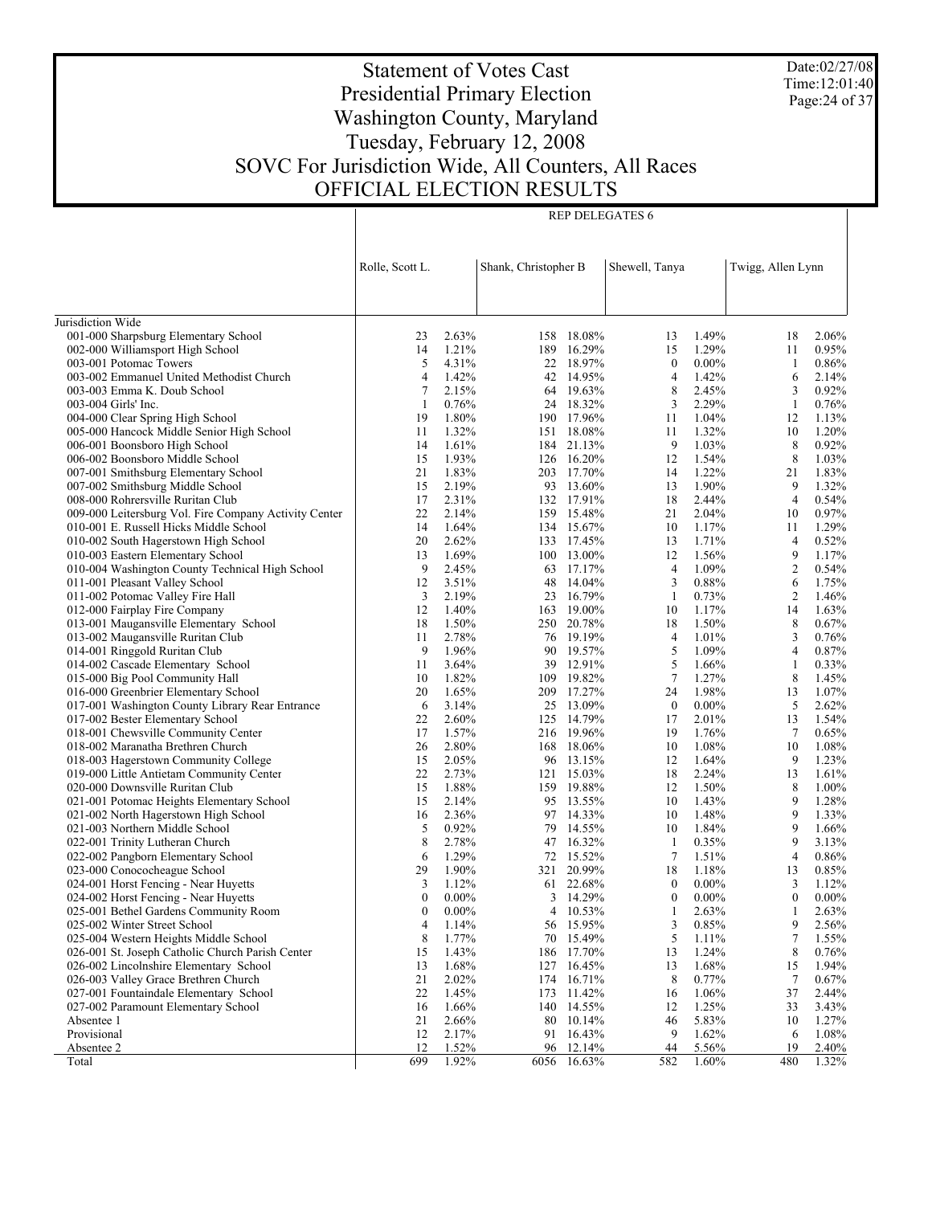# Statement of Votes Cast
## Presidential Primary Election
## Washington County, Maryland
## Tuesday, February 12, 2008
## SOVC For Jurisdiction Wide, All Counters, All Races
## OFFICIAL ELECTION RESULTS

Date:02/27/08
Time:12:01:40

| | REP DELEGATES 6 | | | | | | | |
|---|---|---|---|---|---|---|---|---|
| | Rolle, Scott L. | | Shank, Christopher B | | Shewell, Tanya | | Twigg, Allen Lynn | |
| Jurisdiction Wide | | | | | | | | |
| 001-000 Sharpsburg Elementary School | 23 | 2.63% | 158 | 18.08% | 13 | 1.49% | 18 | 2.06% |
| 002-000 Williamsport High School | 14 | 1.21% | 189 | 16.29% | 15 | 1.29% | 11 | 0.95% |
| 003-001 Potomac Towers | 5 | 4.31% | 22 | 18.97% | 0 | 0.00% | 1 | 0.86% |
| 003-002 Emmanuel United Methodist Church | 4 | 1.42% | 42 | 14.95% | 4 | 1.42% | 6 | 2.14% |
| 003-003 Emma K. Doub School | 7 | 2.15% | 64 | 19.63% | 8 | 2.45% | 3 | 0.92% |
| 003-004 Girls' Inc. | 1 | 0.76% | 24 | 18.32% | 3 | 2.29% | 1 | 0.76% |
| 004-000 Clear Spring High School | 19 | 1.80% | 190 | 17.96% | 11 | 1.04% | 12 | 1.13% |
| 005-000 Hancock Middle Senior High School | 11 | 1.32% | 151 | 18.08% | 11 | 1.32% | 10 | 1.20% |
| 006-001 Boonsboro High School | 14 | 1.61% | 184 | 21.13% | 9 | 1.03% | 8 | 0.92% |
| 006-002 Boonsboro Middle School | 15 | 1.93% | 126 | 16.20% | 12 | 1.54% | 8 | 1.03% |
| 007-001 Smithsburg Elementary School | 21 | 1.83% | 203 | 17.70% | 14 | 1.22% | 21 | 1.83% |
| 007-002 Smithsburg Middle School | 15 | 2.19% | 93 | 13.60% | 13 | 1.90% | 9 | 1.32% |
| 008-000 Rohrersville Ruritan Club | 17 | 2.31% | 132 | 17.91% | 18 | 2.44% | 4 | 0.54% |
| 009-000 Leitersburg Vol. Fire Company Activity Center | 22 | 2.14% | 159 | 15.48% | 21 | 2.04% | 10 | 0.97% |
| 010-001 E. Russell Hicks Middle School | 14 | 1.64% | 134 | 15.67% | 10 | 1.17% | 11 | 1.29% |
| 010-002 South Hagerstown High School | 20 | 2.62% | 133 | 17.45% | 13 | 1.71% | 4 | 0.52% |
| 010-003 Eastern Elementary School | 13 | 1.69% | 100 | 13.00% | 12 | 1.56% | 9 | 1.17% |
| 010-004 Washington County Technical High School | 9 | 2.45% | 63 | 17.17% | 4 | 1.09% | 2 | 0.54% |
| 011-001 Pleasant Valley School | 12 | 3.51% | 48 | 14.04% | 3 | 0.88% | 6 | 1.75% |
| 011-002 Potomac Valley Fire Hall | 3 | 2.19% | 23 | 16.79% | 1 | 0.73% | 2 | 1.46% |
| 012-000 Fairplay Fire Company | 12 | 1.40% | 163 | 19.00% | 10 | 1.17% | 14 | 1.63% |
| 013-001 Maugansville Elementary School | 18 | 1.50% | 250 | 20.78% | 18 | 1.50% | 8 | 0.67% |
| 013-002 Maugansville Ruritan Club | 11 | 2.78% | 76 | 19.19% | 4 | 1.01% | 3 | 0.76% |
| 014-001 Ringgold Ruritan Club | 9 | 1.96% | 90 | 19.57% | 5 | 1.09% | 4 | 0.87% |
| 014-002 Cascade Elementary School | 11 | 3.64% | 39 | 12.91% | 5 | 1.66% | 1 | 0.33% |
| 015-000 Big Pool Community Hall | 10 | 1.82% | 109 | 19.82% | 7 | 1.27% | 8 | 1.45% |
| 016-000 Greenbrier Elementary School | 20 | 1.65% | 209 | 17.27% | 24 | 1.98% | 13 | 1.07% |
| 017-001 Washington County Library Rear Entrance | 6 | 3.14% | 25 | 13.09% | 0 | 0.00% | 5 | 2.62% |
| 017-002 Bester Elementary School | 22 | 2.60% | 125 | 14.79% | 17 | 2.01% | 13 | 1.54% |
| 018-001 Chewsville Community Center | 17 | 1.57% | 216 | 19.96% | 19 | 1.76% | 7 | 0.65% |
| 018-002 Maranatha Brethren Church | 26 | 2.80% | 168 | 18.06% | 10 | 1.08% | 10 | 1.08% |
| 018-003 Hagerstown Community College | 15 | 2.05% | 96 | 13.15% | 12 | 1.64% | 9 | 1.23% |
| 019-000 Little Antietam Community Center | 22 | 2.73% | 121 | 15.03% | 18 | 2.24% | 13 | 1.61% |
| 020-000 Downsville Ruritan Club | 15 | 1.88% | 159 | 19.88% | 12 | 1.50% | 8 | 1.00% |
| 021-001 Potomac Heights Elementary School | 15 | 2.14% | 95 | 13.55% | 10 | 1.43% | 9 | 1.28% |
| 021-002 North Hagerstown High School | 16 | 2.36% | 97 | 14.33% | 10 | 1.48% | 9 | 1.33% |
| 021-003 Northern Middle School | 5 | 0.92% | 79 | 14.55% | 10 | 1.84% | 9 | 1.66% |
| 022-001 Trinity Lutheran Church | 8 | 2.78% | 47 | 16.32% | 1 | 0.35% | 9 | 3.13% |
| 022-002 Pangborn Elementary School | 6 | 1.29% | 72 | 15.52% | 7 | 1.51% | 4 | 0.86% |
| 023-000 Conococheague School | 29 | 1.90% | 321 | 20.99% | 18 | 1.18% | 13 | 0.85% |
| 024-001 Horst Fencing - Near Huyetts | 3 | 1.12% | 61 | 22.68% | 0 | 0.00% | 3 | 1.12% |
| 024-002 Horst Fencing - Near Huyetts | 0 | 0.00% | 3 | 14.29% | 0 | 0.00% | 0 | 0.00% |
| 025-001 Bethel Gardens Community Room | 0 | 0.00% | 4 | 10.53% | 1 | 2.63% | 1 | 2.63% |
| 025-002 Winter Street School | 4 | 1.14% | 56 | 15.95% | 3 | 0.85% | 9 | 2.56% |
| 025-004 Western Heights Middle School | 8 | 1.77% | 70 | 15.49% | 5 | 1.11% | 7 | 1.55% |
| 026-001 St. Joseph Catholic Church Parish Center | 15 | 1.43% | 186 | 17.70% | 13 | 1.24% | 8 | 0.76% |
| 026-002 Lincolnshire Elementary School | 13 | 1.68% | 127 | 16.45% | 13 | 1.68% | 15 | 1.94% |
| 026-003 Valley Grace Brethren Church | 21 | 2.02% | 174 | 16.71% | 8 | 0.77% | 7 | 0.67% |
| 027-001 Fountaindale Elementary School | 22 | 1.45% | 173 | 11.42% | 16 | 1.06% | 37 | 2.44% |
| 027-002 Paramount Elementary School | 16 | 1.66% | 140 | 14.55% | 12 | 1.25% | 33 | 3.43% |
| Absentee 1 | 21 | 2.66% | 80 | 10.14% | 46 | 5.83% | 10 | 1.27% |
| Provisional | 12 | 2.17% | 91 | 16.43% | 9 | 1.62% | 6 | 1.08% |
| Absentee 2 | 12 | 1.52% | 96 | 12.14% | 44 | 5.56% | 19 | 2.40% |
| Total | 699 | 1.92% | 6056 | 16.63% | 582 | 1.60% | 480 | 1.32% |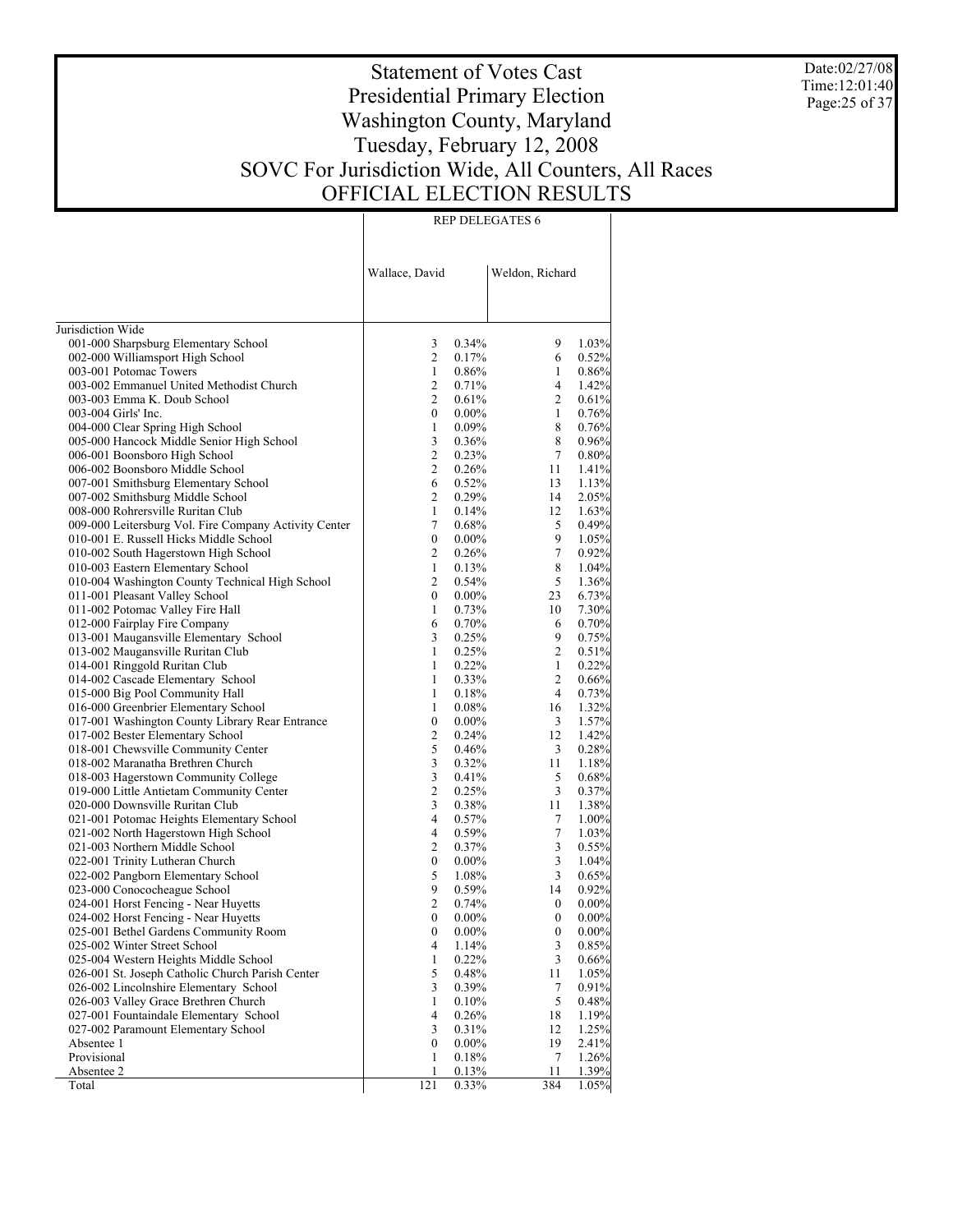# Statement of Votes Cast
# Presidential Primary Election
# Washington County, Maryland
# Tuesday, February 12, 2008
# SOVC For Jurisdiction Wide, All Counters, All Races
# OFFICIAL ELECTION RESULTS

Date:02/27/08
Time:12:01:40

| | REP DELEGATES 6 | | | |
|---|---|---|---|---|
| | Wallace, David | | Weldon, Richard | |
| Jurisdiction Wide | | | | |
| 001-000 Sharpsburg Elementary School | 3 | 0.34% | 9 | 1.03% |
| 002-000 Williamsport High School | 2 | 0.17% | 6 | 0.52% |
| 003-001 Potomac Towers | 1 | 0.86% | 1 | 0.86% |
| 003-002 Emmanuel United Methodist Church | 2 | 0.71% | 4 | 1.42% |
| 003-003 Emma K. Doub School | 2 | 0.61% | 2 | 0.61% |
| 003-004 Girls' Inc. | 0 | 0.00% | 1 | 0.76% |
| 004-000 Clear Spring High School | 1 | 0.09% | 8 | 0.76% |
| 005-000 Hancock Middle Senior High School | 3 | 0.36% | 8 | 0.96% |
| 006-001 Boonsboro High School | 2 | 0.23% | 7 | 0.80% |
| 006-002 Boonsboro Middle School | 2 | 0.26% | 11 | 1.41% |
| 007-001 Smithsburg Elementary School | 6 | 0.52% | 13 | 1.13% |
| 007-002 Smithsburg Middle School | 2 | 0.29% | 14 | 2.05% |
| 008-000 Rohrersville Ruritan Club | 1 | 0.14% | 12 | 1.63% |
| 009-000 Leitersburg Vol. Fire Company Activity Center | 7 | 0.68% | 5 | 0.49% |
| 010-001 E. Russell Hicks Middle School | 0 | 0.00% | 9 | 1.05% |
| 010-002 South Hagerstown High School | 2 | 0.26% | 7 | 0.92% |
| 010-003 Eastern Elementary School | 1 | 0.13% | 8 | 1.04% |
| 010-004 Washington County Technical High School | 2 | 0.54% | 5 | 1.36% |
| 011-001 Pleasant Valley School | 0 | 0.00% | 23 | 6.73% |
| 011-002 Potomac Valley Fire Hall | 1 | 0.73% | 10 | 7.30% |
| 012-000 Fairplay Fire Company | 6 | 0.70% | 6 | 0.70% |
| 013-001 Maugansville Elementary School | 3 | 0.25% | 9 | 0.75% |
| 013-002 Maugansville Ruritan Club | 1 | 0.25% | 2 | 0.51% |
| 014-001 Ringgold Ruritan Club | 1 | 0.22% | 1 | 0.22% |
| 014-002 Cascade Elementary School | 1 | 0.33% | 2 | 0.66% |
| 015-000 Big Pool Community Hall | 1 | 0.18% | 4 | 0.73% |
| 016-000 Greenbrier Elementary School | 1 | 0.08% | 16 | 1.32% |
| 017-001 Washington County Library Rear Entrance | 0 | 0.00% | 3 | 1.57% |
| 017-002 Bester Elementary School | 2 | 0.24% | 12 | 1.42% |
| 018-001 Chewsville Community Center | 5 | 0.46% | 3 | 0.28% |
| 018-002 Maranatha Brethren Church | 3 | 0.32% | 11 | 1.18% |
| 018-003 Hagerstown Community College | 3 | 0.41% | 5 | 0.68% |
| 019-000 Little Antietam Community Center | 2 | 0.25% | 3 | 0.37% |
| 020-000 Downsville Ruritan Club | 3 | 0.38% | 11 | 1.38% |
| 021-001 Potomac Heights Elementary School | 4 | 0.57% | 7 | 1.00% |
| 021-002 North Hagerstown High School | 4 | 0.59% | 7 | 1.03% |
| 021-003 Northern Middle School | 2 | 0.37% | 3 | 0.55% |
| 022-001 Trinity Lutheran Church | 0 | 0.00% | 3 | 1.04% |
| 022-002 Pangborn Elementary School | 5 | 1.08% | 3 | 0.65% |
| 023-000 Conococheague School | 9 | 0.59% | 14 | 0.92% |
| 024-001 Horst Fencing - Near Huyetts | 2 | 0.74% | 0 | 0.00% |
| 024-002 Horst Fencing - Near Huyetts | 0 | 0.00% | 0 | 0.00% |
| 025-001 Bethel Gardens Community Room | 0 | 0.00% | 0 | 0.00% |
| 025-002 Winter Street School | 4 | 1.14% | 3 | 0.85% |
| 025-004 Western Heights Middle School | 1 | 0.22% | 3 | 0.66% |
| 026-001 St. Joseph Catholic Church Parish Center | 5 | 0.48% | 11 | 1.05% |
| 026-002 Lincolnshire Elementary School | 3 | 0.39% | 7 | 0.91% |
| 026-003 Valley Grace Brethren Church | 1 | 0.10% | 5 | 0.48% |
| 027-001 Fountaindale Elementary School | 4 | 0.26% | 18 | 1.19% |
| 027-002 Paramount Elementary School | 3 | 0.31% | 12 | 1.25% |
| Absentee 1 | 0 | 0.00% | 19 | 2.41% |
| Provisional | 1 | 0.18% | 7 | 1.26% |
| Absentee 2 | 1 | 0.13% | 11 | 1.39% |
| Total | 121 | 0.33% | 384 | 1.05% |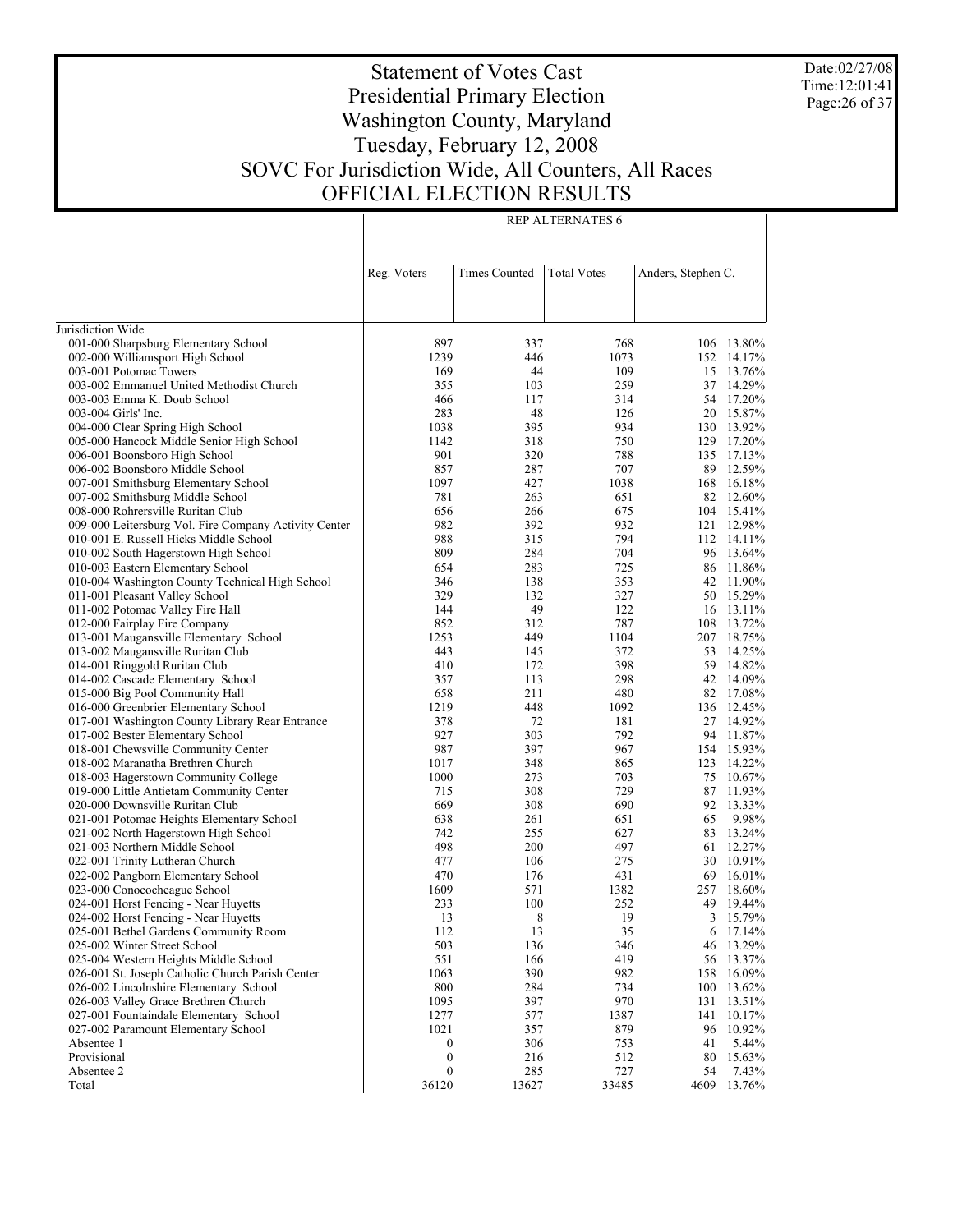# Statement of Votes Cast
# Presidential Primary Election
# Washington County, Maryland
# Tuesday, February 12, 2008
# SOVC For Jurisdiction Wide, All Counters, All Races
# OFFICIAL ELECTION RESULTS

Date:02/27/08
Time:12:01:41

REP ALTERNATES 6

| | Reg. Voters | Times Counted | Total Votes | Anders, Stephen C. | |
|---|---|---|---|---|---|
| Jurisdiction Wide | | | | | |
| 001-000 Sharpsburg Elementary School | 897 | 337 | 768 | 106 | 13.80% |
| 002-000 Williamsport High School | 1239 | 446 | 1073 | 152 | 14.17% |
| 003-001 Potomac Towers | 169 | 44 | 109 | 15 | 13.76% |
| 003-002 Emmanuel United Methodist Church | 355 | 103 | 259 | 37 | 14.29% |
| 003-003 Emma K. Doub School | 466 | 117 | 314 | 54 | 17.20% |
| 003-004 Girls' Inc. | 283 | 48 | 126 | 20 | 15.87% |
| 004-000 Clear Spring High School | 1038 | 395 | 934 | 130 | 13.92% |
| 005-000 Hancock Middle Senior High School | 1142 | 318 | 750 | 129 | 17.20% |
| 006-001 Boonsboro High School | 901 | 320 | 788 | 135 | 17.13% |
| 006-002 Boonsboro Middle School | 857 | 287 | 707 | 89 | 12.59% |
| 007-001 Smithsburg Elementary School | 1097 | 427 | 1038 | 168 | 16.18% |
| 007-002 Smithsburg Middle School | 781 | 263 | 651 | 82 | 12.60% |
| 008-000 Rohrersville Ruritan Club | 656 | 266 | 675 | 104 | 15.41% |
| 009-000 Leitersburg Vol. Fire Company Activity Center | 982 | 392 | 932 | 121 | 12.98% |
| 010-001 E. Russell Hicks Middle School | 988 | 315 | 794 | 112 | 14.11% |
| 010-002 South Hagerstown High School | 809 | 284 | 704 | 96 | 13.64% |
| 010-003 Eastern Elementary School | 654 | 283 | 725 | 86 | 11.86% |
| 010-004 Washington County Technical High School | 346 | 138 | 353 | 42 | 11.90% |
| 011-001 Pleasant Valley School | 329 | 132 | 327 | 50 | 15.29% |
| 011-002 Potomac Valley Fire Hall | 144 | 49 | 122 | 16 | 13.11% |
| 012-000 Fairplay Fire Company | 852 | 312 | 787 | 108 | 13.72% |
| 013-001 Maugansville Elementary School | 1253 | 449 | 1104 | 207 | 18.75% |
| 013-002 Maugansville Ruritan Club | 443 | 145 | 372 | 53 | 14.25% |
| 014-001 Ringgold Ruritan Club | 410 | 172 | 398 | 59 | 14.82% |
| 014-002 Cascade Elementary School | 357 | 113 | 298 | 42 | 14.09% |
| 015-000 Big Pool Community Hall | 658 | 211 | 480 | 82 | 17.08% |
| 016-000 Greenbrier Elementary School | 1219 | 448 | 1092 | 136 | 12.45% |
| 017-001 Washington County Library Rear Entrance | 378 | 72 | 181 | 27 | 14.92% |
| 017-002 Bester Elementary School | 927 | 303 | 792 | 94 | 11.87% |
| 018-001 Chewsville Community Center | 987 | 397 | 967 | 154 | 15.93% |
| 018-002 Maranatha Brethren Church | 1017 | 348 | 865 | 123 | 14.22% |
| 018-003 Hagerstown Community College | 1000 | 273 | 703 | 75 | 10.67% |
| 019-000 Little Antietam Community Center | 715 | 308 | 729 | 87 | 11.93% |
| 020-000 Downsville Ruritan Club | 669 | 308 | 690 | 92 | 13.33% |
| 021-001 Potomac Heights Elementary School | 638 | 261 | 651 | 65 | 9.98% |
| 021-002 North Hagerstown High School | 742 | 255 | 627 | 83 | 13.24% |
| 021-003 Northern Middle School | 498 | 200 | 497 | 61 | 12.27% |
| 022-001 Trinity Lutheran Church | 477 | 106 | 275 | 30 | 10.91% |
| 022-002 Pangborn Elementary School | 470 | 176 | 431 | 69 | 16.01% |
| 023-000 Conococheague School | 1609 | 571 | 1382 | 257 | 18.60% |
| 024-001 Horst Fencing - Near Huyetts | 233 | 100 | 252 | 49 | 19.44% |
| 024-002 Horst Fencing - Near Huyetts | 13 | 8 | 19 | 3 | 15.79% |
| 025-001 Bethel Gardens Community Room | 112 | 13 | 35 | 6 | 17.14% |
| 025-002 Winter Street School | 503 | 136 | 346 | 46 | 13.29% |
| 025-004 Western Heights Middle School | 551 | 166 | 419 | 56 | 13.37% |
| 026-001 St. Joseph Catholic Church Parish Center | 1063 | 390 | 982 | 158 | 16.09% |
| 026-002 Lincolnshire Elementary School | 800 | 284 | 734 | 100 | 13.62% |
| 026-003 Valley Grace Brethren Church | 1095 | 397 | 970 | 131 | 13.51% |
| 027-001 Fountaindale Elementary School | 1277 | 577 | 1387 | 141 | 10.17% |
| 027-002 Paramount Elementary School | 1021 | 357 | 879 | 96 | 10.92% |
| Absentee 1 | 0 | 306 | 753 | 41 | 5.44% |
| Provisional | 0 | 216 | 512 | 80 | 15.63% |
| Absentee 2 | 0 | 285 | 727 | 54 | 7.43% |
| Total | 36120 | 13627 | 33485 | 4609 | 13.76% |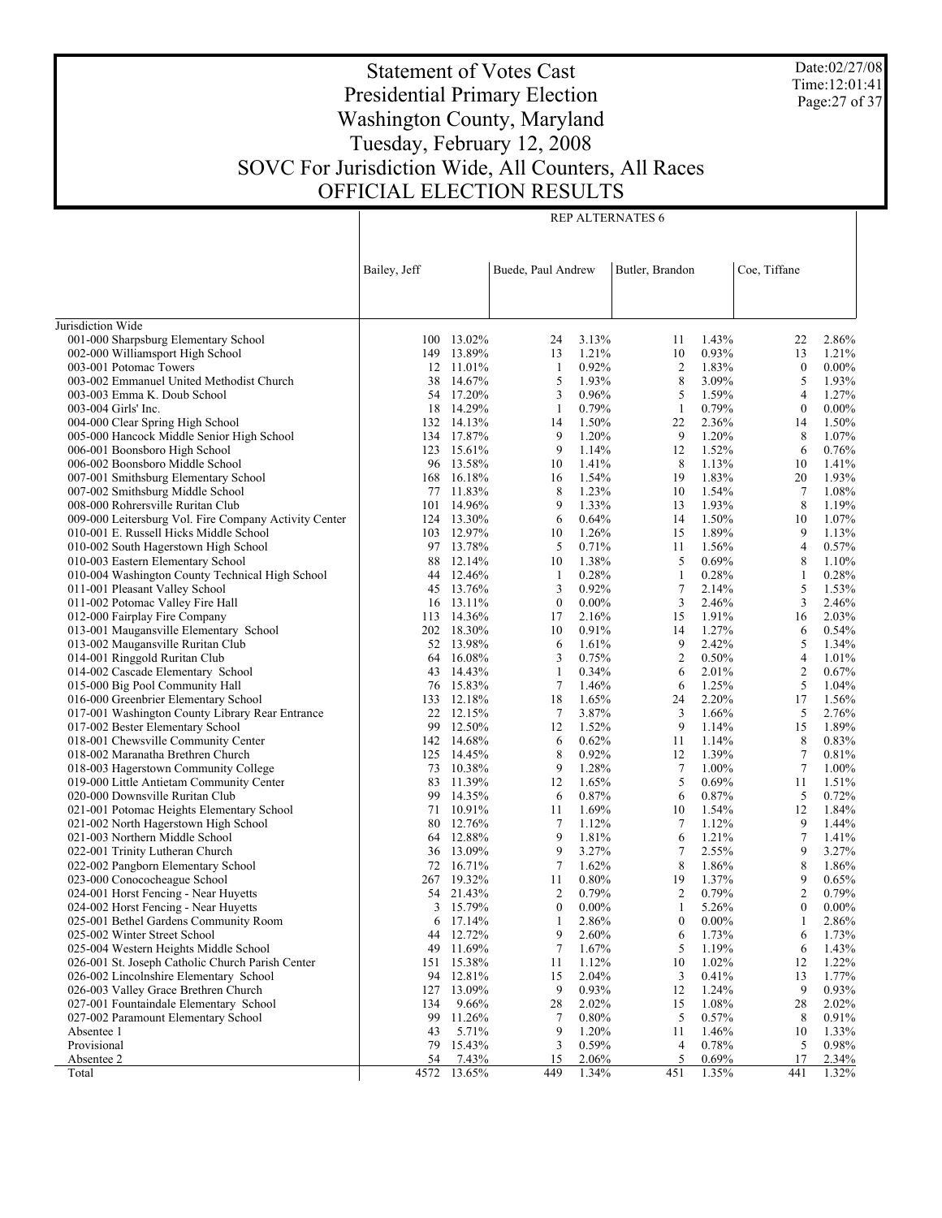# Statement of Votes Cast
# Presidential Primary Election
# Washington County, Maryland
# Tuesday, February 12, 2008
# SOVC For Jurisdiction Wide, All Counters, All Races
# OFFICIAL ELECTION RESULTS

Date:02/27/08
Time:12:01:41

| | REP ALTERNATES 6 | | | | | | | |
|---|---|---|---|---|---|---|---|---|
| | Bailey, Jeff | | Buede, Paul Andrew | | Butler, Brandon | | Coe, Tiffane | |
| Jurisdiction Wide | | | | | | | | |
| 001-000 Sharpsburg Elementary School | 100 | 13.02% | 24 | 3.13% | 11 | 1.43% | 22 | 2.86% |
| 002-000 Williamsport High School | 149 | 13.89% | 13 | 1.21% | 10 | 0.93% | 13 | 1.21% |
| 003-001 Potomac Towers | 12 | 11.01% | 1 | 0.92% | 2 | 1.83% | 0 | 0.00% |
| 003-002 Emmanuel United Methodist Church | 38 | 14.67% | 5 | 1.93% | 8 | 3.09% | 5 | 1.93% |
| 003-003 Emma K. Doub School | 54 | 17.20% | 3 | 0.96% | 5 | 1.59% | 4 | 1.27% |
| 003-004 Girls' Inc. | 18 | 14.29% | 1 | 0.79% | 1 | 0.79% | 0 | 0.00% |
| 004-000 Clear Spring High School | 132 | 14.13% | 14 | 1.50% | 22 | 2.36% | 14 | 1.50% |
| 005-000 Hancock Middle Senior High School | 134 | 17.87% | 9 | 1.20% | 9 | 1.20% | 8 | 1.07% |
| 006-001 Boonsboro High School | 123 | 15.61% | 9 | 1.14% | 12 | 1.52% | 6 | 0.76% |
| 006-002 Boonsboro Middle School | 96 | 13.58% | 10 | 1.41% | 8 | 1.13% | 10 | 1.41% |
| 007-001 Smithsburg Elementary School | 168 | 16.18% | 16 | 1.54% | 19 | 1.83% | 20 | 1.93% |
| 007-002 Smithsburg Middle School | 77 | 11.83% | 8 | 1.23% | 10 | 1.54% | 7 | 1.08% |
| 008-000 Rohrersville Ruritan Club | 101 | 14.96% | 9 | 1.33% | 13 | 1.93% | 8 | 1.19% |
| 009-000 Leitersburg Vol. Fire Company Activity Center | 124 | 13.30% | 6 | 0.64% | 14 | 1.50% | 10 | 1.07% |
| 010-001 E. Russell Hicks Middle School | 103 | 12.97% | 10 | 1.26% | 15 | 1.89% | 9 | 1.13% |
| 010-002 South Hagerstown High School | 97 | 13.78% | 5 | 0.71% | 11 | 1.56% | 4 | 0.57% |
| 010-003 Eastern Elementary School | 88 | 12.14% | 10 | 1.38% | 5 | 0.69% | 8 | 1.10% |
| 010-004 Washington County Technical High School | 44 | 12.46% | 1 | 0.28% | 1 | 0.28% | 1 | 0.28% |
| 011-001 Pleasant Valley School | 45 | 13.76% | 3 | 0.92% | 7 | 2.14% | 5 | 1.53% |
| 011-002 Potomac Valley Fire Hall | 16 | 13.11% | 0 | 0.00% | 3 | 2.46% | 3 | 2.46% |
| 012-000 Fairplay Fire Company | 113 | 14.36% | 17 | 2.16% | 15 | 1.91% | 16 | 2.03% |
| 013-001 Maugansville Elementary School | 202 | 18.30% | 10 | 0.91% | 14 | 1.27% | 6 | 0.54% |
| 013-002 Maugansville Ruritan Club | 52 | 13.98% | 6 | 1.61% | 9 | 2.42% | 5 | 1.34% |
| 014-001 Ringgold Ruritan Club | 64 | 16.08% | 3 | 0.75% | 2 | 0.50% | 4 | 1.01% |
| 014-002 Cascade Elementary School | 43 | 14.43% | 1 | 0.34% | 6 | 2.01% | 2 | 0.67% |
| 015-000 Big Pool Community Hall | 76 | 15.83% | 7 | 1.46% | 6 | 1.25% | 5 | 1.04% |
| 016-000 Greenbrier Elementary School | 133 | 12.18% | 18 | 1.65% | 24 | 2.20% | 17 | 1.56% |
| 017-001 Washington County Library Rear Entrance | 22 | 12.15% | 7 | 3.87% | 3 | 1.66% | 5 | 2.76% |
| 017-002 Bester Elementary School | 99 | 12.50% | 12 | 1.52% | 9 | 1.14% | 15 | 1.89% |
| 018-001 Chewsville Community Center | 142 | 14.68% | 6 | 0.62% | 11 | 1.14% | 8 | 0.83% |
| 018-002 Maranatha Brethren Church | 125 | 14.45% | 8 | 0.92% | 12 | 1.39% | 7 | 0.81% |
| 018-003 Hagerstown Community College | 73 | 10.38% | 9 | 1.28% | 7 | 1.00% | 7 | 1.00% |
| 019-000 Little Antietam Community Center | 83 | 11.39% | 12 | 1.65% | 5 | 0.69% | 11 | 1.51% |
| 020-000 Downsville Ruritan Club | 99 | 14.35% | 6 | 0.87% | 6 | 0.87% | 5 | 0.72% |
| 021-001 Potomac Heights Elementary School | 71 | 10.91% | 11 | 1.69% | 10 | 1.54% | 12 | 1.84% |
| 021-002 North Hagerstown High School | 80 | 12.76% | 7 | 1.12% | 7 | 1.12% | 9 | 1.44% |
| 021-003 Northern Middle School | 64 | 12.88% | 9 | 1.81% | 6 | 1.21% | 7 | 1.41% |
| 022-001 Trinity Lutheran Church | 36 | 13.09% | 9 | 3.27% | 7 | 2.55% | 9 | 3.27% |
| 022-002 Pangborn Elementary School | 72 | 16.71% | 7 | 1.62% | 8 | 1.86% | 8 | 1.86% |
| 023-000 Conococheague School | 267 | 19.32% | 11 | 0.80% | 19 | 1.37% | 9 | 0.65% |
| 024-001 Horst Fencing - Near Huyetts | 54 | 21.43% | 2 | 0.79% | 2 | 0.79% | 2 | 0.79% |
| 024-002 Horst Fencing - Near Huyetts | 3 | 15.79% | 0 | 0.00% | 1 | 5.26% | 0 | 0.00% |
| 025-001 Bethel Gardens Community Room | 6 | 17.14% | 1 | 2.86% | 0 | 0.00% | 1 | 2.86% |
| 025-002 Winter Street School | 44 | 12.72% | 9 | 2.60% | 6 | 1.73% | 6 | 1.73% |
| 025-004 Western Heights Middle School | 49 | 11.69% | 7 | 1.67% | 5 | 1.19% | 6 | 1.43% |
| 026-001 St. Joseph Catholic Church Parish Center | 151 | 15.38% | 11 | 1.12% | 10 | 1.02% | 12 | 1.22% |
| 026-002 Lincolnshire Elementary School | 94 | 12.81% | 15 | 2.04% | 3 | 0.41% | 13 | 1.77% |
| 026-003 Valley Grace Brethren Church | 127 | 13.09% | 9 | 0.93% | 12 | 1.24% | 9 | 0.93% |
| 027-001 Fountaindale Elementary School | 134 | 9.66% | 28 | 2.02% | 15 | 1.08% | 28 | 2.02% |
| 027-002 Paramount Elementary School | 99 | 11.26% | 7 | 0.80% | 5 | 0.57% | 8 | 0.91% |
| Absentee 1 | 43 | 5.71% | 9 | 1.20% | 11 | 1.46% | 10 | 1.33% |
| Provisional | 79 | 15.43% | 3 | 0.59% | 4 | 0.78% | 5 | 0.98% |
| Absentee 2 | 54 | 7.43% | 15 | 2.06% | 5 | 0.69% | 17 | 2.34% |
| Total | 4572 | 13.65% | 449 | 1.34% | 451 | 1.35% | 441 | 1.32% |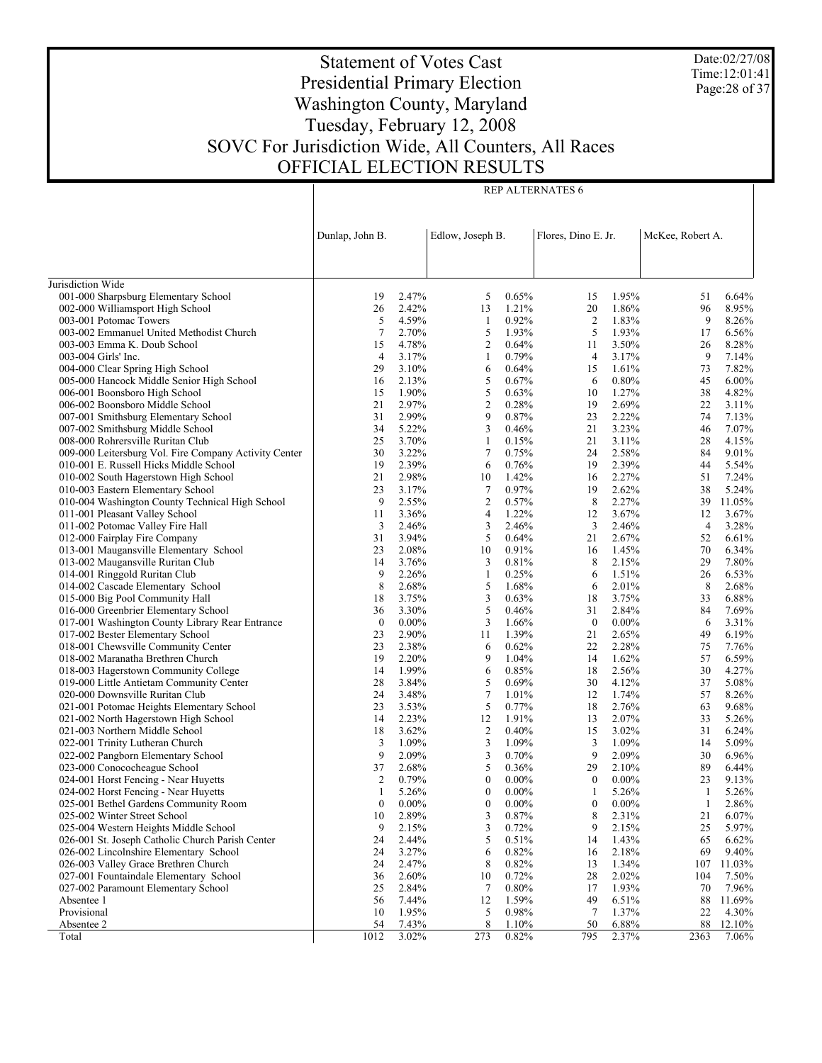# Statement of Votes Cast
# Presidential Primary Election
# Washington County, Maryland
# Tuesday, February 12, 2008
# SOVC For Jurisdiction Wide, All Counters, All Races
# OFFICIAL ELECTION RESULTS

Date:02/27/08
Time:12:01:41

| | REP ALTERNATES 6 | | | | | | | |
|---|---|---|---|---|---|---|---|---|
| | Dunlap, John B. | | Edlow, Joseph B. | | Flores, Dino E. Jr. | | McKee, Robert A. | |
| Jurisdiction Wide | | | | | | | | |
| 001-000 Sharpsburg Elementary School | 19 | 2.47% | 5 | 0.65% | 15 | 1.95% | 51 | 6.64% |
| 002-000 Williamsport High School | 26 | 2.42% | 13 | 1.21% | 20 | 1.86% | 96 | 8.95% |
| 003-001 Potomac Towers | 5 | 4.59% | 1 | 0.92% | 2 | 1.83% | 9 | 8.26% |
| 003-002 Emmanuel United Methodist Church | 7 | 2.70% | 5 | 1.93% | 5 | 1.93% | 17 | 6.56% |
| 003-003 Emma K. Doub School | 15 | 4.78% | 2 | 0.64% | 11 | 3.50% | 26 | 8.28% |
| 003-004 Girls' Inc. | 4 | 3.17% | 1 | 0.79% | 4 | 3.17% | 9 | 7.14% |
| 004-000 Clear Spring High School | 29 | 3.10% | 6 | 0.64% | 15 | 1.61% | 73 | 7.82% |
| 005-000 Hancock Middle Senior High School | 16 | 2.13% | 5 | 0.67% | 6 | 0.80% | 45 | 6.00% |
| 006-001 Boonsboro High School | 15 | 1.90% | 5 | 0.63% | 10 | 1.27% | 38 | 4.82% |
| 006-002 Boonsboro Middle School | 21 | 2.97% | 2 | 0.28% | 19 | 2.69% | 22 | 3.11% |
| 007-001 Smithsburg Elementary School | 31 | 2.99% | 9 | 0.87% | 23 | 2.22% | 74 | 7.13% |
| 007-002 Smithsburg Middle School | 34 | 5.22% | 3 | 0.46% | 21 | 3.23% | 46 | 7.07% |
| 008-000 Rohrersville Ruritan Club | 25 | 3.70% | 1 | 0.15% | 21 | 3.11% | 28 | 4.15% |
| 009-000 Leitersburg Vol. Fire Company Activity Center | 30 | 3.22% | 7 | 0.75% | 24 | 2.58% | 84 | 9.01% |
| 010-001 E. Russell Hicks Middle School | 19 | 2.39% | 6 | 0.76% | 19 | 2.39% | 44 | 5.54% |
| 010-002 South Hagerstown High School | 21 | 2.98% | 10 | 1.42% | 16 | 2.27% | 51 | 7.24% |
| 010-003 Eastern Elementary School | 23 | 3.17% | 7 | 0.97% | 19 | 2.62% | 38 | 5.24% |
| 010-004 Washington County Technical High School | 9 | 2.55% | 2 | 0.57% | 8 | 2.27% | 39 | 11.05% |
| 011-001 Pleasant Valley School | 11 | 3.36% | 4 | 1.22% | 12 | 3.67% | 12 | 3.67% |
| 011-002 Potomac Valley Fire Hall | 3 | 2.46% | 3 | 2.46% | 3 | 2.46% | 4 | 3.28% |
| 012-000 Fairplay Fire Company | 31 | 3.94% | 5 | 0.64% | 21 | 2.67% | 52 | 6.61% |
| 013-001 Maugansville Elementary School | 23 | 2.08% | 10 | 0.91% | 16 | 1.45% | 70 | 6.34% |
| 013-002 Maugansville Ruritan Club | 14 | 3.76% | 3 | 0.81% | 8 | 2.15% | 29 | 7.80% |
| 014-001 Ringgold Ruritan Club | 9 | 2.26% | 1 | 0.25% | 6 | 1.51% | 26 | 6.53% |
| 014-002 Cascade Elementary School | 8 | 2.68% | 5 | 1.68% | 6 | 2.01% | 8 | 2.68% |
| 015-000 Big Pool Community Hall | 18 | 3.75% | 3 | 0.63% | 18 | 3.75% | 33 | 6.88% |
| 016-000 Greenbrier Elementary School | 36 | 3.30% | 5 | 0.46% | 31 | 2.84% | 84 | 7.69% |
| 017-001 Washington County Library Rear Entrance | 0 | 0.00% | 3 | 1.66% | 0 | 0.00% | 6 | 3.31% |
| 017-002 Bester Elementary School | 23 | 2.90% | 11 | 1.39% | 21 | 2.65% | 49 | 6.19% |
| 018-001 Chewsville Community Center | 23 | 2.38% | 6 | 0.62% | 22 | 2.28% | 75 | 7.76% |
| 018-002 Maranatha Brethren Church | 19 | 2.20% | 9 | 1.04% | 14 | 1.62% | 57 | 6.59% |
| 018-003 Hagerstown Community College | 14 | 1.99% | 6 | 0.85% | 18 | 2.56% | 30 | 4.27% |
| 019-000 Little Antietam Community Center | 28 | 3.84% | 5 | 0.69% | 30 | 4.12% | 37 | 5.08% |
| 020-000 Downsville Ruritan Club | 24 | 3.48% | 7 | 1.01% | 12 | 1.74% | 57 | 8.26% |
| 021-001 Potomac Heights Elementary School | 23 | 3.53% | 5 | 0.77% | 18 | 2.76% | 63 | 9.68% |
| 021-002 North Hagerstown High School | 14 | 2.23% | 12 | 1.91% | 13 | 2.07% | 33 | 5.26% |
| 021-003 Northern Middle School | 18 | 3.62% | 2 | 0.40% | 15 | 3.02% | 31 | 6.24% |
| 022-001 Trinity Lutheran Church | 3 | 1.09% | 3 | 1.09% | 3 | 1.09% | 14 | 5.09% |
| 022-002 Pangborn Elementary School | 9 | 2.09% | 3 | 0.70% | 9 | 2.09% | 30 | 6.96% |
| 023-000 Conococheague School | 37 | 2.68% | 5 | 0.36% | 29 | 2.10% | 89 | 6.44% |
| 024-001 Horst Fencing - Near Huyetts | 2 | 0.79% | 0 | 0.00% | 0 | 0.00% | 23 | 9.13% |
| 024-002 Horst Fencing - Near Huyetts | 1 | 5.26% | 0 | 0.00% | 1 | 5.26% | 1 | 5.26% |
| 025-001 Bethel Gardens Community Room | 0 | 0.00% | 0 | 0.00% | 0 | 0.00% | 1 | 2.86% |
| 025-002 Winter Street School | 10 | 2.89% | 3 | 0.87% | 8 | 2.31% | 21 | 6.07% |
| 025-004 Western Heights Middle School | 9 | 2.15% | 3 | 0.72% | 9 | 2.15% | 25 | 5.97% |
| 026-001 St. Joseph Catholic Church Parish Center | 24 | 2.44% | 5 | 0.51% | 14 | 1.43% | 65 | 6.62% |
| 026-002 Lincolnshire Elementary School | 24 | 3.27% | 6 | 0.82% | 16 | 2.18% | 69 | 9.40% |
| 026-003 Valley Grace Brethren Church | 24 | 2.47% | 8 | 0.82% | 13 | 1.34% | 107 | 11.03% |
| 027-001 Fountaindale Elementary School | 36 | 2.60% | 10 | 0.72% | 28 | 2.02% | 104 | 7.50% |
| 027-002 Paramount Elementary School | 25 | 2.84% | 7 | 0.80% | 17 | 1.93% | 70 | 7.96% |
| Absentee 1 | 56 | 7.44% | 12 | 1.59% | 49 | 6.51% | 88 | 11.69% |
| Provisional | 10 | 1.95% | 5 | 0.98% | 7 | 1.37% | 22 | 4.30% |
| Absentee 2 | 54 | 7.43% | 8 | 1.10% | 50 | 6.88% | 88 | 12.10% |
| Total | 1012 | 3.02% | 273 | 0.82% | 795 | 2.37% | 2363 | 7.06% |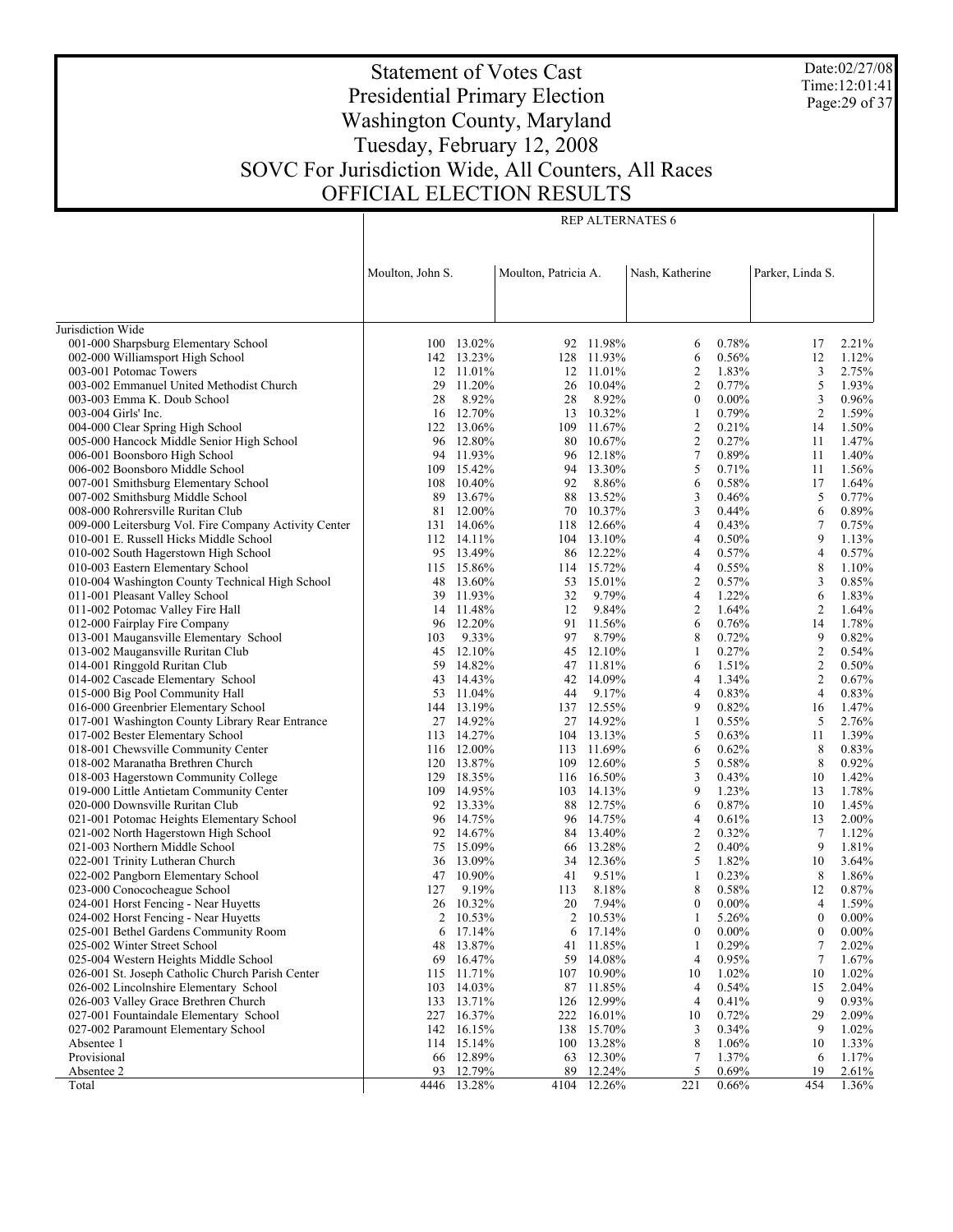# Statement of Votes Cast
# Presidential Primary Election
# Washington County, Maryland
# Tuesday, February 12, 2008
# SOVC For Jurisdiction Wide, All Counters, All Races
# OFFICIAL ELECTION RESULTS

Date:02/27/08
Time:12:01:41

| | REP ALTERNATES 6 | | | | | | | |
|---|---|---|---|---|---|---|---|---|
| | Moulton, John S. | | Moulton, Patricia A. | | Nash, Katherine | | Parker, Linda S. | |
| Jurisdiction Wide | | | | | | | | |
| 001-000 Sharpsburg Elementary School | 100 | 13.02% | 92 | 11.98% | 6 | 0.78% | 17 | 2.21% |
| 002-000 Williamsport High School | 142 | 13.23% | 128 | 11.93% | 6 | 0.56% | 12 | 1.12% |
| 003-001 Potomac Towers | 12 | 11.01% | 12 | 11.01% | 2 | 1.83% | 3 | 2.75% |
| 003-002 Emmanuel United Methodist Church | 29 | 11.20% | 26 | 10.04% | 2 | 0.77% | 5 | 1.93% |
| 003-003 Emma K. Doub School | 28 | 8.92% | 28 | 8.92% | 0 | 0.00% | 3 | 0.96% |
| 003-004 Girls' Inc. | 16 | 12.70% | 13 | 10.32% | 1 | 0.79% | 2 | 1.59% |
| 004-000 Clear Spring High School | 122 | 13.06% | 109 | 11.67% | 2 | 0.21% | 14 | 1.50% |
| 005-000 Hancock Middle Senior High School | 96 | 12.80% | 80 | 10.67% | 2 | 0.27% | 11 | 1.47% |
| 006-001 Boonsboro High School | 94 | 11.93% | 96 | 12.18% | 7 | 0.89% | 11 | 1.40% |
| 006-002 Boonsboro Middle School | 109 | 15.42% | 94 | 13.30% | 5 | 0.71% | 11 | 1.56% |
| 007-001 Smithsburg Elementary School | 108 | 10.40% | 92 | 8.86% | 6 | 0.58% | 17 | 1.64% |
| 007-002 Smithsburg Middle School | 89 | 13.67% | 88 | 13.52% | 3 | 0.46% | 5 | 0.77% |
| 008-000 Rohrersville Ruritan Club | 81 | 12.00% | 70 | 10.37% | 3 | 0.44% | 6 | 0.89% |
| 009-000 Leitersburg Vol. Fire Company Activity Center | 131 | 14.06% | 118 | 12.66% | 4 | 0.43% | 7 | 0.75% |
| 010-001 E. Russell Hicks Middle School | 112 | 14.11% | 104 | 13.10% | 4 | 0.50% | 9 | 1.13% |
| 010-002 South Hagerstown High School | 95 | 13.49% | 86 | 12.22% | 4 | 0.57% | 4 | 0.57% |
| 010-003 Eastern Elementary School | 115 | 15.86% | 114 | 15.72% | 4 | 0.55% | 8 | 1.10% |
| 010-004 Washington County Technical High School | 48 | 13.60% | 53 | 15.01% | 2 | 0.57% | 3 | 0.85% |
| 011-001 Pleasant Valley School | 39 | 11.93% | 32 | 9.79% | 4 | 1.22% | 6 | 1.83% |
| 011-002 Potomac Valley Fire Hall | 14 | 11.48% | 12 | 9.84% | 2 | 1.64% | 2 | 1.64% |
| 012-000 Fairplay Fire Company | 96 | 12.20% | 91 | 11.56% | 6 | 0.76% | 14 | 1.78% |
| 013-001 Maugansville Elementary School | 103 | 9.33% | 97 | 8.79% | 8 | 0.72% | 9 | 0.82% |
| 013-002 Maugansville Ruritan Club | 45 | 12.10% | 45 | 12.10% | 1 | 0.27% | 2 | 0.54% |
| 014-001 Ringgold Ruritan Club | 59 | 14.82% | 47 | 11.81% | 6 | 1.51% | 2 | 0.50% |
| 014-002 Cascade Elementary School | 43 | 14.43% | 42 | 14.09% | 4 | 1.34% | 2 | 0.67% |
| 015-000 Big Pool Community Hall | 53 | 11.04% | 44 | 9.17% | 4 | 0.83% | 4 | 0.83% |
| 016-000 Greenbrier Elementary School | 144 | 13.19% | 137 | 12.55% | 9 | 0.82% | 16 | 1.47% |
| 017-001 Washington County Library Rear Entrance | 27 | 14.92% | 27 | 14.92% | 1 | 0.55% | 5 | 2.76% |
| 017-002 Bester Elementary School | 113 | 14.27% | 104 | 13.13% | 5 | 0.63% | 11 | 1.39% |
| 018-001 Chewsville Community Center | 116 | 12.00% | 113 | 11.69% | 6 | 0.62% | 8 | 0.83% |
| 018-002 Maranatha Brethren Church | 120 | 13.87% | 109 | 12.60% | 5 | 0.58% | 8 | 0.92% |
| 018-003 Hagerstown Community College | 129 | 18.35% | 116 | 16.50% | 3 | 0.43% | 10 | 1.42% |
| 019-000 Little Antietam Community Center | 109 | 14.95% | 103 | 14.13% | 9 | 1.23% | 13 | 1.78% |
| 020-000 Downsville Ruritan Club | 92 | 13.33% | 88 | 12.75% | 6 | 0.87% | 10 | 1.45% |
| 021-001 Potomac Heights Elementary School | 96 | 14.75% | 96 | 14.75% | 4 | 0.61% | 13 | 2.00% |
| 021-002 North Hagerstown High School | 92 | 14.67% | 84 | 13.40% | 2 | 0.32% | 7 | 1.12% |
| 021-003 Northern Middle School | 75 | 15.09% | 66 | 13.28% | 2 | 0.40% | 9 | 1.81% |
| 022-001 Trinity Lutheran Church | 36 | 13.09% | 34 | 12.36% | 5 | 1.82% | 10 | 3.64% |
| 022-002 Pangborn Elementary School | 47 | 10.90% | 41 | 9.51% | 1 | 0.23% | 8 | 1.86% |
| 023-000 Conococheague School | 127 | 9.19% | 113 | 8.18% | 8 | 0.58% | 12 | 0.87% |
| 024-001 Horst Fencing - Near Huyetts | 26 | 10.32% | 20 | 7.94% | 0 | 0.00% | 4 | 1.59% |
| 024-002 Horst Fencing - Near Huyetts | 2 | 10.53% | 2 | 10.53% | 1 | 5.26% | 0 | 0.00% |
| 025-001 Bethel Gardens Community Room | 6 | 17.14% | 6 | 17.14% | 0 | 0.00% | 0 | 0.00% |
| 025-002 Winter Street School | 48 | 13.87% | 41 | 11.85% | 1 | 0.29% | 7 | 2.02% |
| 025-004 Western Heights Middle School | 69 | 16.47% | 59 | 14.08% | 4 | 0.95% | 7 | 1.67% |
| 026-001 St. Joseph Catholic Church Parish Center | 115 | 11.71% | 107 | 10.90% | 10 | 1.02% | 10 | 1.02% |
| 026-002 Lincolnshire Elementary School | 103 | 14.03% | 87 | 11.85% | 4 | 0.54% | 15 | 2.04% |
| 026-003 Valley Grace Brethren Church | 133 | 13.71% | 126 | 12.99% | 4 | 0.41% | 9 | 0.93% |
| 027-001 Fountaindale Elementary School | 227 | 16.37% | 222 | 16.01% | 10 | 0.72% | 29 | 2.09% |
| 027-002 Paramount Elementary School | 142 | 16.15% | 138 | 15.70% | 3 | 0.34% | 9 | 1.02% |
| Absentee 1 | 114 | 15.14% | 100 | 13.28% | 8 | 1.06% | 10 | 1.33% |
| Provisional | 66 | 12.89% | 63 | 12.30% | 7 | 1.37% | 6 | 1.17% |
| Absentee 2 | 93 | 12.79% | 89 | 12.24% | 5 | 0.69% | 19 | 2.61% |
| Total | 4446 | 13.28% | 4104 | 12.26% | 221 | 0.66% | 454 | 1.36% |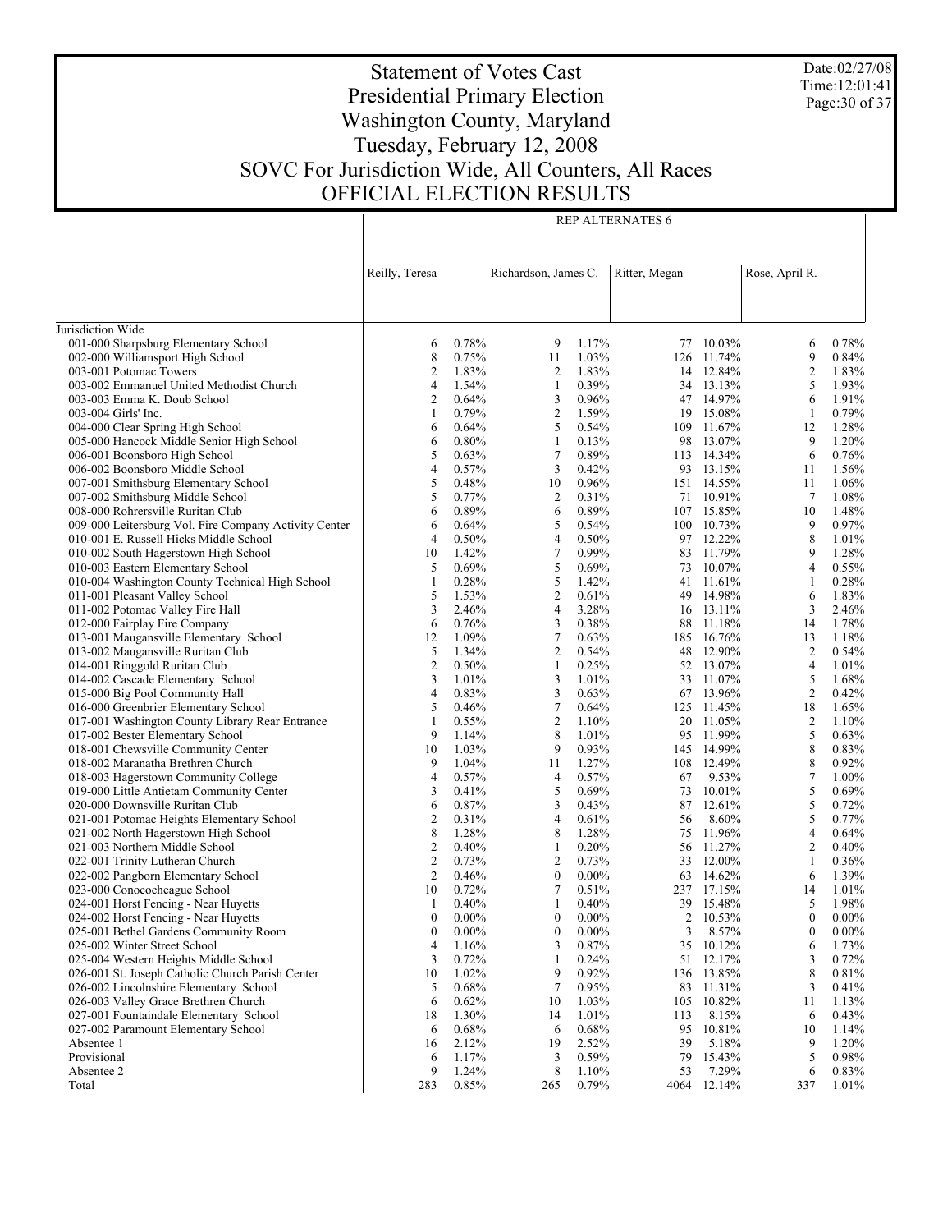# Statement of Votes Cast
## Presidential Primary Election
## Washington County, Maryland
## Tuesday, February 12, 2008
## SOVC For Jurisdiction Wide, All Counters, All Races
## OFFICIAL ELECTION RESULTS

Date:02/27/08
Time:12:01:41

| | REP ALTERNATES 6 | | | | | | | |
|---|---|---|---|---|---|---|---|---|
| | Reilly, Teresa | | Richardson, James C. | | Ritter, Megan | | Rose, April R. | |
| Jurisdiction Wide | | | | | | | | |
| 001-000 Sharpsburg Elementary School | 6 | 0.78% | 9 | 1.17% | 77 | 10.03% | 6 | 0.78% |
| 002-000 Williamsport High School | 8 | 0.75% | 11 | 1.03% | 126 | 11.74% | 9 | 0.84% |
| 003-001 Potomac Towers | 2 | 1.83% | 2 | 1.83% | 14 | 12.84% | 2 | 1.83% |
| 003-002 Emmanuel United Methodist Church | 4 | 1.54% | 1 | 0.39% | 34 | 13.13% | 5 | 1.93% |
| 003-003 Emma K. Doub School | 2 | 0.64% | 3 | 0.96% | 47 | 14.97% | 6 | 1.91% |
| 003-004 Girls' Inc. | 1 | 0.79% | 2 | 1.59% | 19 | 15.08% | 1 | 0.79% |
| 004-000 Clear Spring High School | 6 | 0.64% | 5 | 0.54% | 109 | 11.67% | 12 | 1.28% |
| 005-000 Hancock Middle Senior High School | 6 | 0.80% | 1 | 0.13% | 98 | 13.07% | 9 | 1.20% |
| 006-001 Boonsboro High School | 5 | 0.63% | 7 | 0.89% | 113 | 14.34% | 6 | 0.76% |
| 006-002 Boonsboro Middle School | 4 | 0.57% | 3 | 0.42% | 93 | 13.15% | 11 | 1.56% |
| 007-001 Smithsburg Elementary School | 5 | 0.48% | 10 | 0.96% | 151 | 14.55% | 11 | 1.06% |
| 007-002 Smithsburg Middle School | 5 | 0.77% | 2 | 0.31% | 71 | 10.91% | 7 | 1.08% |
| 008-000 Rohrersville Ruritan Club | 6 | 0.89% | 6 | 0.89% | 107 | 15.85% | 10 | 1.48% |
| 009-000 Leitersburg Vol. Fire Company Activity Center | 6 | 0.64% | 5 | 0.54% | 100 | 10.73% | 9 | 0.97% |
| 010-001 E. Russell Hicks Middle School | 4 | 0.50% | 4 | 0.50% | 97 | 12.22% | 8 | 1.01% |
| 010-002 South Hagerstown High School | 10 | 1.42% | 7 | 0.99% | 83 | 11.79% | 9 | 1.28% |
| 010-003 Eastern Elementary School | 5 | 0.69% | 5 | 0.69% | 73 | 10.07% | 4 | 0.55% |
| 010-004 Washington County Technical High School | 1 | 0.28% | 5 | 1.42% | 41 | 11.61% | 1 | 0.28% |
| 011-001 Pleasant Valley School | 5 | 1.53% | 2 | 0.61% | 49 | 14.98% | 6 | 1.83% |
| 011-002 Potomac Valley Fire Hall | 3 | 2.46% | 4 | 3.28% | 16 | 13.11% | 3 | 2.46% |
| 012-000 Fairplay Fire Company | 6 | 0.76% | 3 | 0.38% | 88 | 11.18% | 14 | 1.78% |
| 013-001 Maugansville Elementary School | 12 | 1.09% | 7 | 0.63% | 185 | 16.76% | 13 | 1.18% |
| 013-002 Maugansville Ruritan Club | 5 | 1.34% | 2 | 0.54% | 48 | 12.90% | 2 | 0.54% |
| 014-001 Ringgold Ruritan Club | 2 | 0.50% | 1 | 0.25% | 52 | 13.07% | 4 | 1.01% |
| 014-002 Cascade Elementary School | 3 | 1.01% | 3 | 1.01% | 33 | 11.07% | 5 | 1.68% |
| 015-000 Big Pool Community Hall | 4 | 0.83% | 3 | 0.63% | 67 | 13.96% | 2 | 0.42% |
| 016-000 Greenbrier Elementary School | 5 | 0.46% | 7 | 0.64% | 125 | 11.45% | 18 | 1.65% |
| 017-001 Washington County Library Rear Entrance | 1 | 0.55% | 2 | 1.10% | 20 | 11.05% | 2 | 1.10% |
| 017-002 Bester Elementary School | 9 | 1.14% | 8 | 1.01% | 95 | 11.99% | 5 | 0.63% |
| 018-001 Chewsville Community Center | 10 | 1.03% | 9 | 0.93% | 145 | 14.99% | 8 | 0.83% |
| 018-002 Maranatha Brethren Church | 9 | 1.04% | 11 | 1.27% | 108 | 12.49% | 8 | 0.92% |
| 018-003 Hagerstown Community College | 4 | 0.57% | 4 | 0.57% | 67 | 9.53% | 7 | 1.00% |
| 019-000 Little Antietam Community Center | 3 | 0.41% | 5 | 0.69% | 73 | 10.01% | 5 | 0.69% |
| 020-000 Downsville Ruritan Club | 6 | 0.87% | 3 | 0.43% | 87 | 12.61% | 5 | 0.72% |
| 021-001 Potomac Heights Elementary School | 2 | 0.31% | 4 | 0.61% | 56 | 8.60% | 5 | 0.77% |
| 021-002 North Hagerstown High School | 8 | 1.28% | 8 | 1.28% | 75 | 11.96% | 4 | 0.64% |
| 021-003 Northern Middle School | 2 | 0.40% | 1 | 0.20% | 56 | 11.27% | 2 | 0.40% |
| 022-001 Trinity Lutheran Church | 2 | 0.73% | 2 | 0.73% | 33 | 12.00% | 1 | 0.36% |
| 022-002 Pangborn Elementary School | 2 | 0.46% | 0 | 0.00% | 63 | 14.62% | 6 | 1.39% |
| 023-000 Conococheague School | 10 | 0.72% | 7 | 0.51% | 237 | 17.15% | 14 | 1.01% |
| 024-001 Horst Fencing - Near Huyetts | 1 | 0.40% | 1 | 0.40% | 39 | 15.48% | 5 | 1.98% |
| 024-002 Horst Fencing - Near Huyetts | 0 | 0.00% | 0 | 0.00% | 2 | 10.53% | 0 | 0.00% |
| 025-001 Bethel Gardens Community Room | 0 | 0.00% | 0 | 0.00% | 3 | 8.57% | 0 | 0.00% |
| 025-002 Winter Street School | 4 | 1.16% | 3 | 0.87% | 35 | 10.12% | 6 | 1.73% |
| 025-004 Western Heights Middle School | 3 | 0.72% | 1 | 0.24% | 51 | 12.17% | 3 | 0.72% |
| 026-001 St. Joseph Catholic Church Parish Center | 10 | 1.02% | 9 | 0.92% | 136 | 13.85% | 8 | 0.81% |
| 026-002 Lincolnshire Elementary School | 5 | 0.68% | 7 | 0.95% | 83 | 11.31% | 3 | 0.41% |
| 026-003 Valley Grace Brethren Church | 6 | 0.62% | 10 | 1.03% | 105 | 10.82% | 11 | 1.13% |
| 027-001 Fountaindale Elementary School | 18 | 1.30% | 14 | 1.01% | 113 | 8.15% | 6 | 0.43% |
| 027-002 Paramount Elementary School | 6 | 0.68% | 6 | 0.68% | 95 | 10.81% | 10 | 1.14% |
| Absentee 1 | 16 | 2.12% | 19 | 2.52% | 39 | 5.18% | 9 | 1.20% |
| Provisional | 6 | 1.17% | 3 | 0.59% | 79 | 15.43% | 5 | 0.98% |
| Absentee 2 | 9 | 1.24% | 8 | 1.10% | 53 | 7.29% | 6 | 0.83% |
| Total | 283 | 0.85% | 265 | 0.79% | 4064 | 12.14% | 337 | 1.01% |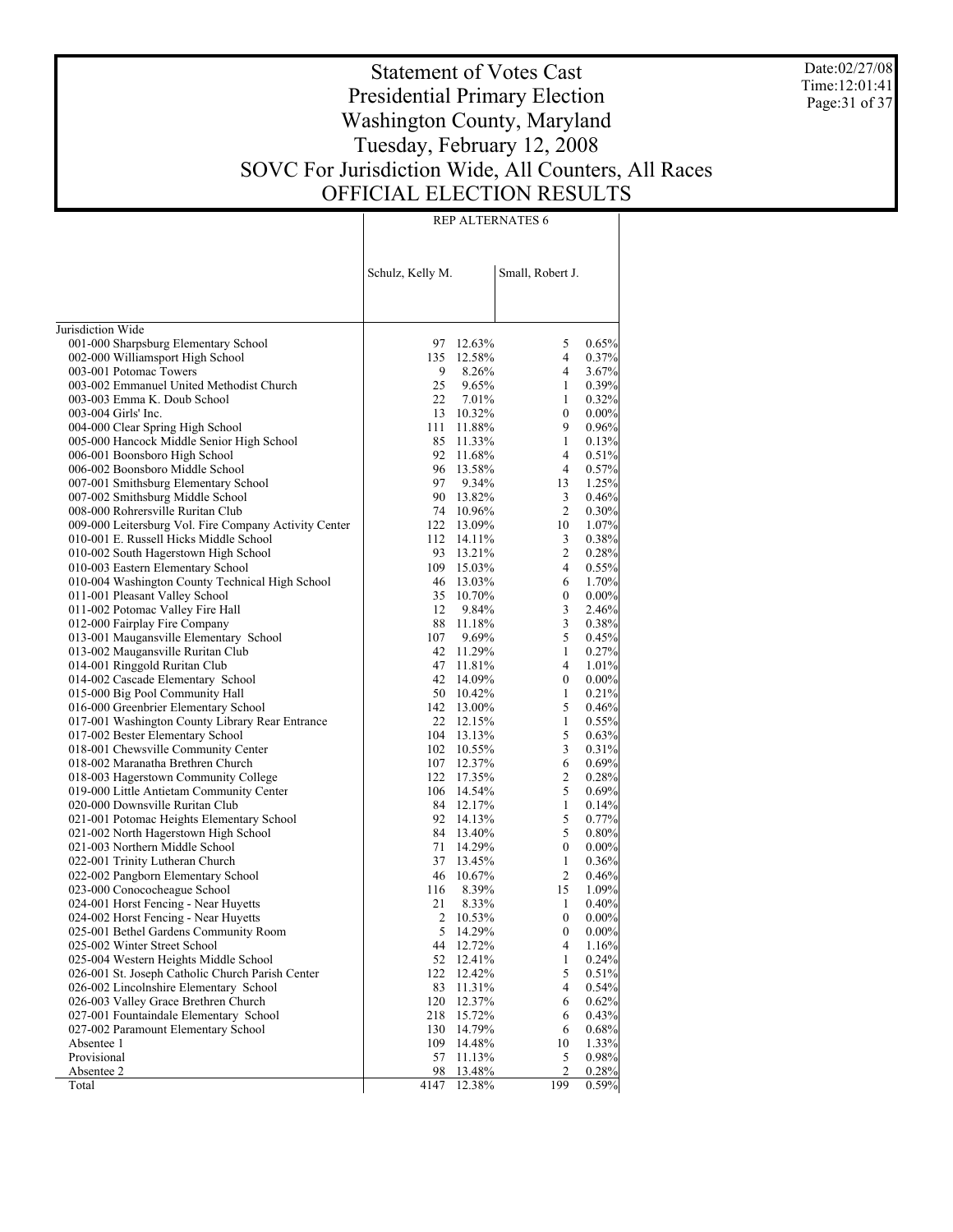# Statement of Votes Cast
# Presidential Primary Election
# Washington County, Maryland
# Tuesday, February 12, 2008
# SOVC For Jurisdiction Wide, All Counters, All Races
# OFFICIAL ELECTION RESULTS

Date:02/27/08
Time:12:01:41

| | REP ALTERNATES 6 | | | |
|---|---|---|---|---|
| | Schulz, Kelly M. | | Small, Robert J. | |
| Jurisdiction Wide | | | | |
| 001-000 Sharpsburg Elementary School | 97 | 12.63% | 5 | 0.65% |
| 002-000 Williamsport High School | 135 | 12.58% | 4 | 0.37% |
| 003-001 Potomac Towers | 9 | 8.26% | 4 | 3.67% |
| 003-002 Emmanuel United Methodist Church | 25 | 9.65% | 1 | 0.39% |
| 003-003 Emma K. Doub School | 22 | 7.01% | 1 | 0.32% |
| 003-004 Girls' Inc. | 13 | 10.32% | 0 | 0.00% |
| 004-000 Clear Spring High School | 111 | 11.88% | 9 | 0.96% |
| 005-000 Hancock Middle Senior High School | 85 | 11.33% | 1 | 0.13% |
| 006-001 Boonsboro High School | 92 | 11.68% | 4 | 0.51% |
| 006-002 Boonsboro Middle School | 96 | 13.58% | 4 | 0.57% |
| 007-001 Smithsburg Elementary School | 97 | 9.34% | 13 | 1.25% |
| 007-002 Smithsburg Middle School | 90 | 13.82% | 3 | 0.46% |
| 008-000 Rohrersville Ruritan Club | 74 | 10.96% | 2 | 0.30% |
| 009-000 Leitersburg Vol. Fire Company Activity Center | 122 | 13.09% | 10 | 1.07% |
| 010-001 E. Russell Hicks Middle School | 112 | 14.11% | 3 | 0.38% |
| 010-002 South Hagerstown High School | 93 | 13.21% | 2 | 0.28% |
| 010-003 Eastern Elementary School | 109 | 15.03% | 4 | 0.55% |
| 010-004 Washington County Technical High School | 46 | 13.03% | 6 | 1.70% |
| 011-001 Pleasant Valley School | 35 | 10.70% | 0 | 0.00% |
| 011-002 Potomac Valley Fire Hall | 12 | 9.84% | 3 | 2.46% |
| 012-000 Fairplay Fire Company | 88 | 11.18% | 3 | 0.38% |
| 013-001 Maugansville Elementary School | 107 | 9.69% | 5 | 0.45% |
| 013-002 Maugansville Ruritan Club | 42 | 11.29% | 1 | 0.27% |
| 014-001 Ringgold Ruritan Club | 47 | 11.81% | 4 | 1.01% |
| 014-002 Cascade Elementary School | 42 | 14.09% | 0 | 0.00% |
| 015-000 Big Pool Community Hall | 50 | 10.42% | 1 | 0.21% |
| 016-000 Greenbrier Elementary School | 142 | 13.00% | 5 | 0.46% |
| 017-001 Washington County Library Rear Entrance | 22 | 12.15% | 1 | 0.55% |
| 017-002 Bester Elementary School | 104 | 13.13% | 5 | 0.63% |
| 018-001 Chewsville Community Center | 102 | 10.55% | 3 | 0.31% |
| 018-002 Maranatha Brethren Church | 107 | 12.37% | 6 | 0.69% |
| 018-003 Hagerstown Community College | 122 | 17.35% | 2 | 0.28% |
| 019-000 Little Antietam Community Center | 106 | 14.54% | 5 | 0.69% |
| 020-000 Downsville Ruritan Club | 84 | 12.17% | 1 | 0.14% |
| 021-001 Potomac Heights Elementary School | 92 | 14.13% | 5 | 0.77% |
| 021-002 North Hagerstown High School | 84 | 13.40% | 5 | 0.80% |
| 021-003 Northern Middle School | 71 | 14.29% | 0 | 0.00% |
| 022-001 Trinity Lutheran Church | 37 | 13.45% | 1 | 0.36% |
| 022-002 Pangborn Elementary School | 46 | 10.67% | 2 | 0.46% |
| 023-000 Conococheague School | 116 | 8.39% | 15 | 1.09% |
| 024-001 Horst Fencing - Near Huyetts | 21 | 8.33% | 1 | 0.40% |
| 024-002 Horst Fencing - Near Huyetts | 2 | 10.53% | 0 | 0.00% |
| 025-001 Bethel Gardens Community Room | 5 | 14.29% | 0 | 0.00% |
| 025-002 Winter Street School | 44 | 12.72% | 4 | 1.16% |
| 025-004 Western Heights Middle School | 52 | 12.41% | 1 | 0.24% |
| 026-001 St. Joseph Catholic Church Parish Center | 122 | 12.42% | 5 | 0.51% |
| 026-002 Lincolnshire Elementary School | 83 | 11.31% | 4 | 0.54% |
| 026-003 Valley Grace Brethren Church | 120 | 12.37% | 6 | 0.62% |
| 027-001 Fountaindale Elementary School | 218 | 15.72% | 6 | 0.43% |
| 027-002 Paramount Elementary School | 130 | 14.79% | 6 | 0.68% |
| Absentee 1 | 109 | 14.48% | 10 | 1.33% |
| Provisional | 57 | 11.13% | 5 | 0.98% |
| Absentee 2 | 98 | 13.48% | 2 | 0.28% |
| Total | 4147 | 12.38% | 199 | 0.59% |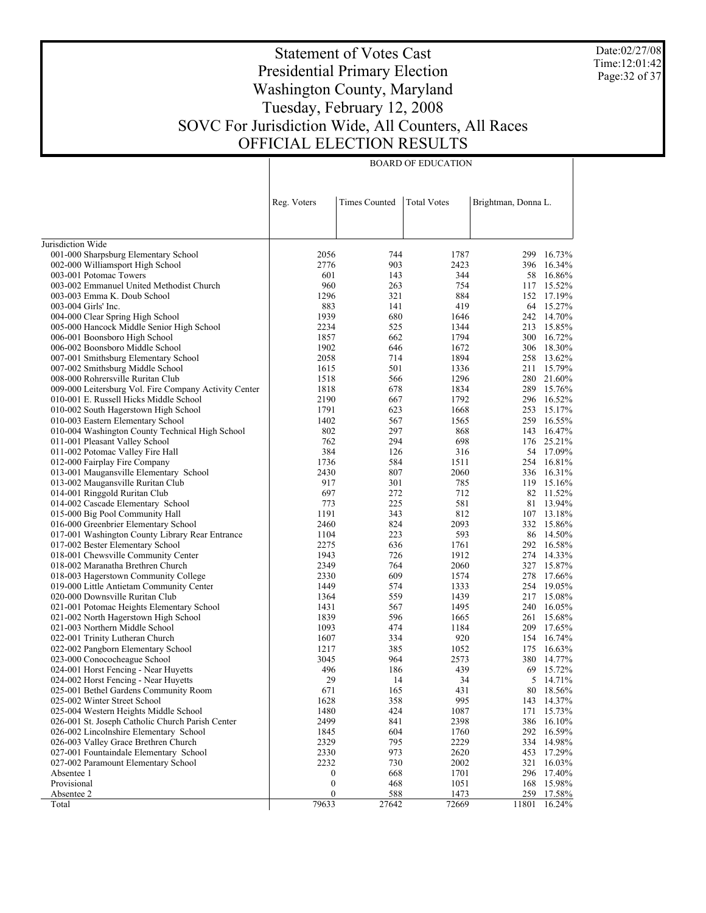# Statement of Votes Cast
# Presidential Primary Election
# Washington County, Maryland
# Tuesday, February 12, 2008
# SOVC For Jurisdiction Wide, All Counters, All Races
# OFFICIAL ELECTION RESULTS

Date:02/27/08
Time:12:01:42

| | BOARD OF EDUCATION | | | | |
|---|---|---|---|---|---|
| | Reg. Voters | Times Counted | Total Votes | Brightman, Donna L. | |
| Jurisdiction Wide | | | | | |
| 001-000 Sharpsburg Elementary School | 2056 | 744 | 1787 | 299 | 16.73% |
| 002-000 Williamsport High School | 2776 | 903 | 2423 | 396 | 16.34% |
| 003-001 Potomac Towers | 601 | 143 | 344 | 58 | 16.86% |
| 003-002 Emmanuel United Methodist Church | 960 | 263 | 754 | 117 | 15.52% |
| 003-003 Emma K. Doub School | 1296 | 321 | 884 | 152 | 17.19% |
| 003-004 Girls' Inc. | 883 | 141 | 419 | 64 | 15.27% |
| 004-000 Clear Spring High School | 1939 | 680 | 1646 | 242 | 14.70% |
| 005-000 Hancock Middle Senior High School | 2234 | 525 | 1344 | 213 | 15.85% |
| 006-001 Boonsboro High School | 1857 | 662 | 1794 | 300 | 16.72% |
| 006-002 Boonsboro Middle School | 1902 | 646 | 1672 | 306 | 18.30% |
| 007-001 Smithsburg Elementary School | 2058 | 714 | 1894 | 258 | 13.62% |
| 007-002 Smithsburg Middle School | 1615 | 501 | 1336 | 211 | 15.79% |
| 008-000 Rohrersville Ruritan Club | 1518 | 566 | 1296 | 280 | 21.60% |
| 009-000 Leitersburg Vol. Fire Company Activity Center | 1818 | 678 | 1834 | 289 | 15.76% |
| 010-001 E. Russell Hicks Middle School | 2190 | 667 | 1792 | 296 | 16.52% |
| 010-002 South Hagerstown High School | 1791 | 623 | 1668 | 253 | 15.17% |
| 010-003 Eastern Elementary School | 1402 | 567 | 1565 | 259 | 16.55% |
| 010-004 Washington County Technical High School | 802 | 297 | 868 | 143 | 16.47% |
| 011-001 Pleasant Valley School | 762 | 294 | 698 | 176 | 25.21% |
| 011-002 Potomac Valley Fire Hall | 384 | 126 | 316 | 54 | 17.09% |
| 012-000 Fairplay Fire Company | 1736 | 584 | 1511 | 254 | 16.81% |
| 013-001 Maugansville Elementary School | 2430 | 807 | 2060 | 336 | 16.31% |
| 013-002 Maugansville Ruritan Club | 917 | 301 | 785 | 119 | 15.16% |
| 014-001 Ringgold Ruritan Club | 697 | 272 | 712 | 82 | 11.52% |
| 014-002 Cascade Elementary School | 773 | 225 | 581 | 81 | 13.94% |
| 015-000 Big Pool Community Hall | 1191 | 343 | 812 | 107 | 13.18% |
| 016-000 Greenbrier Elementary School | 2460 | 824 | 2093 | 332 | 15.86% |
| 017-001 Washington County Library Rear Entrance | 1104 | 223 | 593 | 86 | 14.50% |
| 017-002 Bester Elementary School | 2275 | 636 | 1761 | 292 | 16.58% |
| 018-001 Chewsville Community Center | 1943 | 726 | 1912 | 274 | 14.33% |
| 018-002 Maranatha Brethren Church | 2349 | 764 | 2060 | 327 | 15.87% |
| 018-003 Hagerstown Community College | 2330 | 609 | 1574 | 278 | 17.66% |
| 019-000 Little Antietam Community Center | 1449 | 574 | 1333 | 254 | 19.05% |
| 020-000 Downsville Ruritan Club | 1364 | 559 | 1439 | 217 | 15.08% |
| 021-001 Potomac Heights Elementary School | 1431 | 567 | 1495 | 240 | 16.05% |
| 021-002 North Hagerstown High School | 1839 | 596 | 1665 | 261 | 15.68% |
| 021-003 Northern Middle School | 1093 | 474 | 1184 | 209 | 17.65% |
| 022-001 Trinity Lutheran Church | 1607 | 334 | 920 | 154 | 16.74% |
| 022-002 Pangborn Elementary School | 1217 | 385 | 1052 | 175 | 16.63% |
| 023-000 Conococheague School | 3045 | 964 | 2573 | 380 | 14.77% |
| 024-001 Horst Fencing - Near Huyetts | 496 | 186 | 439 | 69 | 15.72% |
| 024-002 Horst Fencing - Near Huyetts | 29 | 14 | 34 | 5 | 14.71% |
| 025-001 Bethel Gardens Community Room | 671 | 165 | 431 | 80 | 18.56% |
| 025-002 Winter Street School | 1628 | 358 | 995 | 143 | 14.37% |
| 025-004 Western Heights Middle School | 1480 | 424 | 1087 | 171 | 15.73% |
| 026-001 St. Joseph Catholic Church Parish Center | 2499 | 841 | 2398 | 386 | 16.10% |
| 026-002 Lincolnshire Elementary School | 1845 | 604 | 1760 | 292 | 16.59% |
| 026-003 Valley Grace Brethren Church | 2329 | 795 | 2229 | 334 | 14.98% |
| 027-001 Fountaindale Elementary School | 2330 | 973 | 2620 | 453 | 17.29% |
| 027-002 Paramount Elementary School | 2232 | 730 | 2002 | 321 | 16.03% |
| Absentee 1 | 0 | 668 | 1701 | 296 | 17.40% |
| Provisional | 0 | 468 | 1051 | 168 | 15.98% |
| Absentee 2 | 0 | 588 | 1473 | 259 | 17.58% |
| Total | 79633 | 27642 | 72669 | 11801 | 16.24% |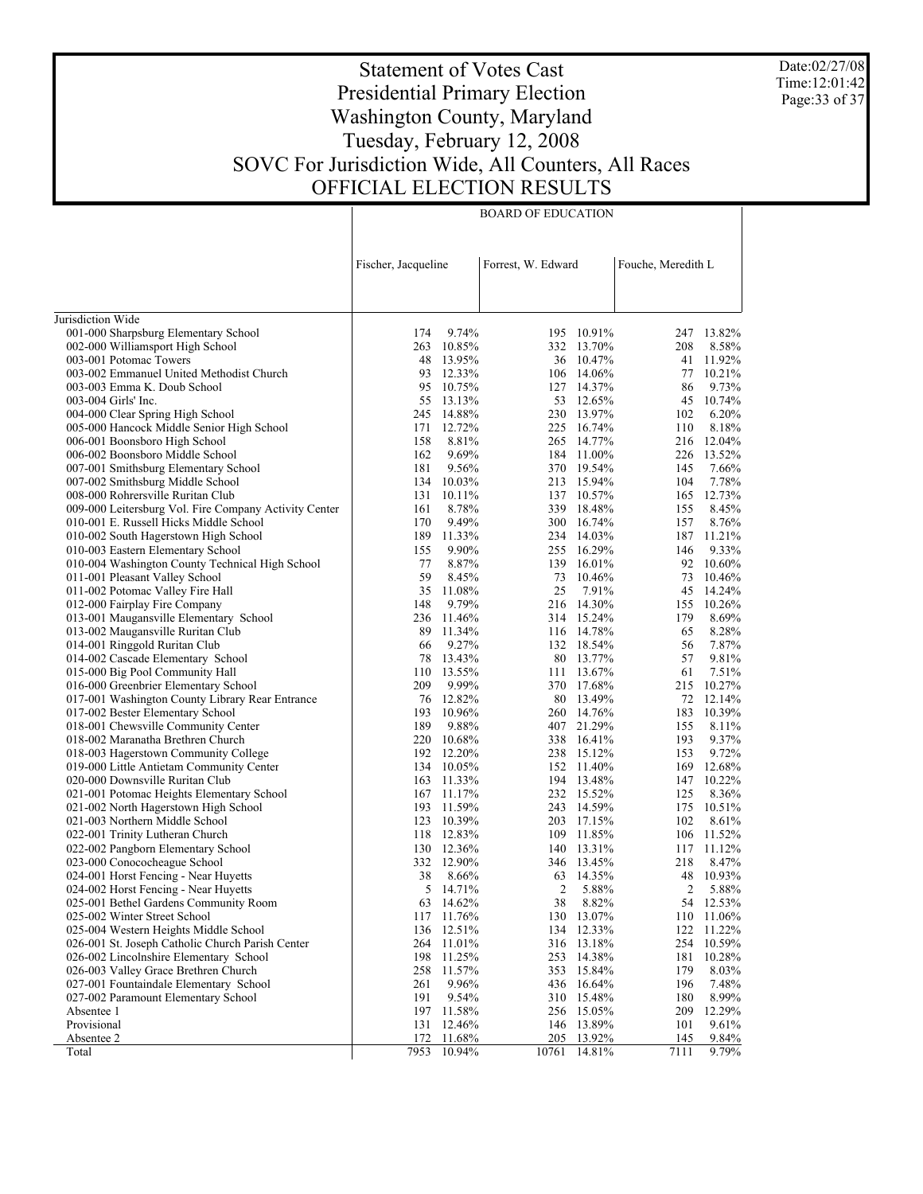# Statement of Votes Cast
## Presidential Primary Election
## Washington County, Maryland
## Tuesday, February 12, 2008
## SOVC For Jurisdiction Wide, All Counters, All Races
## OFFICIAL ELECTION RESULTS

Date:02/27/08
Time:12:01:42

| | BOARD OF EDUCATION | | | | | |
|---|---|---|---|---|---|---|
| | Fischer, Jacqueline | | Forrest, W. Edward | | Fouche, Meredith L | |
| Jurisdiction Wide | | | | | | |
| 001-000 Sharpsburg Elementary School | 174 | 9.74% | 195 | 10.91% | 247 | 13.82% |
| 002-000 Williamsport High School | 263 | 10.85% | 332 | 13.70% | 208 | 8.58% |
| 003-001 Potomac Towers | 48 | 13.95% | 36 | 10.47% | 41 | 11.92% |
| 003-002 Emmanuel United Methodist Church | 93 | 12.33% | 106 | 14.06% | 77 | 10.21% |
| 003-003 Emma K. Doub School | 95 | 10.75% | 127 | 14.37% | 86 | 9.73% |
| 003-004 Girls' Inc. | 55 | 13.13% | 53 | 12.65% | 45 | 10.74% |
| 004-000 Clear Spring High School | 245 | 14.88% | 230 | 13.97% | 102 | 6.20% |
| 005-000 Hancock Middle Senior High School | 171 | 12.72% | 225 | 16.74% | 110 | 8.18% |
| 006-001 Boonsboro High School | 158 | 8.81% | 265 | 14.77% | 216 | 12.04% |
| 006-002 Boonsboro Middle School | 162 | 9.69% | 184 | 11.00% | 226 | 13.52% |
| 007-001 Smithsburg Elementary School | 181 | 9.56% | 370 | 19.54% | 145 | 7.66% |
| 007-002 Smithsburg Middle School | 134 | 10.03% | 213 | 15.94% | 104 | 7.78% |
| 008-000 Rohrersville Ruritan Club | 131 | 10.11% | 137 | 10.57% | 165 | 12.73% |
| 009-000 Leitersburg Vol. Fire Company Activity Center | 161 | 8.78% | 339 | 18.48% | 155 | 8.45% |
| 010-001 E. Russell Hicks Middle School | 170 | 9.49% | 300 | 16.74% | 157 | 8.76% |
| 010-002 South Hagerstown High School | 189 | 11.33% | 234 | 14.03% | 187 | 11.21% |
| 010-003 Eastern Elementary School | 155 | 9.90% | 255 | 16.29% | 146 | 9.33% |
| 010-004 Washington County Technical High School | 77 | 8.87% | 139 | 16.01% | 92 | 10.60% |
| 011-001 Pleasant Valley School | 59 | 8.45% | 73 | 10.46% | 73 | 10.46% |
| 011-002 Potomac Valley Fire Hall | 35 | 11.08% | 25 | 7.91% | 45 | 14.24% |
| 012-000 Fairplay Fire Company | 148 | 9.79% | 216 | 14.30% | 155 | 10.26% |
| 013-001 Maugansville Elementary School | 236 | 11.46% | 314 | 15.24% | 179 | 8.69% |
| 013-002 Maugansville Ruritan Club | 89 | 11.34% | 116 | 14.78% | 65 | 8.28% |
| 014-001 Ringgold Ruritan Club | 66 | 9.27% | 132 | 18.54% | 56 | 7.87% |
| 014-002 Cascade Elementary School | 78 | 13.43% | 80 | 13.77% | 57 | 9.81% |
| 015-000 Big Pool Community Hall | 110 | 13.55% | 111 | 13.67% | 61 | 7.51% |
| 016-000 Greenbrier Elementary School | 209 | 9.99% | 370 | 17.68% | 215 | 10.27% |
| 017-001 Washington County Library Rear Entrance | 76 | 12.82% | 80 | 13.49% | 72 | 12.14% |
| 017-002 Bester Elementary School | 193 | 10.96% | 260 | 14.76% | 183 | 10.39% |
| 018-001 Chewsville Community Center | 189 | 9.88% | 407 | 21.29% | 155 | 8.11% |
| 018-002 Maranatha Brethren Church | 220 | 10.68% | 338 | 16.41% | 193 | 9.37% |
| 018-003 Hagerstown Community College | 192 | 12.20% | 238 | 15.12% | 153 | 9.72% |
| 019-000 Little Antietam Community Center | 134 | 10.05% | 152 | 11.40% | 169 | 12.68% |
| 020-000 Downsville Ruritan Club | 163 | 11.33% | 194 | 13.48% | 147 | 10.22% |
| 021-001 Potomac Heights Elementary School | 167 | 11.17% | 232 | 15.52% | 125 | 8.36% |
| 021-002 North Hagerstown High School | 193 | 11.59% | 243 | 14.59% | 175 | 10.51% |
| 021-003 Northern Middle School | 123 | 10.39% | 203 | 17.15% | 102 | 8.61% |
| 022-001 Trinity Lutheran Church | 118 | 12.83% | 109 | 11.85% | 106 | 11.52% |
| 022-002 Pangborn Elementary School | 130 | 12.36% | 140 | 13.31% | 117 | 11.12% |
| 023-000 Conococheague School | 332 | 12.90% | 346 | 13.45% | 218 | 8.47% |
| 024-001 Horst Fencing - Near Huyetts | 38 | 8.66% | 63 | 14.35% | 48 | 10.93% |
| 024-002 Horst Fencing - Near Huyetts | 5 | 14.71% | 2 | 5.88% | 2 | 5.88% |
| 025-001 Bethel Gardens Community Room | 63 | 14.62% | 38 | 8.82% | 54 | 12.53% |
| 025-002 Winter Street School | 117 | 11.76% | 130 | 13.07% | 110 | 11.06% |
| 025-004 Western Heights Middle School | 136 | 12.51% | 134 | 12.33% | 122 | 11.22% |
| 026-001 St. Joseph Catholic Church Parish Center | 264 | 11.01% | 316 | 13.18% | 254 | 10.59% |
| 026-002 Lincolnshire Elementary School | 198 | 11.25% | 253 | 14.38% | 181 | 10.28% |
| 026-003 Valley Grace Brethren Church | 258 | 11.57% | 353 | 15.84% | 179 | 8.03% |
| 027-001 Fountaindale Elementary School | 261 | 9.96% | 436 | 16.64% | 196 | 7.48% |
| 027-002 Paramount Elementary School | 191 | 9.54% | 310 | 15.48% | 180 | 8.99% |
| Absentee 1 | 197 | 11.58% | 256 | 15.05% | 209 | 12.29% |
| Provisional | 131 | 12.46% | 146 | 13.89% | 101 | 9.61% |
| Absentee 2 | 172 | 11.68% | 205 | 13.92% | 145 | 9.84% |
| Total | 7953 | 10.94% | 10761 | 14.81% | 7111 | 9.79% |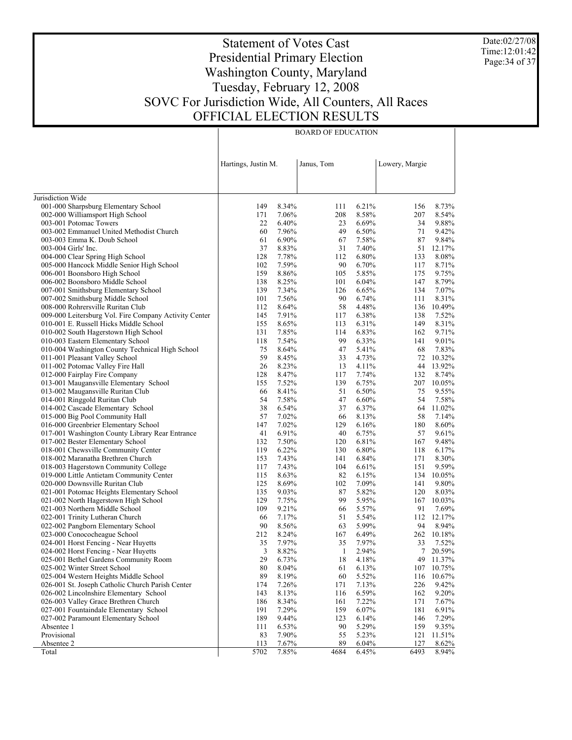# Statement of Votes Cast
# Presidential Primary Election
# Washington County, Maryland
# Tuesday, February 12, 2008
# SOVC For Jurisdiction Wide, All Counters, All Races
# OFFICIAL ELECTION RESULTS

Date:02/27/08
Time:12:01:42

| | BOARD OF EDUCATION | | | | | |
|---|---|---|---|---|---|---|
| | Hartings, Justin M. | | Janus, Tom | | Lowery, Margie | |
| Jurisdiction Wide | | | | | | |
| 001-000 Sharpsburg Elementary School | 149 | 8.34% | 111 | 6.21% | 156 | 8.73% |
| 002-000 Williamsport High School | 171 | 7.06% | 208 | 8.58% | 207 | 8.54% |
| 003-001 Potomac Towers | 22 | 6.40% | 23 | 6.69% | 34 | 9.88% |
| 003-002 Emmanuel United Methodist Church | 60 | 7.96% | 49 | 6.50% | 71 | 9.42% |
| 003-003 Emma K. Doub School | 61 | 6.90% | 67 | 7.58% | 87 | 9.84% |
| 003-004 Girls' Inc. | 37 | 8.83% | 31 | 7.40% | 51 | 12.17% |
| 004-000 Clear Spring High School | 128 | 7.78% | 112 | 6.80% | 133 | 8.08% |
| 005-000 Hancock Middle Senior High School | 102 | 7.59% | 90 | 6.70% | 117 | 8.71% |
| 006-001 Boonsboro High School | 159 | 8.86% | 105 | 5.85% | 175 | 9.75% |
| 006-002 Boonsboro Middle School | 138 | 8.25% | 101 | 6.04% | 147 | 8.79% |
| 007-001 Smithsburg Elementary School | 139 | 7.34% | 126 | 6.65% | 134 | 7.07% |
| 007-002 Smithsburg Middle School | 101 | 7.56% | 90 | 6.74% | 111 | 8.31% |
| 008-000 Rohrersville Ruritan Club | 112 | 8.64% | 58 | 4.48% | 136 | 10.49% |
| 009-000 Leitersburg Vol. Fire Company Activity Center | 145 | 7.91% | 117 | 6.38% | 138 | 7.52% |
| 010-001 E. Russell Hicks Middle School | 155 | 8.65% | 113 | 6.31% | 149 | 8.31% |
| 010-002 South Hagerstown High School | 131 | 7.85% | 114 | 6.83% | 162 | 9.71% |
| 010-003 Eastern Elementary School | 118 | 7.54% | 99 | 6.33% | 141 | 9.01% |
| 010-004 Washington County Technical High School | 75 | 8.64% | 47 | 5.41% | 68 | 7.83% |
| 011-001 Pleasant Valley School | 59 | 8.45% | 33 | 4.73% | 72 | 10.32% |
| 011-002 Potomac Valley Fire Hall | 26 | 8.23% | 13 | 4.11% | 44 | 13.92% |
| 012-000 Fairplay Fire Company | 128 | 8.47% | 117 | 7.74% | 132 | 8.74% |
| 013-001 Maugansville Elementary School | 155 | 7.52% | 139 | 6.75% | 207 | 10.05% |
| 013-002 Maugansville Ruritan Club | 66 | 8.41% | 51 | 6.50% | 75 | 9.55% |
| 014-001 Ringgold Ruritan Club | 54 | 7.58% | 47 | 6.60% | 54 | 7.58% |
| 014-002 Cascade Elementary School | 38 | 6.54% | 37 | 6.37% | 64 | 11.02% |
| 015-000 Big Pool Community Hall | 57 | 7.02% | 66 | 8.13% | 58 | 7.14% |
| 016-000 Greenbrier Elementary School | 147 | 7.02% | 129 | 6.16% | 180 | 8.60% |
| 017-001 Washington County Library Rear Entrance | 41 | 6.91% | 40 | 6.75% | 57 | 9.61% |
| 017-002 Bester Elementary School | 132 | 7.50% | 120 | 6.81% | 167 | 9.48% |
| 018-001 Chewsville Community Center | 119 | 6.22% | 130 | 6.80% | 118 | 6.17% |
| 018-002 Maranatha Brethren Church | 153 | 7.43% | 141 | 6.84% | 171 | 8.30% |
| 018-003 Hagerstown Community College | 117 | 7.43% | 104 | 6.61% | 151 | 9.59% |
| 019-000 Little Antietam Community Center | 115 | 8.63% | 82 | 6.15% | 134 | 10.05% |
| 020-000 Downsville Ruritan Club | 125 | 8.69% | 102 | 7.09% | 141 | 9.80% |
| 021-001 Potomac Heights Elementary School | 135 | 9.03% | 87 | 5.82% | 120 | 8.03% |
| 021-002 North Hagerstown High School | 129 | 7.75% | 99 | 5.95% | 167 | 10.03% |
| 021-003 Northern Middle School | 109 | 9.21% | 66 | 5.57% | 91 | 7.69% |
| 022-001 Trinity Lutheran Church | 66 | 7.17% | 51 | 5.54% | 112 | 12.17% |
| 022-002 Pangborn Elementary School | 90 | 8.56% | 63 | 5.99% | 94 | 8.94% |
| 023-000 Conococheague School | 212 | 8.24% | 167 | 6.49% | 262 | 10.18% |
| 024-001 Horst Fencing - Near Huyetts | 35 | 7.97% | 35 | 7.97% | 33 | 7.52% |
| 024-002 Horst Fencing - Near Huyetts | 3 | 8.82% | 1 | 2.94% | 7 | 20.59% |
| 025-001 Bethel Gardens Community Room | 29 | 6.73% | 18 | 4.18% | 49 | 11.37% |
| 025-002 Winter Street School | 80 | 8.04% | 61 | 6.13% | 107 | 10.75% |
| 025-004 Western Heights Middle School | 89 | 8.19% | 60 | 5.52% | 116 | 10.67% |
| 026-001 St. Joseph Catholic Church Parish Center | 174 | 7.26% | 171 | 7.13% | 226 | 9.42% |
| 026-002 Lincolnshire Elementary School | 143 | 8.13% | 116 | 6.59% | 162 | 9.20% |
| 026-003 Valley Grace Brethren Church | 186 | 8.34% | 161 | 7.22% | 171 | 7.67% |
| 027-001 Fountaindale Elementary School | 191 | 7.29% | 159 | 6.07% | 181 | 6.91% |
| 027-002 Paramount Elementary School | 189 | 9.44% | 123 | 6.14% | 146 | 7.29% |
| Absentee 1 | 111 | 6.53% | 90 | 5.29% | 159 | 9.35% |
| Provisional | 83 | 7.90% | 55 | 5.23% | 121 | 11.51% |
| Absentee 2 | 113 | 7.67% | 89 | 6.04% | 127 | 8.62% |
| Total | 5702 | 7.85% | 4684 | 6.45% | 6493 | 8.94% |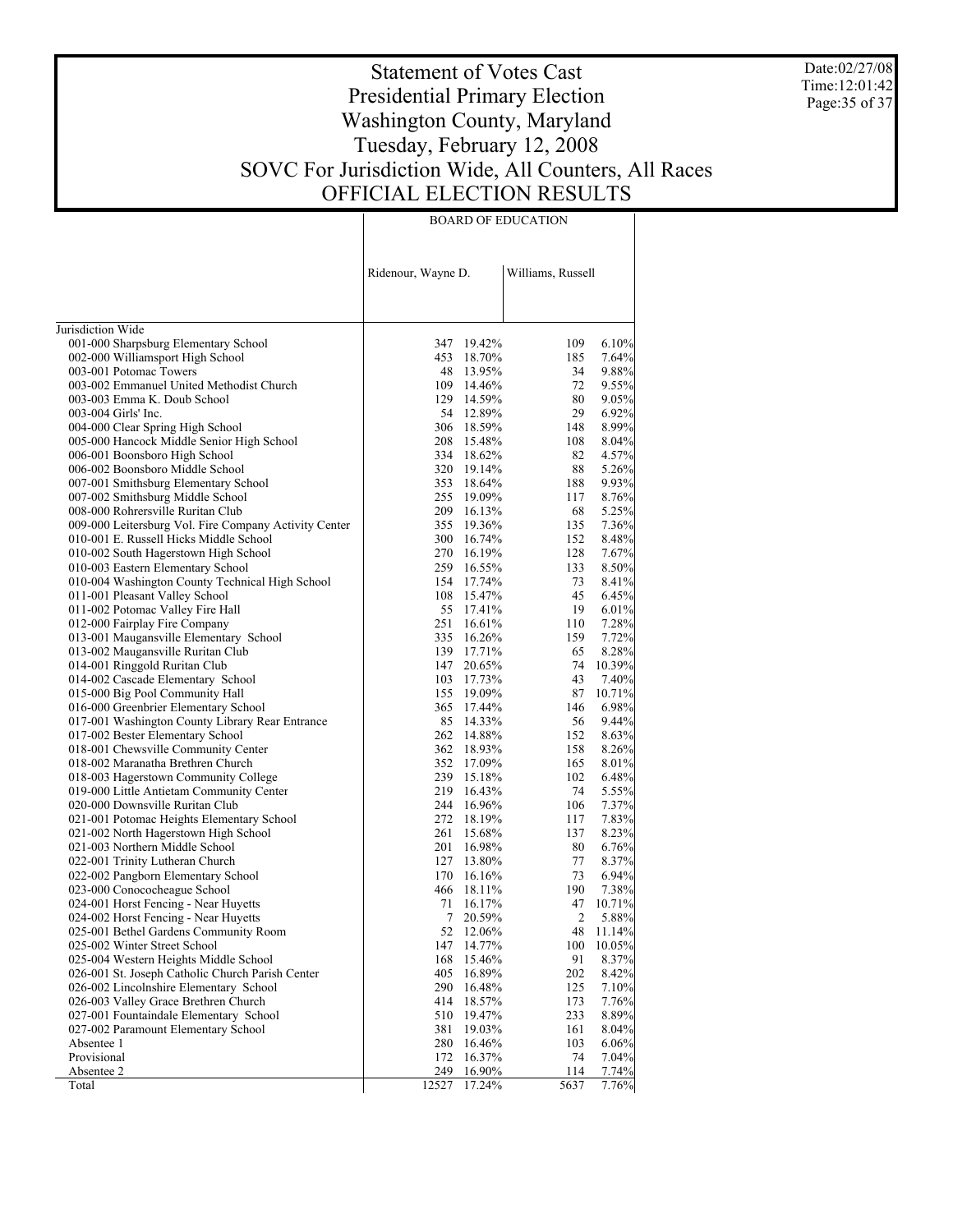# Statement of Votes Cast
# Presidential Primary Election
# Washington County, Maryland
# Tuesday, February 12, 2008
# SOVC For Jurisdiction Wide, All Counters, All Races
# OFFICIAL ELECTION RESULTS

Date:02/27/08
Time:12:01:42

| | BOARD OF EDUCATION | | | |
|---|---|---|---|---|
| | Ridenour, Wayne D. | | Williams, Russell | |
| Jurisdiction Wide | | | | |
| 001-000 Sharpsburg Elementary School | 347 | 19.42% | 109 | 6.10% |
| 002-000 Williamsport High School | 453 | 18.70% | 185 | 7.64% |
| 003-001 Potomac Towers | 48 | 13.95% | 34 | 9.88% |
| 003-002 Emmanuel United Methodist Church | 109 | 14.46% | 72 | 9.55% |
| 003-003 Emma K. Doub School | 129 | 14.59% | 80 | 9.05% |
| 003-004 Girls' Inc. | 54 | 12.89% | 29 | 6.92% |
| 004-000 Clear Spring High School | 306 | 18.59% | 148 | 8.99% |
| 005-000 Hancock Middle Senior High School | 208 | 15.48% | 108 | 8.04% |
| 006-001 Boonsboro High School | 334 | 18.62% | 82 | 4.57% |
| 006-002 Boonsboro Middle School | 320 | 19.14% | 88 | 5.26% |
| 007-001 Smithsburg Elementary School | 353 | 18.64% | 188 | 9.93% |
| 007-002 Smithsburg Middle School | 255 | 19.09% | 117 | 8.76% |
| 008-000 Rohrersville Ruritan Club | 209 | 16.13% | 68 | 5.25% |
| 009-000 Leitersburg Vol. Fire Company Activity Center | 355 | 19.36% | 135 | 7.36% |
| 010-001 E. Russell Hicks Middle School | 300 | 16.74% | 152 | 8.48% |
| 010-002 South Hagerstown High School | 270 | 16.19% | 128 | 7.67% |
| 010-003 Eastern Elementary School | 259 | 16.55% | 133 | 8.50% |
| 010-004 Washington County Technical High School | 154 | 17.74% | 73 | 8.41% |
| 011-001 Pleasant Valley School | 108 | 15.47% | 45 | 6.45% |
| 011-002 Potomac Valley Fire Hall | 55 | 17.41% | 19 | 6.01% |
| 012-000 Fairplay Fire Company | 251 | 16.61% | 110 | 7.28% |
| 013-001 Maugansville Elementary School | 335 | 16.26% | 159 | 7.72% |
| 013-002 Maugansville Ruritan Club | 139 | 17.71% | 65 | 8.28% |
| 014-001 Ringgold Ruritan Club | 147 | 20.65% | 74 | 10.39% |
| 014-002 Cascade Elementary School | 103 | 17.73% | 43 | 7.40% |
| 015-000 Big Pool Community Hall | 155 | 19.09% | 87 | 10.71% |
| 016-000 Greenbrier Elementary School | 365 | 17.44% | 146 | 6.98% |
| 017-001 Washington County Library Rear Entrance | 85 | 14.33% | 56 | 9.44% |
| 017-002 Bester Elementary School | 262 | 14.88% | 152 | 8.63% |
| 018-001 Chewsville Community Center | 362 | 18.93% | 158 | 8.26% |
| 018-002 Maranatha Brethren Church | 352 | 17.09% | 165 | 8.01% |
| 018-003 Hagerstown Community College | 239 | 15.18% | 102 | 6.48% |
| 019-000 Little Antietam Community Center | 219 | 16.43% | 74 | 5.55% |
| 020-000 Downsville Ruritan Club | 244 | 16.96% | 106 | 7.37% |
| 021-001 Potomac Heights Elementary School | 272 | 18.19% | 117 | 7.83% |
| 021-002 North Hagerstown High School | 261 | 15.68% | 137 | 8.23% |
| 021-003 Northern Middle School | 201 | 16.98% | 80 | 6.76% |
| 022-001 Trinity Lutheran Church | 127 | 13.80% | 77 | 8.37% |
| 022-002 Pangborn Elementary School | 170 | 16.16% | 73 | 6.94% |
| 023-000 Conococheague School | 466 | 18.11% | 190 | 7.38% |
| 024-001 Horst Fencing - Near Huyetts | 71 | 16.17% | 47 | 10.71% |
| 024-002 Horst Fencing - Near Huyetts | 7 | 20.59% | 2 | 5.88% |
| 025-001 Bethel Gardens Community Room | 52 | 12.06% | 48 | 11.14% |
| 025-002 Winter Street School | 147 | 14.77% | 100 | 10.05% |
| 025-004 Western Heights Middle School | 168 | 15.46% | 91 | 8.37% |
| 026-001 St. Joseph Catholic Church Parish Center | 405 | 16.89% | 202 | 8.42% |
| 026-002 Lincolnshire Elementary School | 290 | 16.48% | 125 | 7.10% |
| 026-003 Valley Grace Brethren Church | 414 | 18.57% | 173 | 7.76% |
| 027-001 Fountaindale Elementary School | 510 | 19.47% | 233 | 8.89% |
| 027-002 Paramount Elementary School | 381 | 19.03% | 161 | 8.04% |
| Absentee 1 | 280 | 16.46% | 103 | 6.06% |
| Provisional | 172 | 16.37% | 74 | 7.04% |
| Absentee 2 | 249 | 16.90% | 114 | 7.74% |
| Total | 12527 | 17.24% | 5637 | 7.76% |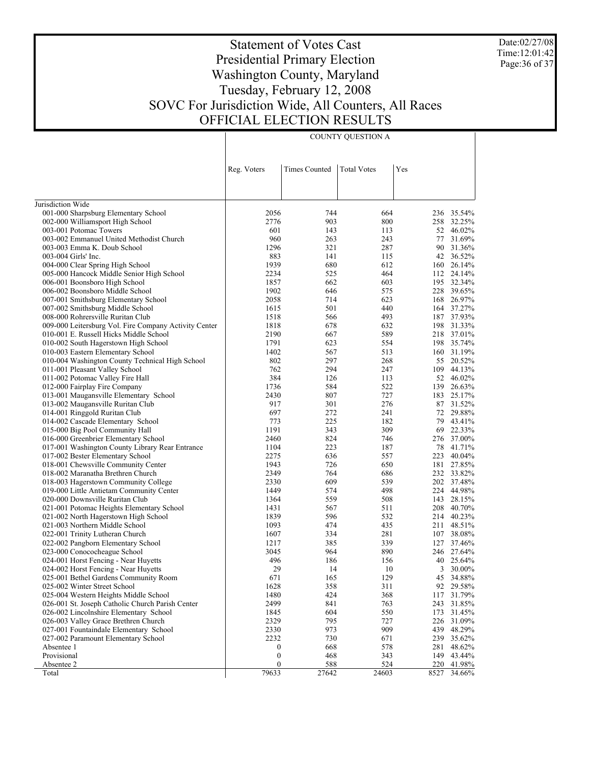# Statement of Votes Cast
# Presidential Primary Election
# Washington County, Maryland
# Tuesday, February 12, 2008
# SOVC For Jurisdiction Wide, All Counters, All Races
# OFFICIAL ELECTION RESULTS

Date:02/27/08
Time:12:01:42

| | COUNTY QUESTION A | | | | |
|---|---|---|---|---|---|
| | Reg. Voters | Times Counted | Total Votes | Yes | |
| Jurisdiction Wide | | | | | |
| 001-000 Sharpsburg Elementary School | 2056 | 744 | 664 | 236 | 35.54% |
| 002-000 Williamsport High School | 2776 | 903 | 800 | 258 | 32.25% |
| 003-001 Potomac Towers | 601 | 143 | 113 | 52 | 46.02% |
| 003-002 Emmanuel United Methodist Church | 960 | 263 | 243 | 77 | 31.69% |
| 003-003 Emma K. Doub School | 1296 | 321 | 287 | 90 | 31.36% |
| 003-004 Girls' Inc. | 883 | 141 | 115 | 42 | 36.52% |
| 004-000 Clear Spring High School | 1939 | 680 | 612 | 160 | 26.14% |
| 005-000 Hancock Middle Senior High School | 2234 | 525 | 464 | 112 | 24.14% |
| 006-001 Boonsboro High School | 1857 | 662 | 603 | 195 | 32.34% |
| 006-002 Boonsboro Middle School | 1902 | 646 | 575 | 228 | 39.65% |
| 007-001 Smithsburg Elementary School | 2058 | 714 | 623 | 168 | 26.97% |
| 007-002 Smithsburg Middle School | 1615 | 501 | 440 | 164 | 37.27% |
| 008-000 Rohrersville Ruritan Club | 1518 | 566 | 493 | 187 | 37.93% |
| 009-000 Leitersburg Vol. Fire Company Activity Center | 1818 | 678 | 632 | 198 | 31.33% |
| 010-001 E. Russell Hicks Middle School | 2190 | 667 | 589 | 218 | 37.01% |
| 010-002 South Hagerstown High School | 1791 | 623 | 554 | 198 | 35.74% |
| 010-003 Eastern Elementary School | 1402 | 567 | 513 | 160 | 31.19% |
| 010-004 Washington County Technical High School | 802 | 297 | 268 | 55 | 20.52% |
| 011-001 Pleasant Valley School | 762 | 294 | 247 | 109 | 44.13% |
| 011-002 Potomac Valley Fire Hall | 384 | 126 | 113 | 52 | 46.02% |
| 012-000 Fairplay Fire Company | 1736 | 584 | 522 | 139 | 26.63% |
| 013-001 Maugansville Elementary School | 2430 | 807 | 727 | 183 | 25.17% |
| 013-002 Maugansville Ruritan Club | 917 | 301 | 276 | 87 | 31.52% |
| 014-001 Ringgold Ruritan Club | 697 | 272 | 241 | 72 | 29.88% |
| 014-002 Cascade Elementary School | 773 | 225 | 182 | 79 | 43.41% |
| 015-000 Big Pool Community Hall | 1191 | 343 | 309 | 69 | 22.33% |
| 016-000 Greenbrier Elementary School | 2460 | 824 | 746 | 276 | 37.00% |
| 017-001 Washington County Library Rear Entrance | 1104 | 223 | 187 | 78 | 41.71% |
| 017-002 Bester Elementary School | 2275 | 636 | 557 | 223 | 40.04% |
| 018-001 Chewsville Community Center | 1943 | 726 | 650 | 181 | 27.85% |
| 018-002 Maranatha Brethren Church | 2349 | 764 | 686 | 232 | 33.82% |
| 018-003 Hagerstown Community College | 2330 | 609 | 539 | 202 | 37.48% |
| 019-000 Little Antietam Community Center | 1449 | 574 | 498 | 224 | 44.98% |
| 020-000 Downsville Ruritan Club | 1364 | 559 | 508 | 143 | 28.15% |
| 021-001 Potomac Heights Elementary School | 1431 | 567 | 511 | 208 | 40.70% |
| 021-002 North Hagerstown High School | 1839 | 596 | 532 | 214 | 40.23% |
| 021-003 Northern Middle School | 1093 | 474 | 435 | 211 | 48.51% |
| 022-001 Trinity Lutheran Church | 1607 | 334 | 281 | 107 | 38.08% |
| 022-002 Pangborn Elementary School | 1217 | 385 | 339 | 127 | 37.46% |
| 023-000 Conococheague School | 3045 | 964 | 890 | 246 | 27.64% |
| 024-001 Horst Fencing - Near Huyetts | 496 | 186 | 156 | 40 | 25.64% |
| 024-002 Horst Fencing - Near Huyetts | 29 | 14 | 10 | 3 | 30.00% |
| 025-001 Bethel Gardens Community Room | 671 | 165 | 129 | 45 | 34.88% |
| 025-002 Winter Street School | 1628 | 358 | 311 | 92 | 29.58% |
| 025-004 Western Heights Middle School | 1480 | 424 | 368 | 117 | 31.79% |
| 026-001 St. Joseph Catholic Church Parish Center | 2499 | 841 | 763 | 243 | 31.85% |
| 026-002 Lincolnshire Elementary School | 1845 | 604 | 550 | 173 | 31.45% |
| 026-003 Valley Grace Brethren Church | 2329 | 795 | 727 | 226 | 31.09% |
| 027-001 Fountaindale Elementary School | 2330 | 973 | 909 | 439 | 48.29% |
| 027-002 Paramount Elementary School | 2232 | 730 | 671 | 239 | 35.62% |
| Absentee 1 | 0 | 668 | 578 | 281 | 48.62% |
| Provisional | 0 | 468 | 343 | 149 | 43.44% |
| Absentee 2 | 0 | 588 | 524 | 220 | 41.98% |
| Total | 79633 | 27642 | 24603 | 8527 | 34.66% |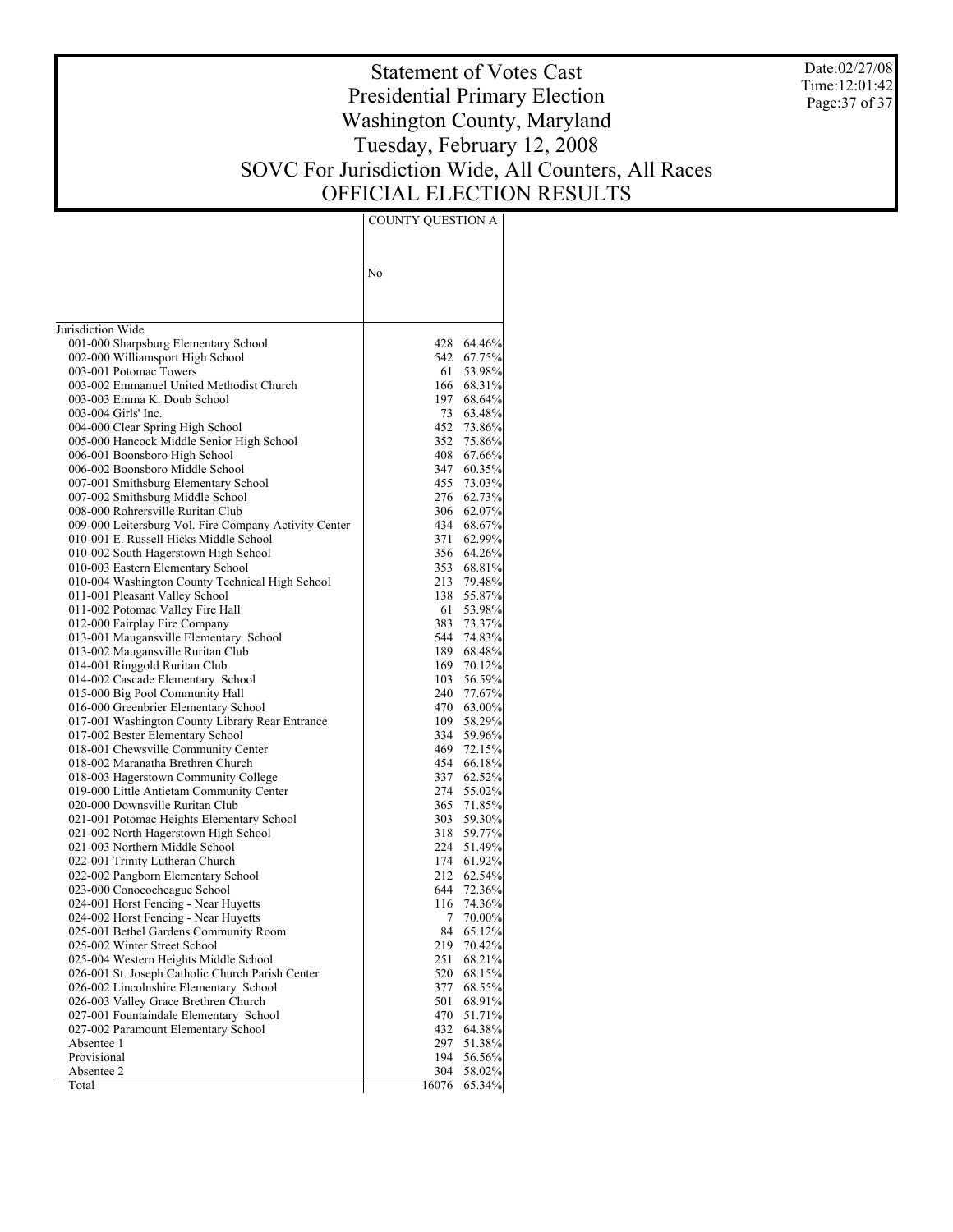# Statement of Votes Cast
# Presidential Primary Election
# Washington County, Maryland
# Tuesday, February 12, 2008
# SOVC For Jurisdiction Wide, All Counters, All Races
# OFFICIAL ELECTION RESULTS

Date:02/27/08
Time:12:01:42

| | COUNTY QUESTION A | |
|---|---|---|
| | No | |
| Jurisdiction Wide | | |
| 001-000 Sharpsburg Elementary School | 428 | 64.46% |
| 002-000 Williamsport High School | 542 | 67.75% |
| 003-001 Potomac Towers | 61 | 53.98% |
| 003-002 Emmanuel United Methodist Church | 166 | 68.31% |
| 003-003 Emma K. Doub School | 197 | 68.64% |
| 003-004 Girls' Inc. | 73 | 63.48% |
| 004-000 Clear Spring High School | 452 | 73.86% |
| 005-000 Hancock Middle Senior High School | 352 | 75.86% |
| 006-001 Boonsboro High School | 408 | 67.66% |
| 006-002 Boonsboro Middle School | 347 | 60.35% |
| 007-001 Smithsburg Elementary School | 455 | 73.03% |
| 007-002 Smithsburg Middle School | 276 | 62.73% |
| 008-000 Rohrersville Ruritan Club | 306 | 62.07% |
| 009-000 Leitersburg Vol. Fire Company Activity Center | 434 | 68.67% |
| 010-001 E. Russell Hicks Middle School | 371 | 62.99% |
| 010-002 South Hagerstown High School | 356 | 64.26% |
| 010-003 Eastern Elementary School | 353 | 68.81% |
| 010-004 Washington County Technical High School | 213 | 79.48% |
| 011-001 Pleasant Valley School | 138 | 55.87% |
| 011-002 Potomac Valley Fire Hall | 61 | 53.98% |
| 012-000 Fairplay Fire Company | 383 | 73.37% |
| 013-001 Maugansville Elementary School | 544 | 74.83% |
| 013-002 Maugansville Ruritan Club | 189 | 68.48% |
| 014-001 Ringgold Ruritan Club | 169 | 70.12% |
| 014-002 Cascade Elementary School | 103 | 56.59% |
| 015-000 Big Pool Community Hall | 240 | 77.67% |
| 016-000 Greenbrier Elementary School | 470 | 63.00% |
| 017-001 Washington County Library Rear Entrance | 109 | 58.29% |
| 017-002 Bester Elementary School | 334 | 59.96% |
| 018-001 Chewsville Community Center | 469 | 72.15% |
| 018-002 Maranatha Brethren Church | 454 | 66.18% |
| 018-003 Hagerstown Community College | 337 | 62.52% |
| 019-000 Little Antietam Community Center | 274 | 55.02% |
| 020-000 Downsville Ruritan Club | 365 | 71.85% |
| 021-001 Potomac Heights Elementary School | 303 | 59.30% |
| 021-002 North Hagerstown High School | 318 | 59.77% |
| 021-003 Northern Middle School | 224 | 51.49% |
| 022-001 Trinity Lutheran Church | 174 | 61.92% |
| 022-002 Pangborn Elementary School | 212 | 62.54% |
| 023-000 Conococheague School | 644 | 72.36% |
| 024-001 Horst Fencing - Near Huyetts | 116 | 74.36% |
| 024-002 Horst Fencing - Near Huyetts | 7 | 70.00% |
| 025-001 Bethel Gardens Community Room | 84 | 65.12% |
| 025-002 Winter Street School | 219 | 70.42% |
| 025-004 Western Heights Middle School | 251 | 68.21% |
| 026-001 St. Joseph Catholic Church Parish Center | 520 | 68.15% |
| 026-002 Lincolnshire Elementary School | 377 | 68.55% |
| 026-003 Valley Grace Brethren Church | 501 | 68.91% |
| 027-001 Fountaindale Elementary School | 470 | 51.71% |
| 027-002 Paramount Elementary School | 432 | 64.38% |
| Absentee 1 | 297 | 51.38% |
| Provisional | 194 | 56.56% |
| Absentee 2 | 304 | 58.02% |
| Total | 16076 | 65.34% |